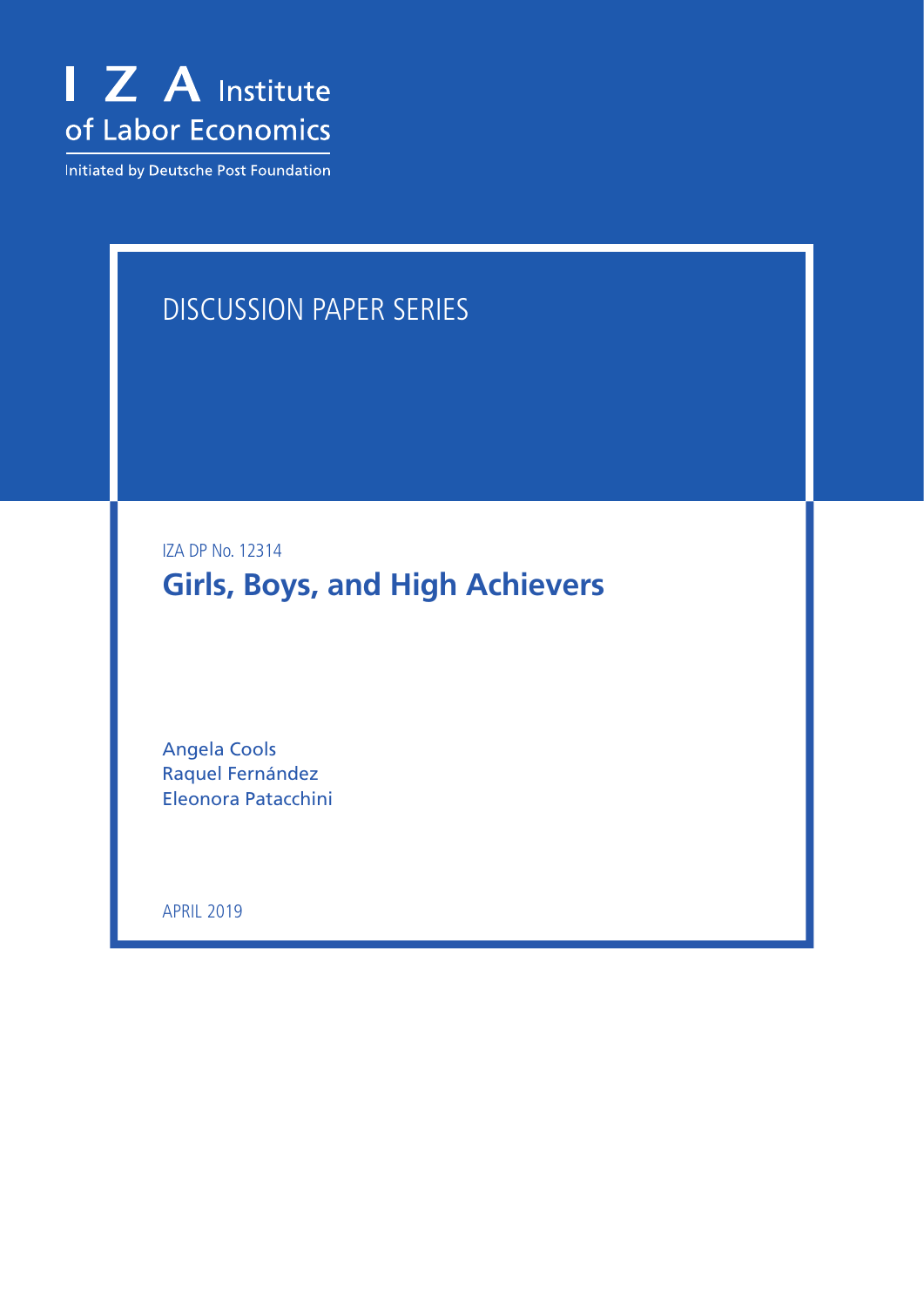I Z A Institute of Labor Economics

Initiated by Deutsche Post Foundation

DISCUSSION PAPER SERIES

IZA DP No. 12314

# Girls, Boys, and High Achievers

Angela Cools
Raquel Fernández
Eleonora Patacchini

APRIL 2019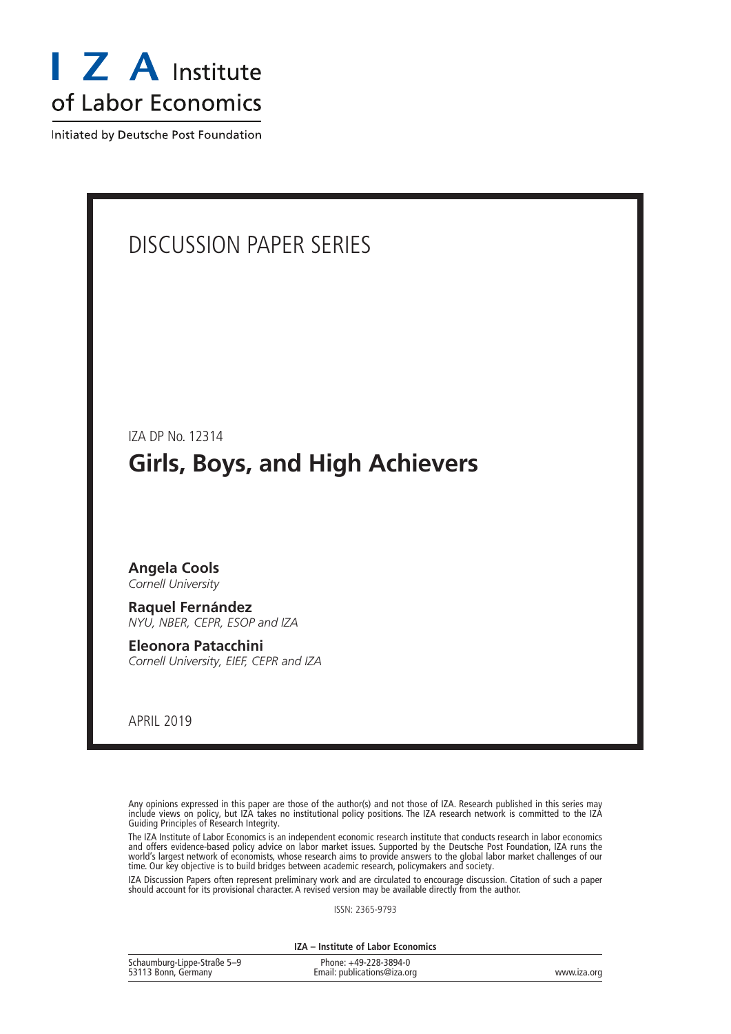# I Z A Institute of Labor Economics

Initiated by Deutsche Post Foundation

DISCUSSION PAPER SERIES

IZA DP No. 12314

## Girls, Boys, and High Achievers

**Angela Cools**
*Cornell University*

**Raquel Fernández**
*NYU, NBER, CEPR, ESOP and IZA*

**Eleonora Patacchini**
*Cornell University, EIEF, CEPR and IZA*

APRIL 2019

Any opinions expressed in this paper are those of the author(s) and not those of IZA. Research published in this series may include views on policy, but IZA takes no institutional policy positions. The IZA research network is committed to the IZA Guiding Principles of Research Integrity.

The IZA Institute of Labor Economics is an independent economic research institute that conducts research in labor economics and offers evidence-based policy advice on labor market issues. Supported by the Deutsche Post Foundation, IZA runs the world's largest network of economists, whose research aims to provide answers to the global labor market challenges of our time. Our key objective is to build bridges between academic research, policymakers and society.

IZA Discussion Papers often represent preliminary work and are circulated to encourage discussion. Citation of such a paper should account for its provisional character. A revised version may be available directly from the author.

ISSN: 2365-9793

**IZA – Institute of Labor Economics**

Schaumburg-Lippe-Straße 5–9
53113 Bonn, Germany

Phone: +49-228-3894-0
Email: publications@iza.org

www.iza.org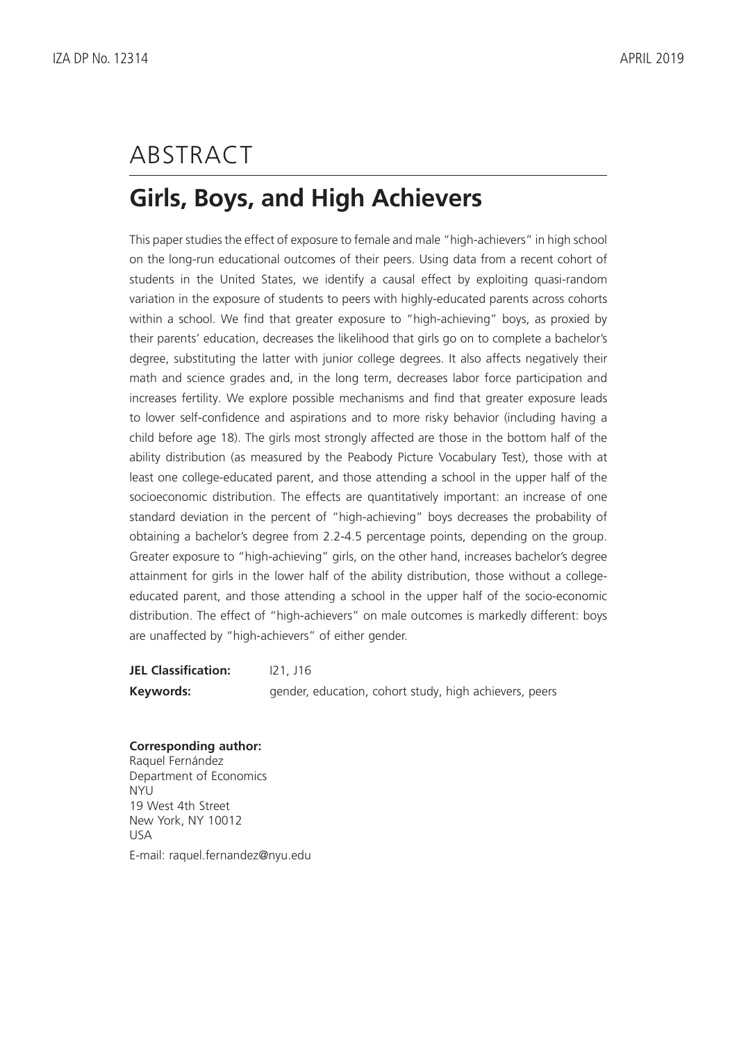# ABSTRACT

## Girls, Boys, and High Achievers

This paper studies the effect of exposure to female and male "high-achievers" in high school on the long-run educational outcomes of their peers. Using data from a recent cohort of students in the United States, we identify a causal effect by exploiting quasi-random variation in the exposure of students to peers with highly-educated parents across cohorts within a school. We find that greater exposure to "high-achieving" boys, as proxied by their parents' education, decreases the likelihood that girls go on to complete a bachelor's degree, substituting the latter with junior college degrees. It also affects negatively their math and science grades and, in the long term, decreases labor force participation and increases fertility. We explore possible mechanisms and find that greater exposure leads to lower self-confidence and aspirations and to more risky behavior (including having a child before age 18). The girls most strongly affected are those in the bottom half of the ability distribution (as measured by the Peabody Picture Vocabulary Test), those with at least one college-educated parent, and those attending a school in the upper half of the socioeconomic distribution. The effects are quantitatively important: an increase of one standard deviation in the percent of "high-achieving" boys decreases the probability of obtaining a bachelor's degree from 2.2-4.5 percentage points, depending on the group. Greater exposure to "high-achieving" girls, on the other hand, increases bachelor's degree attainment for girls in the lower half of the ability distribution, those without a college-educated parent, and those attending a school in the upper half of the socio-economic distribution. The effect of "high-achievers" on male outcomes is markedly different: boys are unaffected by "high-achievers" of either gender.

**JEL Classification:** I21, J16

**Keywords:** gender, education, cohort study, high achievers, peers

**Corresponding author:**
Raquel Fernández
Department of Economics
NYU
19 West 4th Street
New York, NY 10012
USA
E-mail: raquel.fernandez@nyu.edu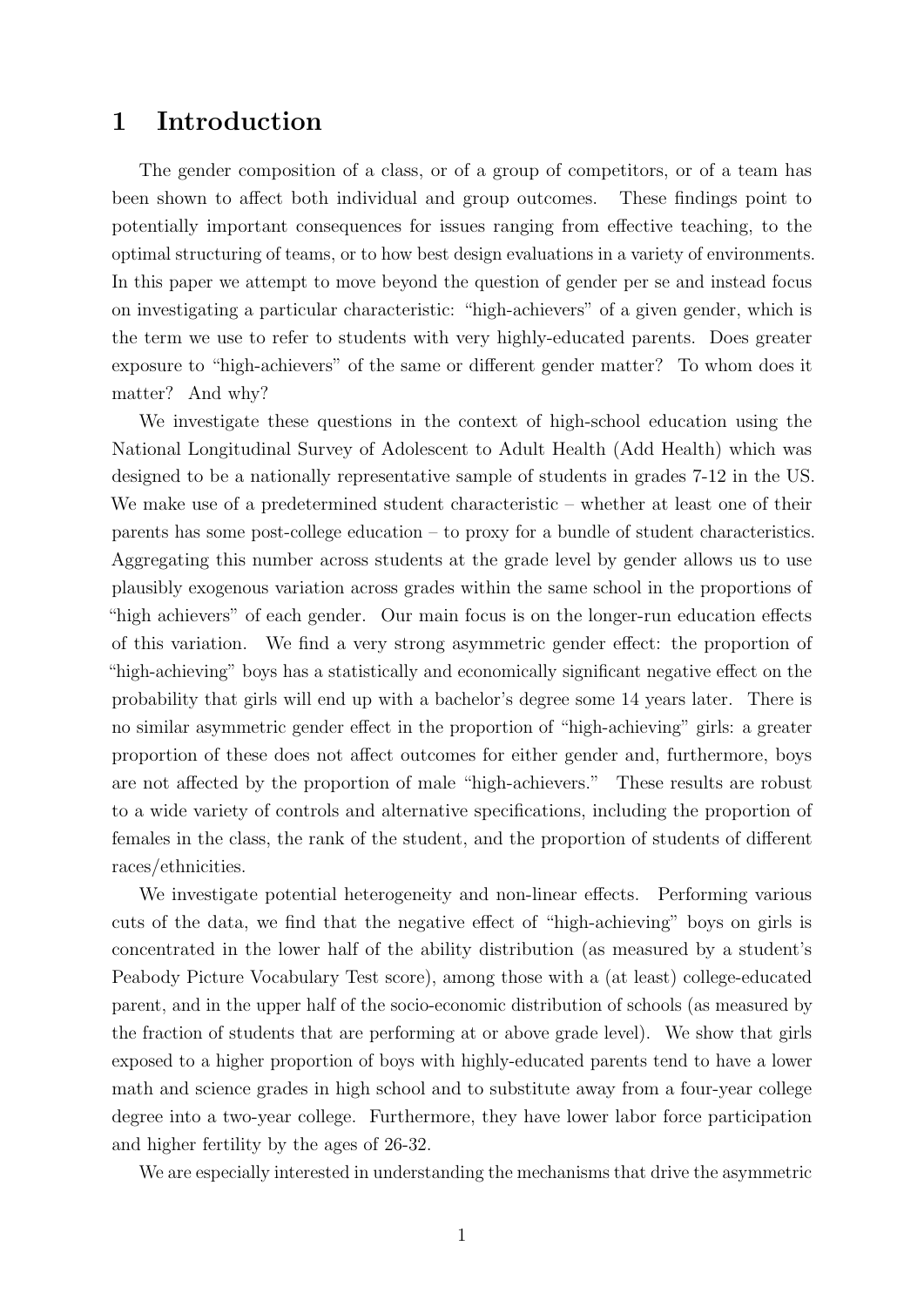# 1 Introduction

The gender composition of a class, or of a group of competitors, or of a team has been shown to affect both individual and group outcomes. These findings point to potentially important consequences for issues ranging from effective teaching, to the optimal structuring of teams, or to how best design evaluations in a variety of environments. In this paper we attempt to move beyond the question of gender per se and instead focus on investigating a particular characteristic: "high-achievers" of a given gender, which is the term we use to refer to students with very highly-educated parents. Does greater exposure to "high-achievers" of the same or different gender matter? To whom does it matter? And why?

We investigate these questions in the context of high-school education using the National Longitudinal Survey of Adolescent to Adult Health (Add Health) which was designed to be a nationally representative sample of students in grades 7-12 in the US. We make use of a predetermined student characteristic – whether at least one of their parents has some post-college education – to proxy for a bundle of student characteristics. Aggregating this number across students at the grade level by gender allows us to use plausibly exogenous variation across grades within the same school in the proportions of "high achievers" of each gender. Our main focus is on the longer-run education effects of this variation. We find a very strong asymmetric gender effect: the proportion of "high-achieving" boys has a statistically and economically significant negative effect on the probability that girls will end up with a bachelor's degree some 14 years later. There is no similar asymmetric gender effect in the proportion of "high-achieving" girls: a greater proportion of these does not affect outcomes for either gender and, furthermore, boys are not affected by the proportion of male "high-achievers." These results are robust to a wide variety of controls and alternative specifications, including the proportion of females in the class, the rank of the student, and the proportion of students of different races/ethnicities.

We investigate potential heterogeneity and non-linear effects. Performing various cuts of the data, we find that the negative effect of "high-achieving" boys on girls is concentrated in the lower half of the ability distribution (as measured by a student's Peabody Picture Vocabulary Test score), among those with a (at least) college-educated parent, and in the upper half of the socio-economic distribution of schools (as measured by the fraction of students that are performing at or above grade level). We show that girls exposed to a higher proportion of boys with highly-educated parents tend to have a lower math and science grades in high school and to substitute away from a four-year college degree into a two-year college. Furthermore, they have lower labor force participation and higher fertility by the ages of 26-32.

We are especially interested in understanding the mechanisms that drive the asymmetric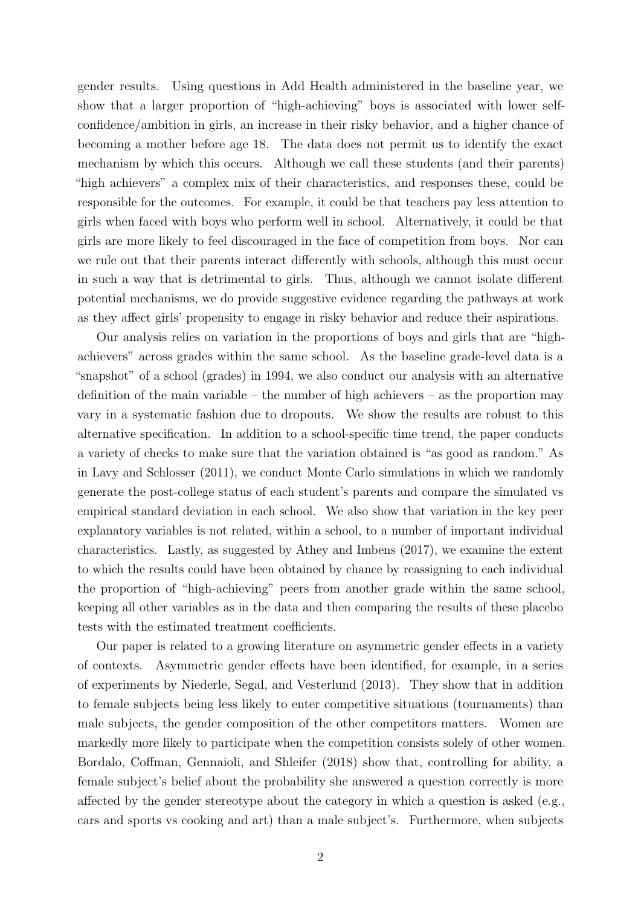gender results. Using questions in Add Health administered in the baseline year, we show that a larger proportion of "high-achieving" boys is associated with lower self-confidence/ambition in girls, an increase in their risky behavior, and a higher chance of becoming a mother before age 18. The data does not permit us to identify the exact mechanism by which this occurs. Although we call these students (and their parents) "high achievers" a complex mix of their characteristics, and responses these, could be responsible for the outcomes. For example, it could be that teachers pay less attention to girls when faced with boys who perform well in school. Alternatively, it could be that girls are more likely to feel discouraged in the face of competition from boys. Nor can we rule out that their parents interact differently with schools, although this must occur in such a way that is detrimental to girls. Thus, although we cannot isolate different potential mechanisms, we do provide suggestive evidence regarding the pathways at work as they affect girls' propensity to engage in risky behavior and reduce their aspirations.

Our analysis relies on variation in the proportions of boys and girls that are "high-achievers" across grades within the same school. As the baseline grade-level data is a "snapshot" of a school (grades) in 1994, we also conduct our analysis with an alternative definition of the main variable – the number of high achievers – as the proportion may vary in a systematic fashion due to dropouts. We show the results are robust to this alternative specification. In addition to a school-specific time trend, the paper conducts a variety of checks to make sure that the variation obtained is "as good as random." As in Lavy and Schlosser (2011), we conduct Monte Carlo simulations in which we randomly generate the post-college status of each student's parents and compare the simulated vs empirical standard deviation in each school. We also show that variation in the key peer explanatory variables is not related, within a school, to a number of important individual characteristics. Lastly, as suggested by Athey and Imbens (2017), we examine the extent to which the results could have been obtained by chance by reassigning to each individual the proportion of "high-achieving" peers from another grade within the same school, keeping all other variables as in the data and then comparing the results of these placebo tests with the estimated treatment coefficients.

Our paper is related to a growing literature on asymmetric gender effects in a variety of contexts. Asymmetric gender effects have been identified, for example, in a series of experiments by Niederle, Segal, and Vesterlund (2013). They show that in addition to female subjects being less likely to enter competitive situations (tournaments) than male subjects, the gender composition of the other competitors matters. Women are markedly more likely to participate when the competition consists solely of other women. Bordalo, Coffman, Gennaioli, and Shleifer (2018) show that, controlling for ability, a female subject's belief about the probability she answered a question correctly is more affected by the gender stereotype about the category in which a question is asked (e.g., cars and sports vs cooking and art) than a male subject's. Furthermore, when subjects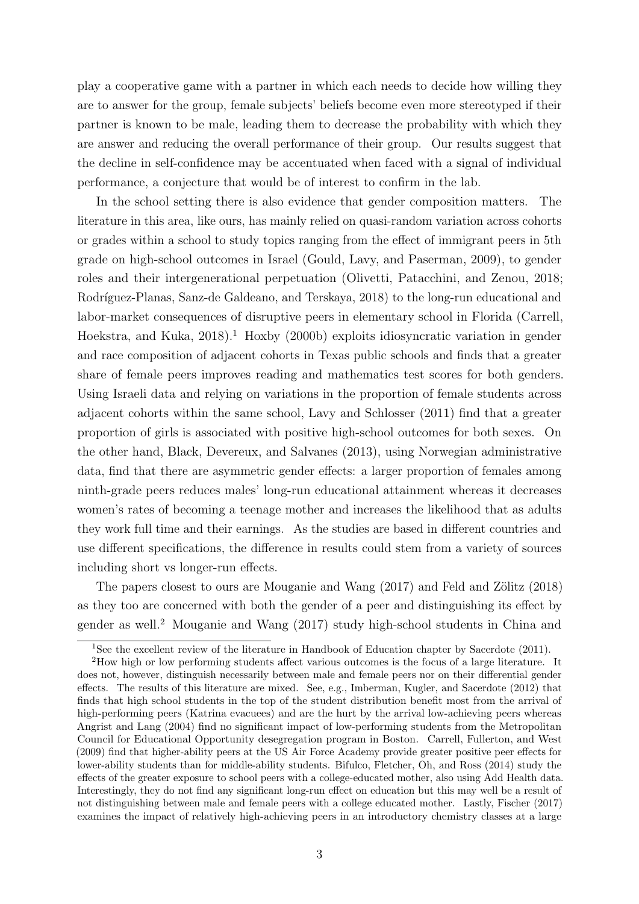play a cooperative game with a partner in which each needs to decide how willing they are to answer for the group, female subjects' beliefs become even more stereotyped if their partner is known to be male, leading them to decrease the probability with which they are answer and reducing the overall performance of their group. Our results suggest that the decline in self-confidence may be accentuated when faced with a signal of individual performance, a conjecture that would be of interest to confirm in the lab.

In the school setting there is also evidence that gender composition matters. The literature in this area, like ours, has mainly relied on quasi-random variation across cohorts or grades within a school to study topics ranging from the effect of immigrant peers in 5th grade on high-school outcomes in Israel (Gould, Lavy, and Paserman, 2009), to gender roles and their intergenerational perpetuation (Olivetti, Patacchini, and Zenou, 2018; Rodríguez-Planas, Sanz-de Galdeano, and Terskaya, 2018) to the long-run educational and labor-market consequences of disruptive peers in elementary school in Florida (Carrell, Hoekstra, and Kuka, 2018).[1] Hoxby (2000b) exploits idiosyncratic variation in gender and race composition of adjacent cohorts in Texas public schools and finds that a greater share of female peers improves reading and mathematics test scores for both genders. Using Israeli data and relying on variations in the proportion of female students across adjacent cohorts within the same school, Lavy and Schlosser (2011) find that a greater proportion of girls is associated with positive high-school outcomes for both sexes. On the other hand, Black, Devereux, and Salvanes (2013), using Norwegian administrative data, find that there are asymmetric gender effects: a larger proportion of females among ninth-grade peers reduces males' long-run educational attainment whereas it decreases women's rates of becoming a teenage mother and increases the likelihood that as adults they work full time and their earnings. As the studies are based in different countries and use different specifications, the difference in results could stem from a variety of sources including short vs longer-run effects.

The papers closest to ours are Mouganie and Wang (2017) and Feld and Zölitz (2018) as they too are concerned with both the gender of a peer and distinguishing its effect by gender as well.[2] Mouganie and Wang (2017) study high-school students in China and

[1] See the excellent review of the literature in Handbook of Education chapter by Sacerdote (2011).

[2] How high or low performing students affect various outcomes is the focus of a large literature. It does not, however, distinguish necessarily between male and female peers nor on their differential gender effects. The results of this literature are mixed. See, e.g., Imberman, Kugler, and Sacerdote (2012) that finds that high school students in the top of the student distribution benefit most from the arrival of high-performing peers (Katrina evacuees) and are the hurt by the arrival low-achieving peers whereas Angrist and Lang (2004) find no significant impact of low-performing students from the Metropolitan Council for Educational Opportunity desegregation program in Boston. Carrell, Fullerton, and West (2009) find that higher-ability peers at the US Air Force Academy provide greater positive peer effects for lower-ability students than for middle-ability students. Bifulco, Fletcher, Oh, and Ross (2014) study the effects of the greater exposure to school peers with a college-educated mother, also using Add Health data. Interestingly, they do not find any significant long-run effect on education but this may well be a result of not distinguishing between male and female peers with a college educated mother. Lastly, Fischer (2017) examines the impact of relatively high-achieving peers in an introductory chemistry classes at a large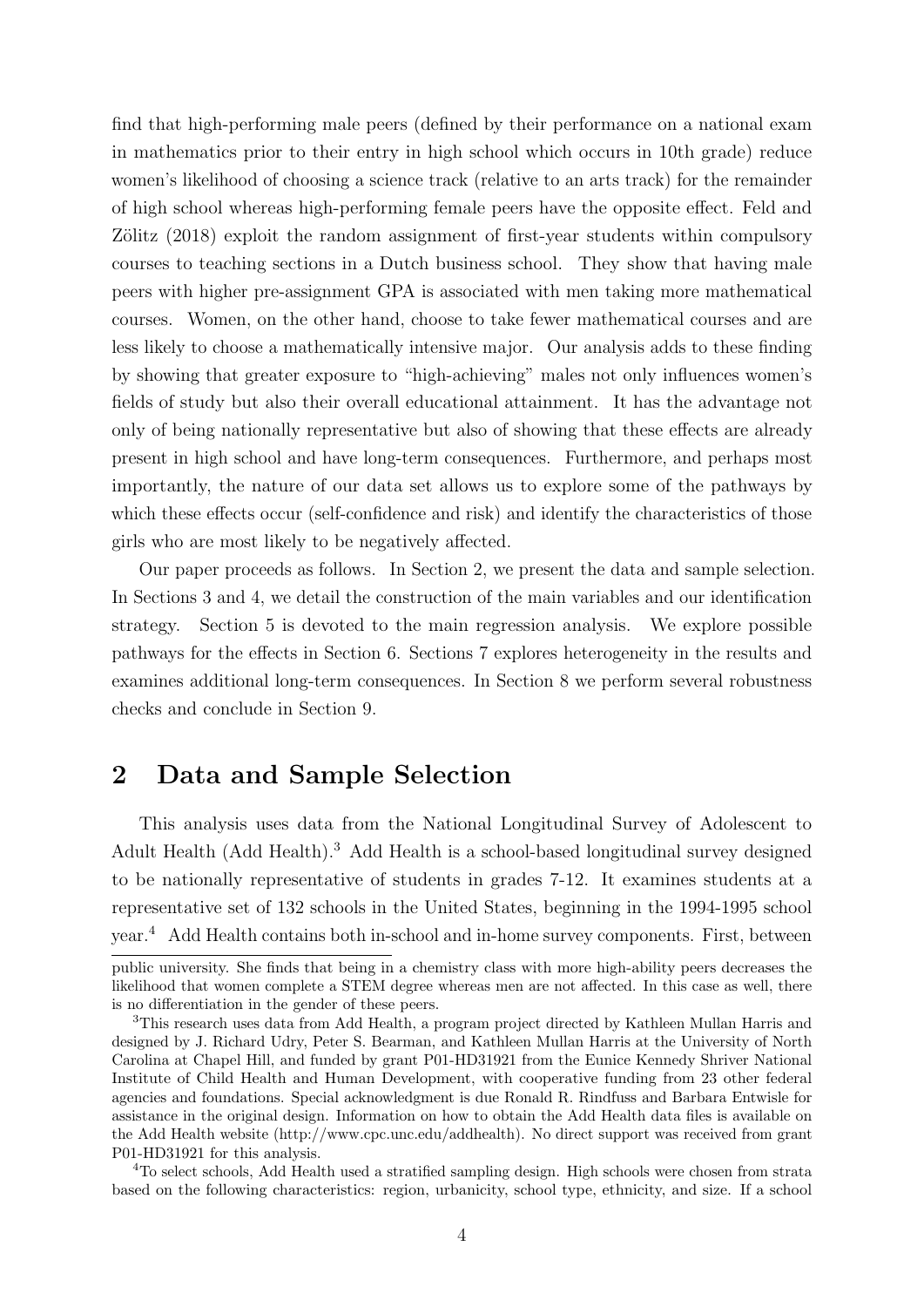find that high-performing male peers (defined by their performance on a national exam in mathematics prior to their entry in high school which occurs in 10th grade) reduce women's likelihood of choosing a science track (relative to an arts track) for the remainder of high school whereas high-performing female peers have the opposite effect. Feld and Zölitz (2018) exploit the random assignment of first-year students within compulsory courses to teaching sections in a Dutch business school. They show that having male peers with higher pre-assignment GPA is associated with men taking more mathematical courses. Women, on the other hand, choose to take fewer mathematical courses and are less likely to choose a mathematically intensive major. Our analysis adds to these finding by showing that greater exposure to "high-achieving" males not only influences women's fields of study but also their overall educational attainment. It has the advantage not only of being nationally representative but also of showing that these effects are already present in high school and have long-term consequences. Furthermore, and perhaps most importantly, the nature of our data set allows us to explore some of the pathways by which these effects occur (self-confidence and risk) and identify the characteristics of those girls who are most likely to be negatively affected.

Our paper proceeds as follows. In Section 2, we present the data and sample selection. In Sections 3 and 4, we detail the construction of the main variables and our identification strategy. Section 5 is devoted to the main regression analysis. We explore possible pathways for the effects in Section 6. Sections 7 explores heterogeneity in the results and examines additional long-term consequences. In Section 8 we perform several robustness checks and conclude in Section 9.

## 2 Data and Sample Selection

This analysis uses data from the National Longitudinal Survey of Adolescent to Adult Health (Add Health).[3] Add Health is a school-based longitudinal survey designed to be nationally representative of students in grades 7-12. It examines students at a representative set of 132 schools in the United States, beginning in the 1994-1995 school year.[4] Add Health contains both in-school and in-home survey components. First, between

public university. She finds that being in a chemistry class with more high-ability peers decreases the likelihood that women complete a STEM degree whereas men are not affected. In this case as well, there is no differentiation in the gender of these peers.

[3] This research uses data from Add Health, a program project directed by Kathleen Mullan Harris and designed by J. Richard Udry, Peter S. Bearman, and Kathleen Mullan Harris at the University of North Carolina at Chapel Hill, and funded by grant P01-HD31921 from the Eunice Kennedy Shriver National Institute of Child Health and Human Development, with cooperative funding from 23 other federal agencies and foundations. Special acknowledgment is due Ronald R. Rindfuss and Barbara Entwisle for assistance in the original design. Information on how to obtain the Add Health data files is available on the Add Health website (http://www.cpc.unc.edu/addhealth). No direct support was received from grant P01-HD31921 for this analysis.

[4] To select schools, Add Health used a stratified sampling design. High schools were chosen from strata based on the following characteristics: region, urbanicity, school type, ethnicity, and size. If a school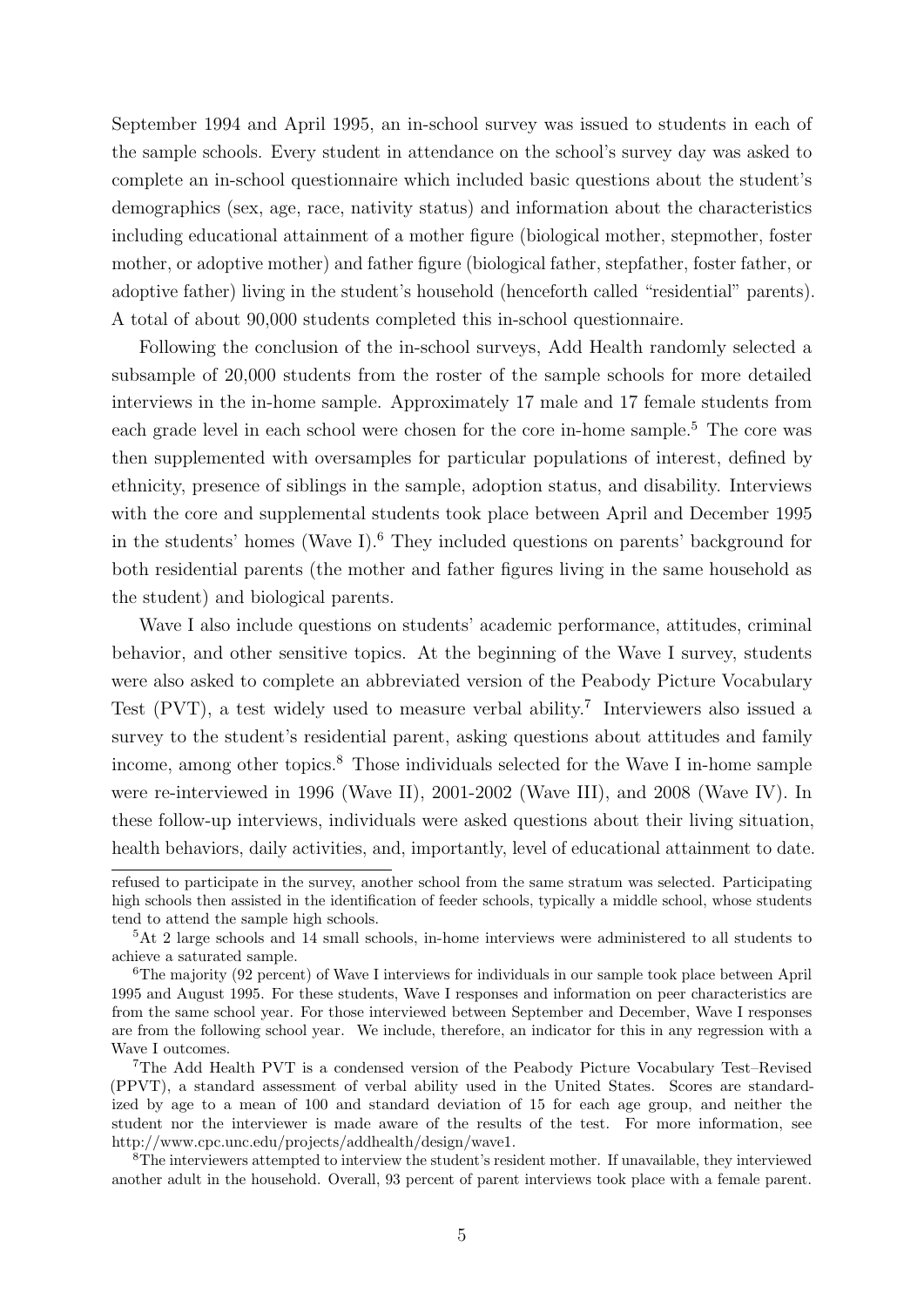September 1994 and April 1995, an in-school survey was issued to students in each of the sample schools. Every student in attendance on the school's survey day was asked to complete an in-school questionnaire which included basic questions about the student's demographics (sex, age, race, nativity status) and information about the characteristics including educational attainment of a mother figure (biological mother, stepmother, foster mother, or adoptive mother) and father figure (biological father, stepfather, foster father, or adoptive father) living in the student's household (henceforth called "residential" parents). A total of about 90,000 students completed this in-school questionnaire.

Following the conclusion of the in-school surveys, Add Health randomly selected a subsample of 20,000 students from the roster of the sample schools for more detailed interviews in the in-home sample. Approximately 17 male and 17 female students from each grade level in each school were chosen for the core in-home sample.[5] The core was then supplemented with oversamples for particular populations of interest, defined by ethnicity, presence of siblings in the sample, adoption status, and disability. Interviews with the core and supplemental students took place between April and December 1995 in the students' homes (Wave I).[6] They included questions on parents' background for both residential parents (the mother and father figures living in the same household as the student) and biological parents.

Wave I also include questions on students' academic performance, attitudes, criminal behavior, and other sensitive topics. At the beginning of the Wave I survey, students were also asked to complete an abbreviated version of the Peabody Picture Vocabulary Test (PVT), a test widely used to measure verbal ability.[7] Interviewers also issued a survey to the student's residential parent, asking questions about attitudes and family income, among other topics.[8] Those individuals selected for the Wave I in-home sample were re-interviewed in 1996 (Wave II), 2001-2002 (Wave III), and 2008 (Wave IV). In these follow-up interviews, individuals were asked questions about their living situation, health behaviors, daily activities, and, importantly, level of educational attainment to date.

refused to participate in the survey, another school from the same stratum was selected. Participating high schools then assisted in the identification of feeder schools, typically a middle school, whose students tend to attend the sample high schools.

[5]At 2 large schools and 14 small schools, in-home interviews were administered to all students to achieve a saturated sample.

[6]The majority (92 percent) of Wave I interviews for individuals in our sample took place between April 1995 and August 1995. For these students, Wave I responses and information on peer characteristics are from the same school year. For those interviewed between September and December, Wave I responses are from the following school year. We include, therefore, an indicator for this in any regression with a Wave I outcomes.

[7]The Add Health PVT is a condensed version of the Peabody Picture Vocabulary Test–Revised (PPVT), a standard assessment of verbal ability used in the United States. Scores are standardized by age to a mean of 100 and standard deviation of 15 for each age group, and neither the student nor the interviewer is made aware of the results of the test. For more information, see http://www.cpc.unc.edu/projects/addhealth/design/wave1.

[8]The interviewers attempted to interview the student's resident mother. If unavailable, they interviewed another adult in the household. Overall, 93 percent of parent interviews took place with a female parent.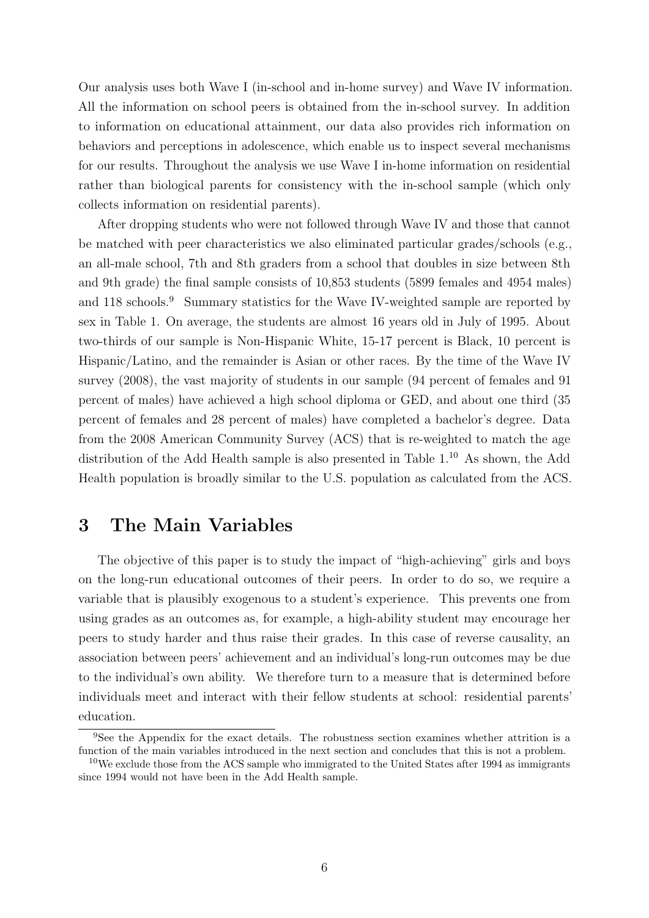Our analysis uses both Wave I (in-school and in-home survey) and Wave IV information. All the information on school peers is obtained from the in-school survey. In addition to information on educational attainment, our data also provides rich information on behaviors and perceptions in adolescence, which enable us to inspect several mechanisms for our results. Throughout the analysis we use Wave I in-home information on residential rather than biological parents for consistency with the in-school sample (which only collects information on residential parents).

After dropping students who were not followed through Wave IV and those that cannot be matched with peer characteristics we also eliminated particular grades/schools (e.g., an all-male school, 7th and 8th graders from a school that doubles in size between 8th and 9th grade) the final sample consists of 10,853 students (5899 females and 4954 males) and 118 schools.[9] Summary statistics for the Wave IV-weighted sample are reported by sex in Table 1. On average, the students are almost 16 years old in July of 1995. About two-thirds of our sample is Non-Hispanic White, 15-17 percent is Black, 10 percent is Hispanic/Latino, and the remainder is Asian or other races. By the time of the Wave IV survey (2008), the vast majority of students in our sample (94 percent of females and 91 percent of males) have achieved a high school diploma or GED, and about one third (35 percent of females and 28 percent of males) have completed a bachelor's degree. Data from the 2008 American Community Survey (ACS) that is re-weighted to match the age distribution of the Add Health sample is also presented in Table 1.[10] As shown, the Add Health population is broadly similar to the U.S. population as calculated from the ACS.

# 3 The Main Variables

The objective of this paper is to study the impact of "high-achieving" girls and boys on the long-run educational outcomes of their peers. In order to do so, we require a variable that is plausibly exogenous to a student's experience. This prevents one from using grades as an outcomes as, for example, a high-ability student may encourage her peers to study harder and thus raise their grades. In this case of reverse causality, an association between peers' achievement and an individual's long-run outcomes may be due to the individual's own ability. We therefore turn to a measure that is determined before individuals meet and interact with their fellow students at school: residential parents' education.

[9] See the Appendix for the exact details. The robustness section examines whether attrition is a function of the main variables introduced in the next section and concludes that this is not a problem.

[10] We exclude those from the ACS sample who immigrated to the United States after 1994 as immigrants since 1994 would not have been in the Add Health sample.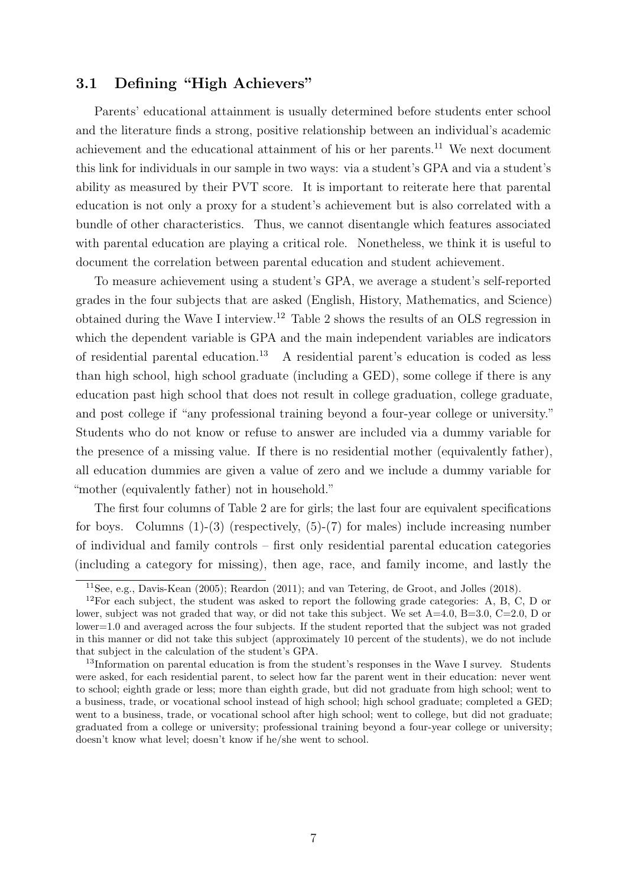## 3.1 Defining "High Achievers"

Parents' educational attainment is usually determined before students enter school and the literature finds a strong, positive relationship between an individual's academic achievement and the educational attainment of his or her parents.[11] We next document this link for individuals in our sample in two ways: via a student's GPA and via a student's ability as measured by their PVT score. It is important to reiterate here that parental education is not only a proxy for a student's achievement but is also correlated with a bundle of other characteristics. Thus, we cannot disentangle which features associated with parental education are playing a critical role. Nonetheless, we think it is useful to document the correlation between parental education and student achievement.

To measure achievement using a student's GPA, we average a student's self-reported grades in the four subjects that are asked (English, History, Mathematics, and Science) obtained during the Wave I interview.[12] Table 2 shows the results of an OLS regression in which the dependent variable is GPA and the main independent variables are indicators of residential parental education.[13] A residential parent's education is coded as less than high school, high school graduate (including a GED), some college if there is any education past high school that does not result in college graduation, college graduate, and post college if "any professional training beyond a four-year college or university." Students who do not know or refuse to answer are included via a dummy variable for the presence of a missing value. If there is no residential mother (equivalently father), all education dummies are given a value of zero and we include a dummy variable for "mother (equivalently father) not in household."

The first four columns of Table 2 are for girls; the last four are equivalent specifications for boys. Columns (1)-(3) (respectively, (5)-(7) for males) include increasing number of individual and family controls – first only residential parental education categories (including a category for missing), then age, race, and family income, and lastly the

[11] See, e.g., Davis-Kean (2005); Reardon (2011); and van Tetering, de Groot, and Jolles (2018).

[12] For each subject, the student was asked to report the following grade categories: A, B, C, D or lower, subject was not graded that way, or did not take this subject. We set A=4.0, B=3.0, C=2.0, D or lower=1.0 and averaged across the four subjects. If the student reported that the subject was not graded in this manner or did not take this subject (approximately 10 percent of the students), we do not include that subject in the calculation of the student's GPA.

[13] Information on parental education is from the student's responses in the Wave I survey. Students were asked, for each residential parent, to select how far the parent went in their education: never went to school; eighth grade or less; more than eighth grade, but did not graduate from high school; went to a business, trade, or vocational school instead of high school; high school graduate; completed a GED; went to a business, trade, or vocational school after high school; went to college, but did not graduate; graduated from a college or university; professional training beyond a four-year college or university; doesn't know what level; doesn't know if he/she went to school.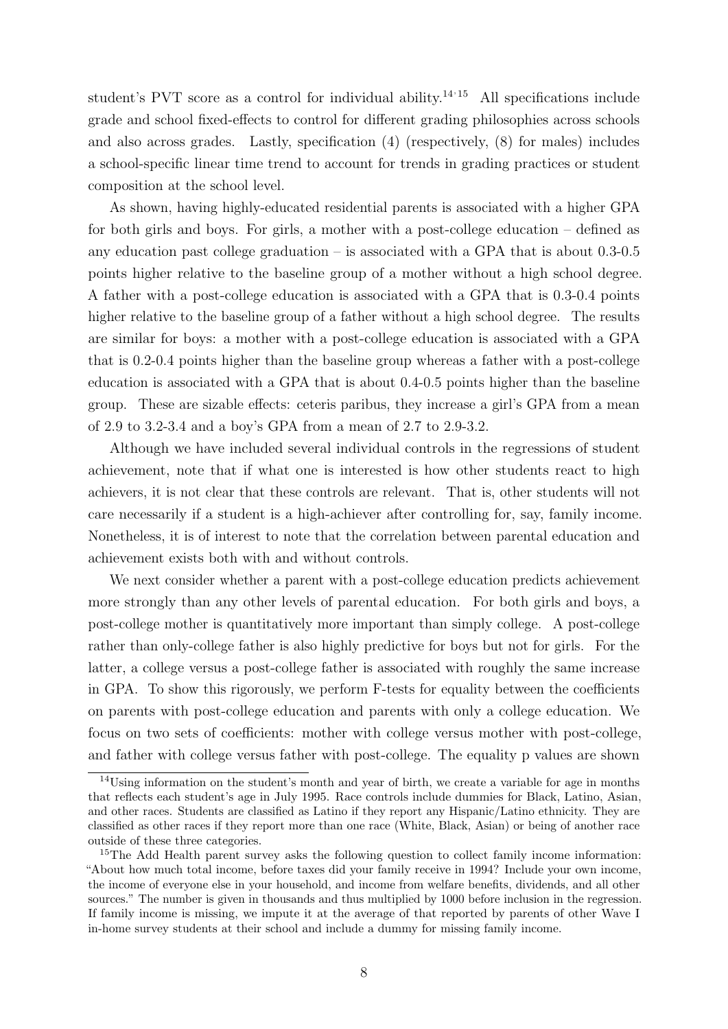student's PVT score as a control for individual ability.[14,15] All specifications include grade and school fixed-effects to control for different grading philosophies across schools and also across grades. Lastly, specification (4) (respectively, (8) for males) includes a school-specific linear time trend to account for trends in grading practices or student composition at the school level.

As shown, having highly-educated residential parents is associated with a higher GPA for both girls and boys. For girls, a mother with a post-college education – defined as any education past college graduation – is associated with a GPA that is about 0.3-0.5 points higher relative to the baseline group of a mother without a high school degree. A father with a post-college education is associated with a GPA that is 0.3-0.4 points higher relative to the baseline group of a father without a high school degree. The results are similar for boys: a mother with a post-college education is associated with a GPA that is 0.2-0.4 points higher than the baseline group whereas a father with a post-college education is associated with a GPA that is about 0.4-0.5 points higher than the baseline group. These are sizable effects: ceteris paribus, they increase a girl's GPA from a mean of 2.9 to 3.2-3.4 and a boy's GPA from a mean of 2.7 to 2.9-3.2.

Although we have included several individual controls in the regressions of student achievement, note that if what one is interested is how other students react to high achievers, it is not clear that these controls are relevant. That is, other students will not care necessarily if a student is a high-achiever after controlling for, say, family income. Nonetheless, it is of interest to note that the correlation between parental education and achievement exists both with and without controls.

We next consider whether a parent with a post-college education predicts achievement more strongly than any other levels of parental education. For both girls and boys, a post-college mother is quantitatively more important than simply college. A post-college rather than only-college father is also highly predictive for boys but not for girls. For the latter, a college versus a post-college father is associated with roughly the same increase in GPA. To show this rigorously, we perform F-tests for equality between the coefficients on parents with post-college education and parents with only a college education. We focus on two sets of coefficients: mother with college versus mother with post-college, and father with college versus father with post-college. The equality p values are shown

[14] Using information on the student's month and year of birth, we create a variable for age in months that reflects each student's age in July 1995. Race controls include dummies for Black, Latino, Asian, and other races. Students are classified as Latino if they report any Hispanic/Latino ethnicity. They are classified as other races if they report more than one race (White, Black, Asian) or being of another race outside of these three categories.

[15] The Add Health parent survey asks the following question to collect family income information: "About how much total income, before taxes did your family receive in 1994? Include your own income, the income of everyone else in your household, and income from welfare benefits, dividends, and all other sources." The number is given in thousands and thus multiplied by 1000 before inclusion in the regression. If family income is missing, we impute it at the average of that reported by parents of other Wave I in-home survey students at their school and include a dummy for missing family income.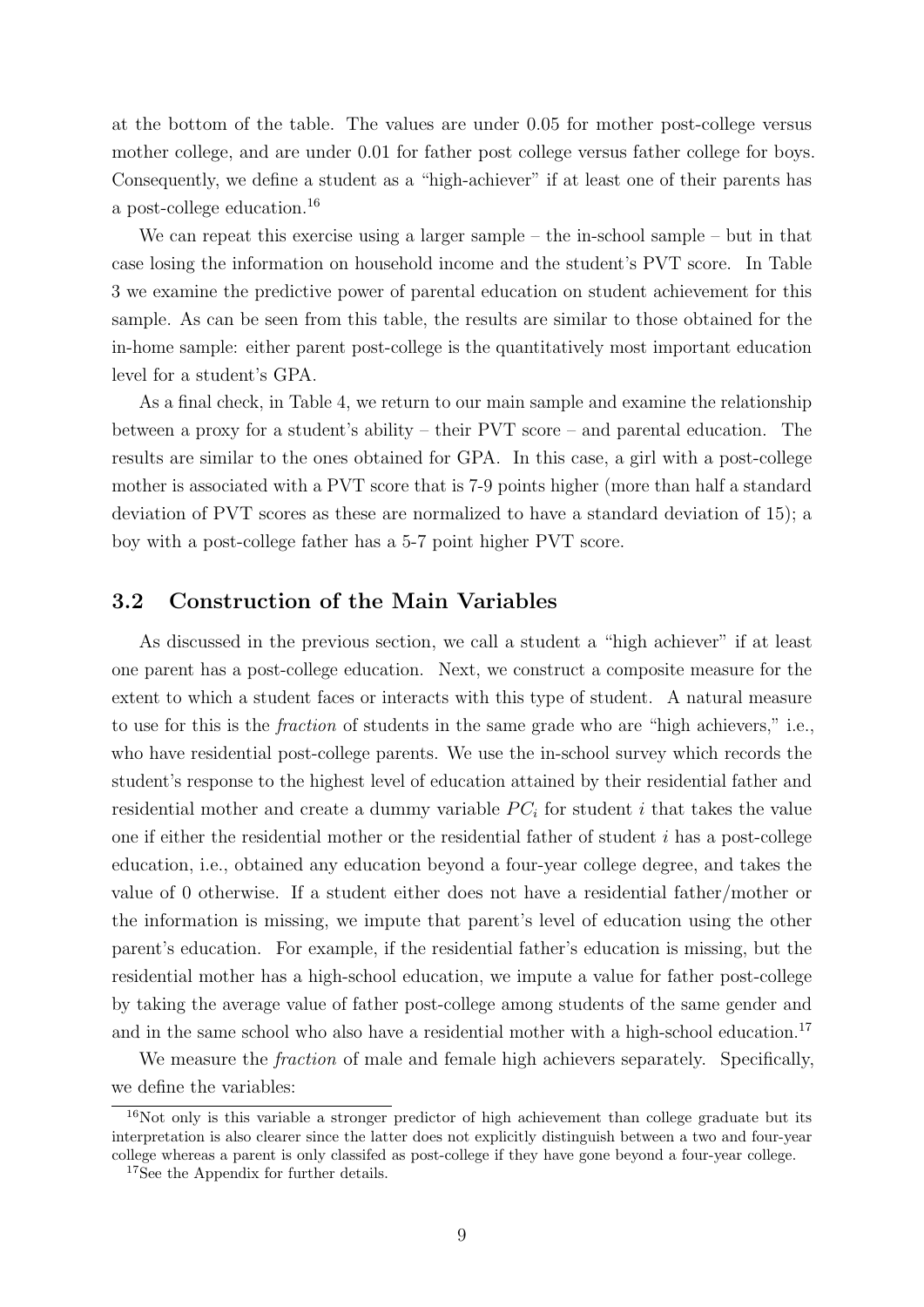at the bottom of the table. The values are under 0.05 for mother post-college versus mother college, and are under 0.01 for father post college versus father college for boys. Consequently, we define a student as a "high-achiever" if at least one of their parents has a post-college education.[16]

We can repeat this exercise using a larger sample – the in-school sample – but in that case losing the information on household income and the student's PVT score. In Table 3 we examine the predictive power of parental education on student achievement for this sample. As can be seen from this table, the results are similar to those obtained for the in-home sample: either parent post-college is the quantitatively most important education level for a student's GPA.

As a final check, in Table 4, we return to our main sample and examine the relationship between a proxy for a student's ability – their PVT score – and parental education. The results are similar to the ones obtained for GPA. In this case, a girl with a post-college mother is associated with a PVT score that is 7-9 points higher (more than half a standard deviation of PVT scores as these are normalized to have a standard deviation of 15); a boy with a post-college father has a 5-7 point higher PVT score.

## 3.2 Construction of the Main Variables

As discussed in the previous section, we call a student a "high achiever" if at least one parent has a post-college education. Next, we construct a composite measure for the extent to which a student faces or interacts with this type of student. A natural measure to use for this is the *fraction* of students in the same grade who are "high achievers," i.e., who have residential post-college parents. We use the in-school survey which records the student's response to the highest level of education attained by their residential father and residential mother and create a dummy variable $PC_i$ for student $i$ that takes the value one if either the residential mother or the residential father of student $i$ has a post-college education, i.e., obtained any education beyond a four-year college degree, and takes the value of 0 otherwise. If a student either does not have a residential father/mother or the information is missing, we impute that parent's level of education using the other parent's education. For example, if the residential father's education is missing, but the residential mother has a high-school education, we impute a value for father post-college by taking the average value of father post-college among students of the same gender and and in the same school who also have a residential mother with a high-school education.[17]

We measure the *fraction* of male and female high achievers separately. Specifically, we define the variables:

[16]Not only is this variable a stronger predictor of high achievement than college graduate but its interpretation is also clearer since the latter does not explicitly distinguish between a two and four-year college whereas a parent is only classifed as post-college if they have gone beyond a four-year college.

[17]See the Appendix for further details.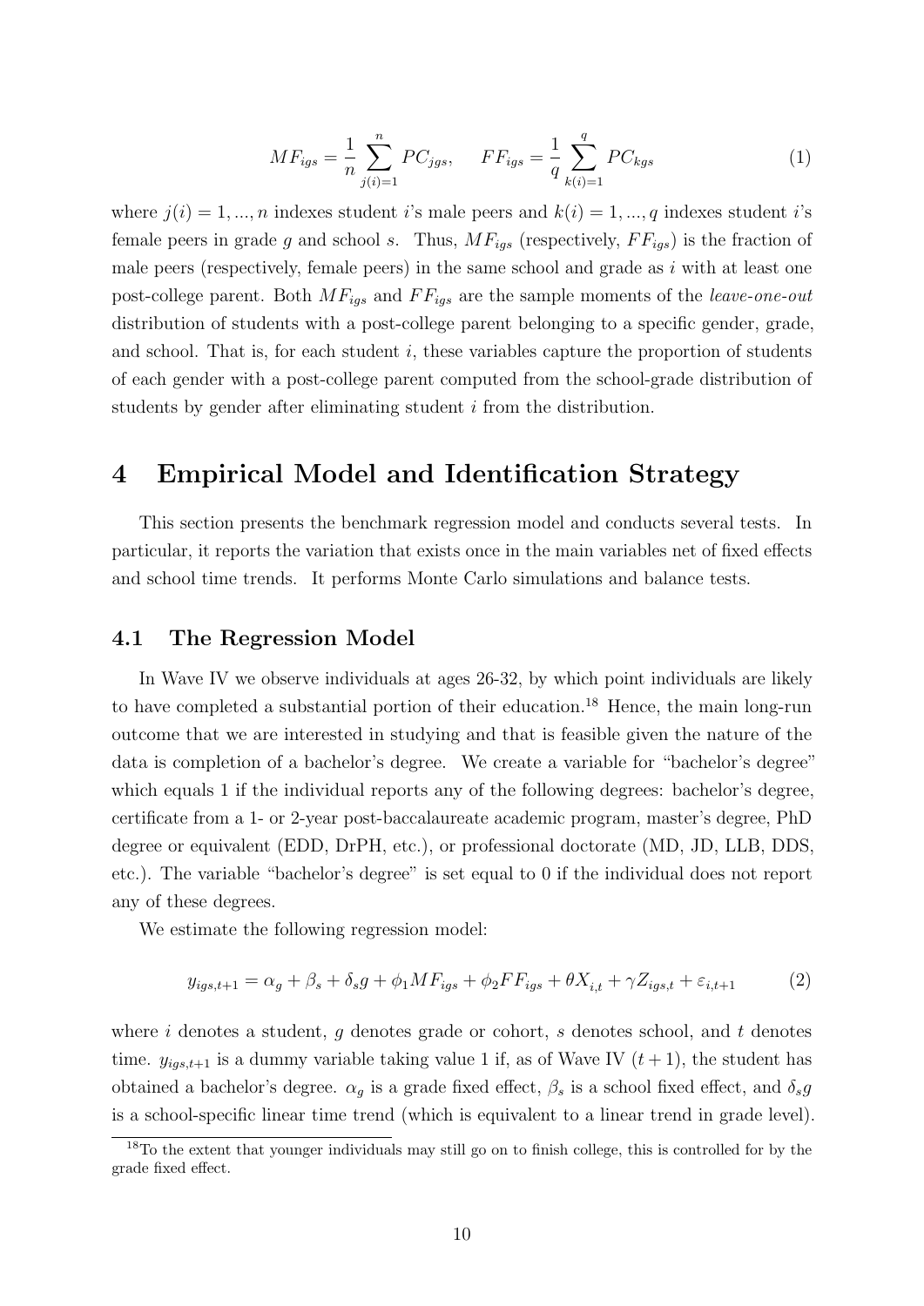$$MF_{igs} = \frac{1}{n} \sum_{j(i)=1}^{n} PC_{jgs}, \quad FF_{igs} = \frac{1}{q} \sum_{k(i)=1}^{q} PC_{kgs} \tag{1}$$

where $j(i) = 1, ..., n$ indexes student $i$'s male peers and $k(i) = 1, ..., q$ indexes student $i$'s female peers in grade $g$ and school $s$. Thus, $MF_{igs}$ (respectively, $FF_{igs}$) is the fraction of male peers (respectively, female peers) in the same school and grade as $i$ with at least one post-college parent. Both $MF_{igs}$ and $FF_{igs}$ are the sample moments of the *leave-one-out* distribution of students with a post-college parent belonging to a specific gender, grade, and school. That is, for each student $i$, these variables capture the proportion of students of each gender with a post-college parent computed from the school-grade distribution of students by gender after eliminating student $i$ from the distribution.

# 4 Empirical Model and Identification Strategy

This section presents the benchmark regression model and conducts several tests. In particular, it reports the variation that exists once in the main variables net of fixed effects and school time trends. It performs Monte Carlo simulations and balance tests.

## 4.1 The Regression Model

In Wave IV we observe individuals at ages 26-32, by which point individuals are likely to have completed a substantial portion of their education.[18] Hence, the main long-run outcome that we are interested in studying and that is feasible given the nature of the data is completion of a bachelor's degree. We create a variable for "bachelor's degree" which equals 1 if the individual reports any of the following degrees: bachelor's degree, certificate from a 1- or 2-year post-baccalaureate academic program, master's degree, PhD degree or equivalent (EDD, DrPH, etc.), or professional doctorate (MD, JD, LLB, DDS, etc.). The variable "bachelor's degree" is set equal to 0 if the individual does not report any of these degrees.

We estimate the following regression model:

$$y_{igs,t+1} = \alpha_g + \beta_s + \delta_s g + \phi_1 MF_{igs} + \phi_2 FF_{igs} + \theta X_{i,t} + \gamma Z_{igs,t} + \varepsilon_{i,t+1} \tag{2}$$

where $i$ denotes a student, $g$ denotes grade or cohort, $s$ denotes school, and $t$ denotes time. $y_{igs,t+1}$ is a dummy variable taking value 1 if, as of Wave IV $(t+1)$, the student has obtained a bachelor's degree. $\alpha_g$ is a grade fixed effect, $\beta_s$ is a school fixed effect, and $\delta_s g$ is a school-specific linear time trend (which is equivalent to a linear trend in grade level).

[18] To the extent that younger individuals may still go on to finish college, this is controlled for by the grade fixed effect.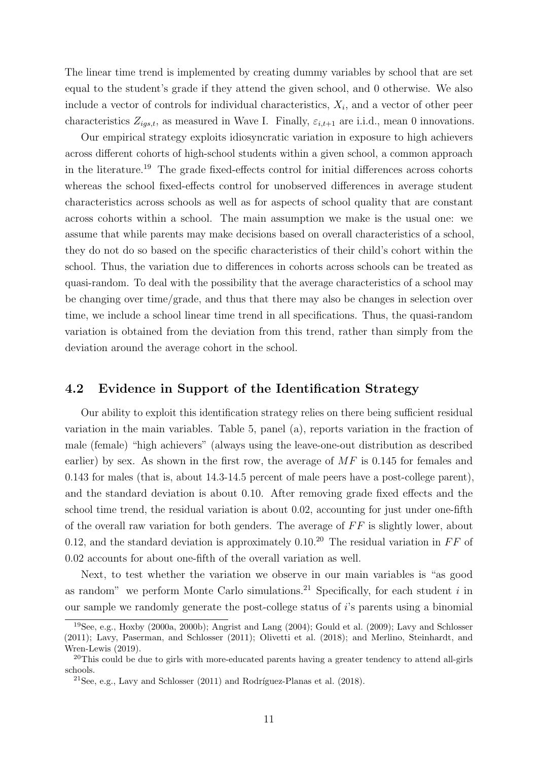The linear time trend is implemented by creating dummy variables by school that are set equal to the student's grade if they attend the given school, and 0 otherwise. We also include a vector of controls for individual characteristics, $X_i$, and a vector of other peer characteristics $Z_{igs,t}$, as measured in Wave I. Finally, $\varepsilon_{i,t+1}$ are i.i.d., mean 0 innovations.

Our empirical strategy exploits idiosyncratic variation in exposure to high achievers across different cohorts of high-school students within a given school, a common approach in the literature.[19] The grade fixed-effects control for initial differences across cohorts whereas the school fixed-effects control for unobserved differences in average student characteristics across schools as well as for aspects of school quality that are constant across cohorts within a school. The main assumption we make is the usual one: we assume that while parents may make decisions based on overall characteristics of a school, they do not do so based on the specific characteristics of their child's cohort within the school. Thus, the variation due to differences in cohorts across schools can be treated as quasi-random. To deal with the possibility that the average characteristics of a school may be changing over time/grade, and thus that there may also be changes in selection over time, we include a school linear time trend in all specifications. Thus, the quasi-random variation is obtained from the deviation from this trend, rather than simply from the deviation around the average cohort in the school.

## 4.2 Evidence in Support of the Identification Strategy

Our ability to exploit this identification strategy relies on there being sufficient residual variation in the main variables. Table 5, panel (a), reports variation in the fraction of male (female) "high achievers" (always using the leave-one-out distribution as described earlier) by sex. As shown in the first row, the average of $MF$ is 0.145 for females and 0.143 for males (that is, about 14.3-14.5 percent of male peers have a post-college parent), and the standard deviation is about 0.10. After removing grade fixed effects and the school time trend, the residual variation is about 0.02, accounting for just under one-fifth of the overall raw variation for both genders. The average of $FF$ is slightly lower, about 0.12, and the standard deviation is approximately 0.10.[20] The residual variation in $FF$ of 0.02 accounts for about one-fifth of the overall variation as well.

Next, to test whether the variation we observe in our main variables is "as good as random" we perform Monte Carlo simulations.[21] Specifically, for each student $i$ in our sample we randomly generate the post-college status of $i$'s parents using a binomial

[19] See, e.g., Hoxby (2000a, 2000b); Angrist and Lang (2004); Gould et al. (2009); Lavy and Schlosser (2011); Lavy, Paserman, and Schlosser (2011); Olivetti et al. (2018); and Merlino, Steinhardt, and Wren-Lewis (2019).

[20] This could be due to girls with more-educated parents having a greater tendency to attend all-girls schools.

[21] See, e.g., Lavy and Schlosser (2011) and Rodríguez-Planas et al. (2018).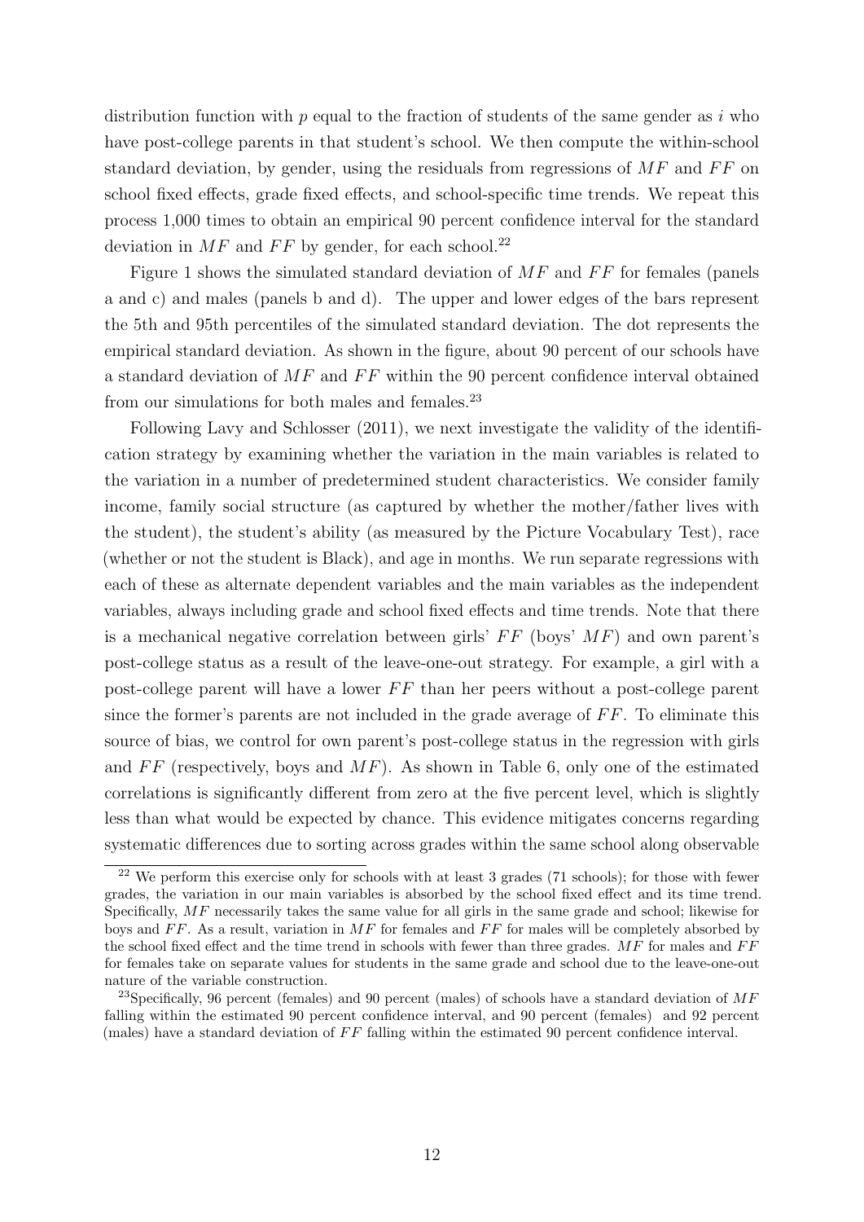distribution function with $p$ equal to the fraction of students of the same gender as $i$ who have post-college parents in that student's school. We then compute the within-school standard deviation, by gender, using the residuals from regressions of $MF$ and $FF$ on school fixed effects, grade fixed effects, and school-specific time trends. We repeat this process 1,000 times to obtain an empirical 90 percent confidence interval for the standard deviation in $MF$ and $FF$ by gender, for each school.[22]

Figure 1 shows the simulated standard deviation of $MF$ and $FF$ for females (panels a and c) and males (panels b and d). The upper and lower edges of the bars represent the 5th and 95th percentiles of the simulated standard deviation. The dot represents the empirical standard deviation. As shown in the figure, about 90 percent of our schools have a standard deviation of $MF$ and $FF$ within the 90 percent confidence interval obtained from our simulations for both males and females.[23]

Following Lavy and Schlosser (2011), we next investigate the validity of the identification strategy by examining whether the variation in the main variables is related to the variation in a number of predetermined student characteristics. We consider family income, family social structure (as captured by whether the mother/father lives with the student), the student's ability (as measured by the Picture Vocabulary Test), race (whether or not the student is Black), and age in months. We run separate regressions with each of these as alternate dependent variables and the main variables as the independent variables, always including grade and school fixed effects and time trends. Note that there is a mechanical negative correlation between girls' $FF$ (boys' $MF$) and own parent's post-college status as a result of the leave-one-out strategy. For example, a girl with a post-college parent will have a lower $FF$ than her peers without a post-college parent since the former's parents are not included in the grade average of $FF$. To eliminate this source of bias, we control for own parent's post-college status in the regression with girls and $FF$ (respectively, boys and $MF$). As shown in Table 6, only one of the estimated correlations is significantly different from zero at the five percent level, which is slightly less than what would be expected by chance. This evidence mitigates concerns regarding systematic differences due to sorting across grades within the same school along observable

[22] We perform this exercise only for schools with at least 3 grades (71 schools); for those with fewer grades, the variation in our main variables is absorbed by the school fixed effect and its time trend. Specifically, $MF$ necessarily takes the same value for all girls in the same grade and school; likewise for boys and $FF$. As a result, variation in $MF$ for females and $FF$ for males will be completely absorbed by the school fixed effect and the time trend in schools with fewer than three grades. $MF$ for males and $FF$ for females take on separate values for students in the same grade and school due to the leave-one-out nature of the variable construction.

[23] Specifically, 96 percent (females) and 90 percent (males) of schools have a standard deviation of $MF$ falling within the estimated 90 percent confidence interval, and 90 percent (females) and 92 percent (males) have a standard deviation of $FF$ falling within the estimated 90 percent confidence interval.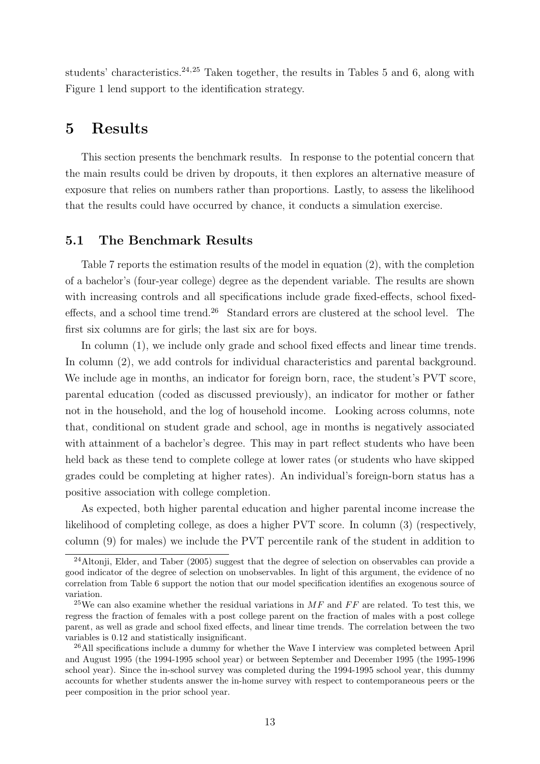students' characteristics.[24,25] Taken together, the results in Tables 5 and 6, along with Figure 1 lend support to the identification strategy.

# 5 Results

This section presents the benchmark results. In response to the potential concern that the main results could be driven by dropouts, it then explores an alternative measure of exposure that relies on numbers rather than proportions. Lastly, to assess the likelihood that the results could have occurred by chance, it conducts a simulation exercise.

## 5.1 The Benchmark Results

Table 7 reports the estimation results of the model in equation (2), with the completion of a bachelor's (four-year college) degree as the dependent variable. The results are shown with increasing controls and all specifications include grade fixed-effects, school fixed-effects, and a school time trend.[26] Standard errors are clustered at the school level. The first six columns are for girls; the last six are for boys.

In column (1), we include only grade and school fixed effects and linear time trends. In column (2), we add controls for individual characteristics and parental background. We include age in months, an indicator for foreign born, race, the student's PVT score, parental education (coded as discussed previously), an indicator for mother or father not in the household, and the log of household income. Looking across columns, note that, conditional on student grade and school, age in months is negatively associated with attainment of a bachelor's degree. This may in part reflect students who have been held back as these tend to complete college at lower rates (or students who have skipped grades could be completing at higher rates). An individual's foreign-born status has a positive association with college completion.

As expected, both higher parental education and higher parental income increase the likelihood of completing college, as does a higher PVT score. In column (3) (respectively, column (9) for males) we include the PVT percentile rank of the student in addition to

---

[24] Altonji, Elder, and Taber (2005) suggest that the degree of selection on observables can provide a good indicator of the degree of selection on unobservables. In light of this argument, the evidence of no correlation from Table 6 support the notion that our model specification identifies an exogenous source of variation.

[25] We can also examine whether the residual variations in $MF$ and $FF$ are related. To test this, we regress the fraction of females with a post college parent on the fraction of males with a post college parent, as well as grade and school fixed effects, and linear time trends. The correlation between the two variables is 0.12 and statistically insignificant.

[26] All specifications include a dummy for whether the Wave I interview was completed between April and August 1995 (the 1994-1995 school year) or between September and December 1995 (the 1995-1996 school year). Since the in-school survey was completed during the 1994-1995 school year, this dummy accounts for whether students answer the in-home survey with respect to contemporaneous peers or the peer composition in the prior school year.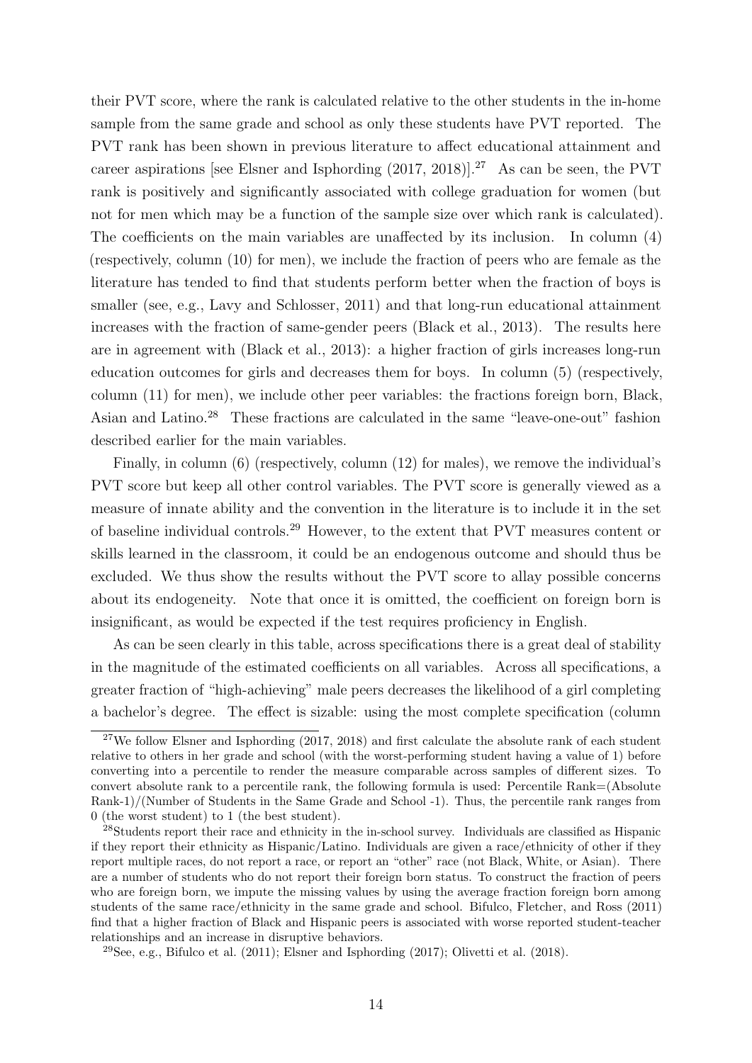their PVT score, where the rank is calculated relative to the other students in the in-home sample from the same grade and school as only these students have PVT reported. The PVT rank has been shown in previous literature to affect educational attainment and career aspirations [see Elsner and Isphording (2017, 2018)].[27] As can be seen, the PVT rank is positively and significantly associated with college graduation for women (but not for men which may be a function of the sample size over which rank is calculated). The coefficients on the main variables are unaffected by its inclusion. In column (4) (respectively, column (10) for men), we include the fraction of peers who are female as the literature has tended to find that students perform better when the fraction of boys is smaller (see, e.g., Lavy and Schlosser, 2011) and that long-run educational attainment increases with the fraction of same-gender peers (Black et al., 2013). The results here are in agreement with (Black et al., 2013): a higher fraction of girls increases long-run education outcomes for girls and decreases them for boys. In column (5) (respectively, column (11) for men), we include other peer variables: the fractions foreign born, Black, Asian and Latino.[28] These fractions are calculated in the same "leave-one-out" fashion described earlier for the main variables.

Finally, in column (6) (respectively, column (12) for males), we remove the individual's PVT score but keep all other control variables. The PVT score is generally viewed as a measure of innate ability and the convention in the literature is to include it in the set of baseline individual controls.[29] However, to the extent that PVT measures content or skills learned in the classroom, it could be an endogenous outcome and should thus be excluded. We thus show the results without the PVT score to allay possible concerns about its endogeneity. Note that once it is omitted, the coefficient on foreign born is insignificant, as would be expected if the test requires proficiency in English.

As can be seen clearly in this table, across specifications there is a great deal of stability in the magnitude of the estimated coefficients on all variables. Across all specifications, a greater fraction of "high-achieving" male peers decreases the likelihood of a girl completing a bachelor's degree. The effect is sizable: using the most complete specification (column

[27] We follow Elsner and Isphording (2017, 2018) and first calculate the absolute rank of each student relative to others in her grade and school (with the worst-performing student having a value of 1) before converting into a percentile to render the measure comparable across samples of different sizes. To convert absolute rank to a percentile rank, the following formula is used: Percentile Rank=(Absolute Rank-1)/(Number of Students in the Same Grade and School -1). Thus, the percentile rank ranges from 0 (the worst student) to 1 (the best student).

[28] Students report their race and ethnicity in the in-school survey. Individuals are classified as Hispanic if they report their ethnicity as Hispanic/Latino. Individuals are given a race/ethnicity of other if they report multiple races, do not report a race, or report an "other" race (not Black, White, or Asian). There are a number of students who do not report their foreign born status. To construct the fraction of peers who are foreign born, we impute the missing values by using the average fraction foreign born among students of the same race/ethnicity in the same grade and school. Bifulco, Fletcher, and Ross (2011) find that a higher fraction of Black and Hispanic peers is associated with worse reported student-teacher relationships and an increase in disruptive behaviors.

[29] See, e.g., Bifulco et al. (2011); Elsner and Isphording (2017); Olivetti et al. (2018).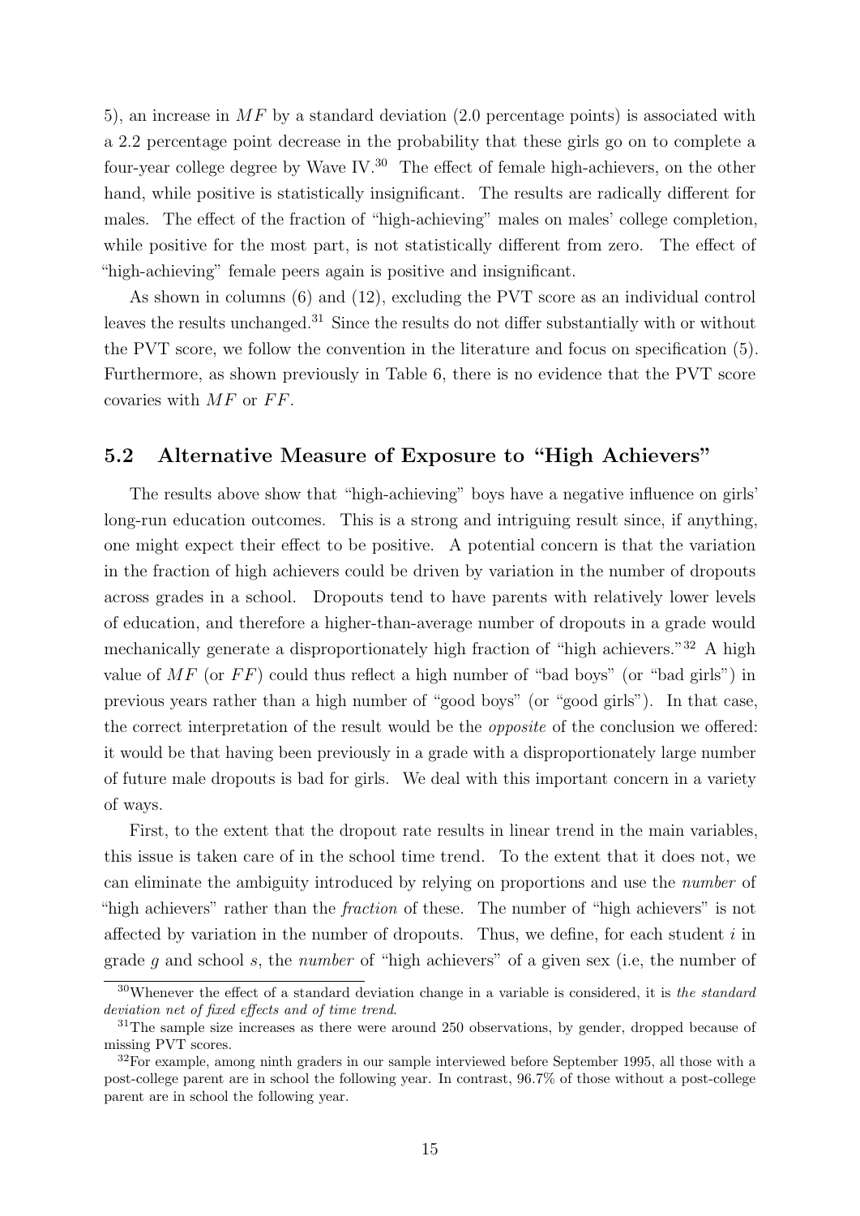5), an increase in $MF$ by a standard deviation (2.0 percentage points) is associated with a 2.2 percentage point decrease in the probability that these girls go on to complete a four-year college degree by Wave IV.[30] The effect of female high-achievers, on the other hand, while positive is statistically insignificant. The results are radically different for males. The effect of the fraction of "high-achieving" males on males' college completion, while positive for the most part, is not statistically different from zero. The effect of "high-achieving" female peers again is positive and insignificant.

As shown in columns (6) and (12), excluding the PVT score as an individual control leaves the results unchanged.[31] Since the results do not differ substantially with or without the PVT score, we follow the convention in the literature and focus on specification (5). Furthermore, as shown previously in Table 6, there is no evidence that the PVT score covaries with $MF$ or $FF$.

## 5.2 Alternative Measure of Exposure to "High Achievers"

The results above show that "high-achieving" boys have a negative influence on girls' long-run education outcomes. This is a strong and intriguing result since, if anything, one might expect their effect to be positive. A potential concern is that the variation in the fraction of high achievers could be driven by variation in the number of dropouts across grades in a school. Dropouts tend to have parents with relatively lower levels of education, and therefore a higher-than-average number of dropouts in a grade would mechanically generate a disproportionately high fraction of "high achievers."[32] A high value of $MF$ (or $FF$) could thus reflect a high number of "bad boys" (or "bad girls") in previous years rather than a high number of "good boys" (or "good girls"). In that case, the correct interpretation of the result would be the *opposite* of the conclusion we offered: it would be that having been previously in a grade with a disproportionately large number of future male dropouts is bad for girls. We deal with this important concern in a variety of ways.

First, to the extent that the dropout rate results in linear trend in the main variables, this issue is taken care of in the school time trend. To the extent that it does not, we can eliminate the ambiguity introduced by relying on proportions and use the *number* of "high achievers" rather than the *fraction* of these. The number of "high achievers" is not affected by variation in the number of dropouts. Thus, we define, for each student $i$ in grade $g$ and school $s$, the *number* of "high achievers" of a given sex (i.e, the number of

[30] Whenever the effect of a standard deviation change in a variable is considered, it is *the standard deviation net of fixed effects and of time trend*.

[31] The sample size increases as there were around 250 observations, by gender, dropped because of missing PVT scores.

[32] For example, among ninth graders in our sample interviewed before September 1995, all those with a post-college parent are in school the following year. In contrast, 96.7% of those without a post-college parent are in school the following year.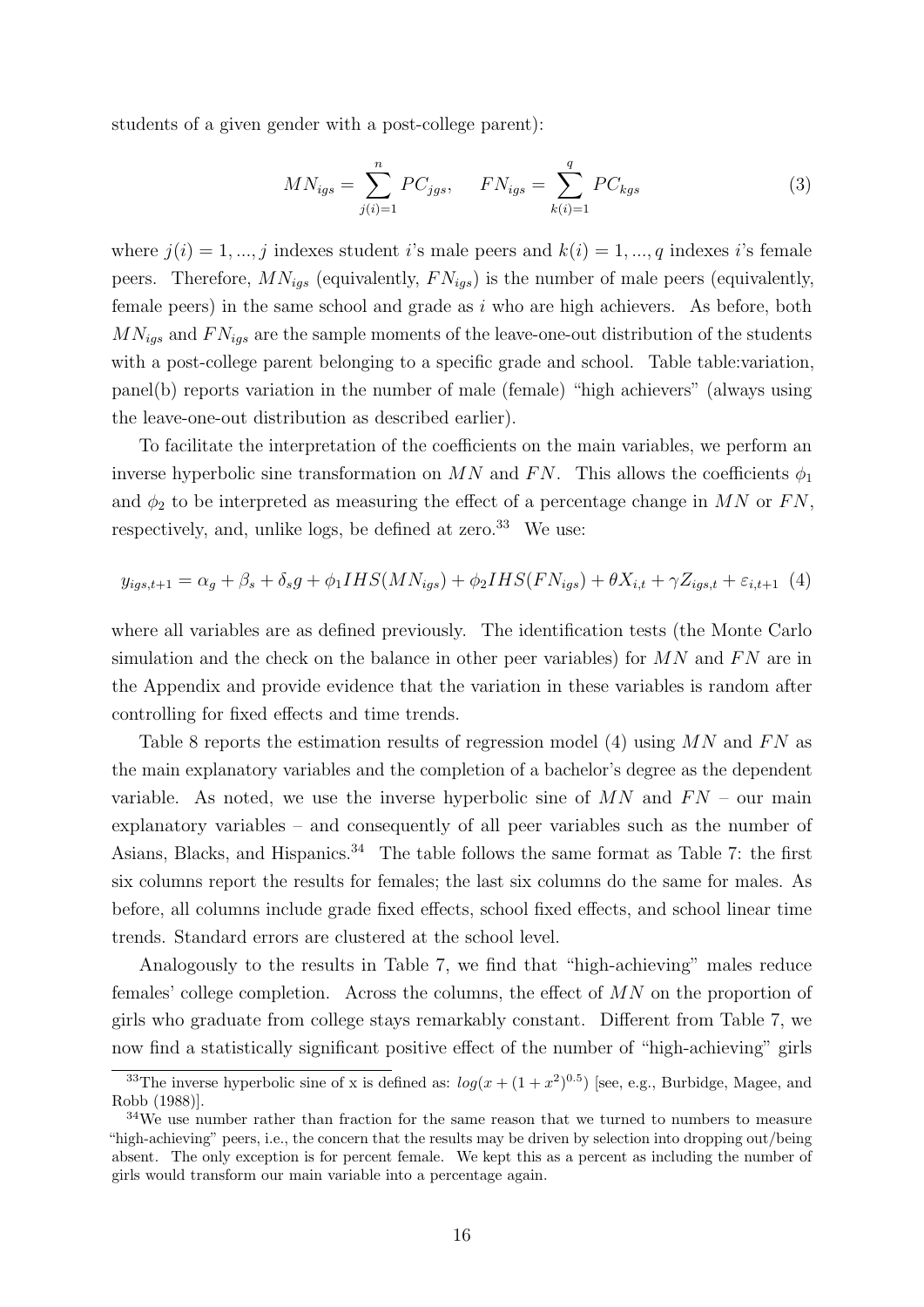students of a given gender with a post-college parent):

$$MN_{igs} = \sum_{j(i)=1}^{n} PC_{jgs}, \quad FN_{igs} = \sum_{k(i)=1}^{q} PC_{kgs} \tag{3}$$

where $j(i) = 1, ..., j$ indexes student $i$'s male peers and $k(i) = 1, ..., q$ indexes $i$'s female peers. Therefore, $MN_{igs}$ (equivalently, $FN_{igs}$) is the number of male peers (equivalently, female peers) in the same school and grade as $i$ who are high achievers. As before, both $MN_{igs}$ and $FN_{igs}$ are the sample moments of the leave-one-out distribution of the students with a post-college parent belonging to a specific grade and school. Table table:variation, panel(b) reports variation in the number of male (female) "high achievers" (always using the leave-one-out distribution as described earlier).

To facilitate the interpretation of the coefficients on the main variables, we perform an inverse hyperbolic sine transformation on $MN$ and $FN$. This allows the coefficients $\phi_1$ and $\phi_2$ to be interpreted as measuring the effect of a percentage change in $MN$ or $FN$, respectively, and, unlike logs, be defined at zero.[33] We use:

$$y_{igs,t+1} = \alpha_g + \beta_s + \delta_s g + \phi_1 IHS(MN_{igs}) + \phi_2 IHS(FN_{igs}) + \theta X_{i,t} + \gamma Z_{igs,t} + \varepsilon_{i,t+1} \tag{4}$$

where all variables are as defined previously. The identification tests (the Monte Carlo simulation and the check on the balance in other peer variables) for $MN$ and $FN$ are in the Appendix and provide evidence that the variation in these variables is random after controlling for fixed effects and time trends.

Table 8 reports the estimation results of regression model (4) using $MN$ and $FN$ as the main explanatory variables and the completion of a bachelor's degree as the dependent variable. As noted, we use the inverse hyperbolic sine of $MN$ and $FN$ – our main explanatory variables – and consequently of all peer variables such as the number of Asians, Blacks, and Hispanics.[34] The table follows the same format as Table 7: the first six columns report the results for females; the last six columns do the same for males. As before, all columns include grade fixed effects, school fixed effects, and school linear time trends. Standard errors are clustered at the school level.

Analogously to the results in Table 7, we find that "high-achieving" males reduce females' college completion. Across the columns, the effect of $MN$ on the proportion of girls who graduate from college stays remarkably constant. Different from Table 7, we now find a statistically significant positive effect of the number of "high-achieving" girls

[33] The inverse hyperbolic sine of x is defined as: $log(x + (1 + x^2)^{0.5})$ [see, e.g., Burbidge, Magee, and Robb (1988)].

[34] We use number rather than fraction for the same reason that we turned to numbers to measure "high-achieving" peers, i.e., the concern that the results may be driven by selection into dropping out/being absent. The only exception is for percent female. We kept this as a percent as including the number of girls would transform our main variable into a percentage again.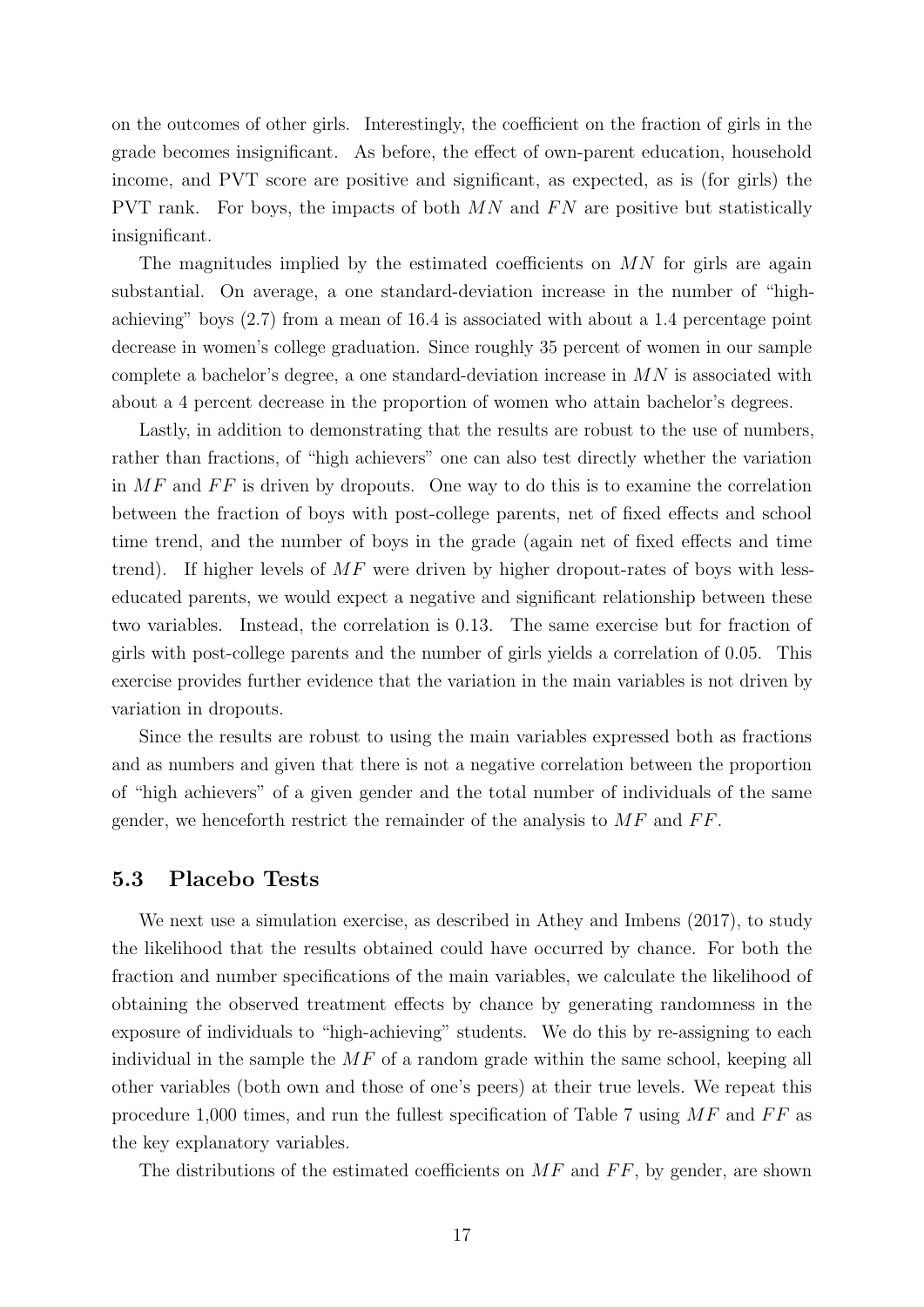on the outcomes of other girls. Interestingly, the coefficient on the fraction of girls in the grade becomes insignificant. As before, the effect of own-parent education, household income, and PVT score are positive and significant, as expected, as is (for girls) the PVT rank. For boys, the impacts of both $MN$ and $FN$ are positive but statistically insignificant.

The magnitudes implied by the estimated coefficients on $MN$ for girls are again substantial. On average, a one standard-deviation increase in the number of "high-achieving" boys (2.7) from a mean of 16.4 is associated with about a 1.4 percentage point decrease in women's college graduation. Since roughly 35 percent of women in our sample complete a bachelor's degree, a one standard-deviation increase in $MN$ is associated with about a 4 percent decrease in the proportion of women who attain bachelor's degrees.

Lastly, in addition to demonstrating that the results are robust to the use of numbers, rather than fractions, of "high achievers" one can also test directly whether the variation in $MF$ and $FF$ is driven by dropouts. One way to do this is to examine the correlation between the fraction of boys with post-college parents, net of fixed effects and school time trend, and the number of boys in the grade (again net of fixed effects and time trend). If higher levels of $MF$ were driven by higher dropout-rates of boys with less-educated parents, we would expect a negative and significant relationship between these two variables. Instead, the correlation is 0.13. The same exercise but for fraction of girls with post-college parents and the number of girls yields a correlation of 0.05. This exercise provides further evidence that the variation in the main variables is not driven by variation in dropouts.

Since the results are robust to using the main variables expressed both as fractions and as numbers and given that there is not a negative correlation between the proportion of "high achievers" of a given gender and the total number of individuals of the same gender, we henceforth restrict the remainder of the analysis to $MF$ and $FF$.

## 5.3 Placebo Tests

We next use a simulation exercise, as described in Athey and Imbens (2017), to study the likelihood that the results obtained could have occurred by chance. For both the fraction and number specifications of the main variables, we calculate the likelihood of obtaining the observed treatment effects by chance by generating randomness in the exposure of individuals to "high-achieving" students. We do this by re-assigning to each individual in the sample the $MF$ of a random grade within the same school, keeping all other variables (both own and those of one's peers) at their true levels. We repeat this procedure 1,000 times, and run the fullest specification of Table 7 using $MF$ and $FF$ as the key explanatory variables.

The distributions of the estimated coefficients on $MF$ and $FF$, by gender, are shown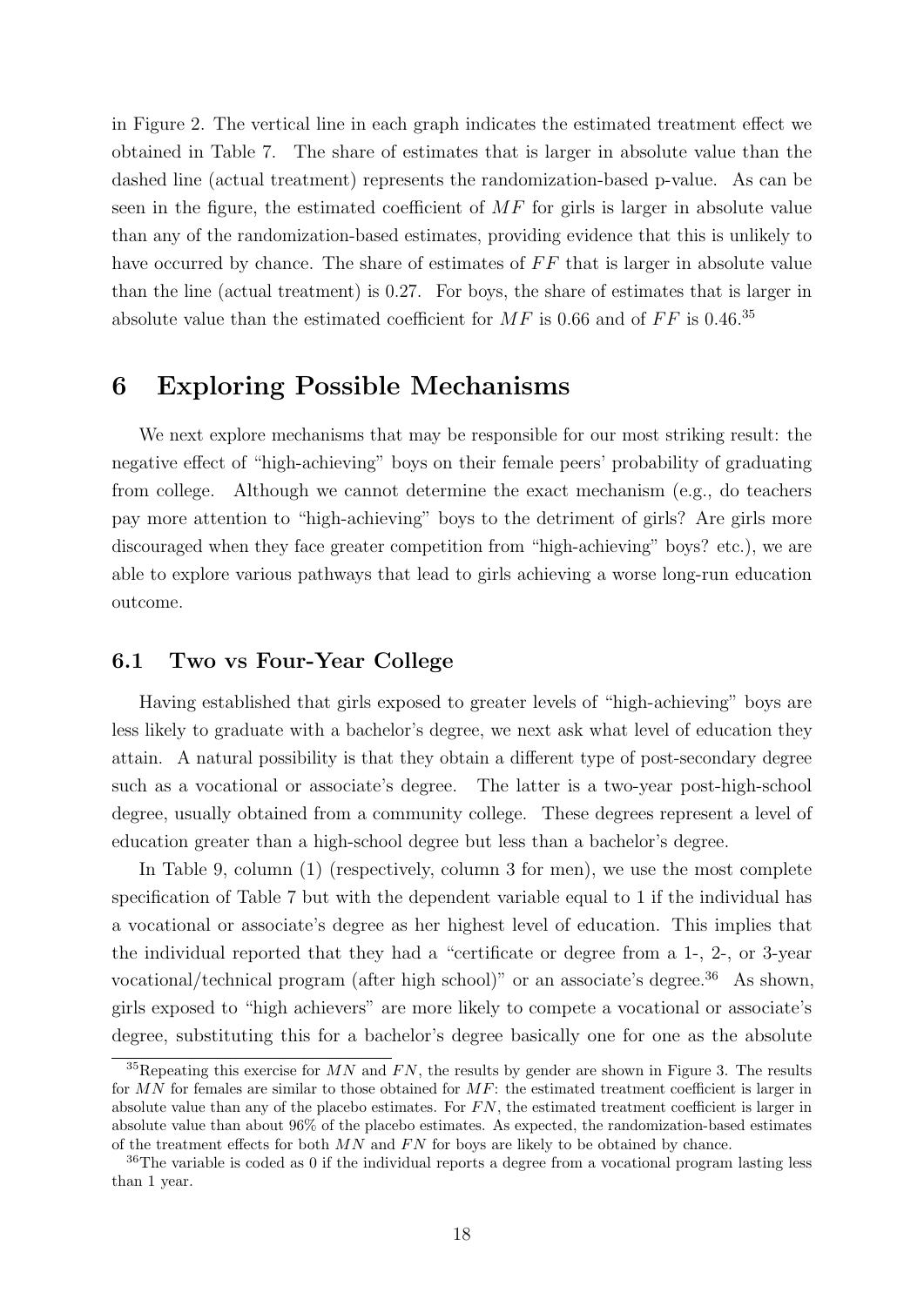in Figure 2. The vertical line in each graph indicates the estimated treatment effect we obtained in Table 7. The share of estimates that is larger in absolute value than the dashed line (actual treatment) represents the randomization-based p-value. As can be seen in the figure, the estimated coefficient of $MF$ for girls is larger in absolute value than any of the randomization-based estimates, providing evidence that this is unlikely to have occurred by chance. The share of estimates of $FF$ that is larger in absolute value than the line (actual treatment) is 0.27. For boys, the share of estimates that is larger in absolute value than the estimated coefficient for $MF$ is 0.66 and of $FF$ is 0.46.[35]

# 6 Exploring Possible Mechanisms

We next explore mechanisms that may be responsible for our most striking result: the negative effect of "high-achieving" boys on their female peers' probability of graduating from college. Although we cannot determine the exact mechanism (e.g., do teachers pay more attention to "high-achieving" boys to the detriment of girls? Are girls more discouraged when they face greater competition from "high-achieving" boys? etc.), we are able to explore various pathways that lead to girls achieving a worse long-run education outcome.

## 6.1 Two vs Four-Year College

Having established that girls exposed to greater levels of "high-achieving" boys are less likely to graduate with a bachelor's degree, we next ask what level of education they attain. A natural possibility is that they obtain a different type of post-secondary degree such as a vocational or associate's degree. The latter is a two-year post-high-school degree, usually obtained from a community college. These degrees represent a level of education greater than a high-school degree but less than a bachelor's degree.

In Table 9, column (1) (respectively, column 3 for men), we use the most complete specification of Table 7 but with the dependent variable equal to 1 if the individual has a vocational or associate's degree as her highest level of education. This implies that the individual reported that they had a "certificate or degree from a 1-, 2-, or 3-year vocational/technical program (after high school)" or an associate's degree.[36] As shown, girls exposed to "high achievers" are more likely to compete a vocational or associate's degree, substituting this for a bachelor's degree basically one for one as the absolute

[35] Repeating this exercise for $MN$ and $FN$, the results by gender are shown in Figure 3. The results for $MN$ for females are similar to those obtained for $MF$: the estimated treatment coefficient is larger in absolute value than any of the placebo estimates. For $FN$, the estimated treatment coefficient is larger in absolute value than about 96% of the placebo estimates. As expected, the randomization-based estimates of the treatment effects for both $MN$ and $FN$ for boys are likely to be obtained by chance.

[36] The variable is coded as 0 if the individual reports a degree from a vocational program lasting less than 1 year.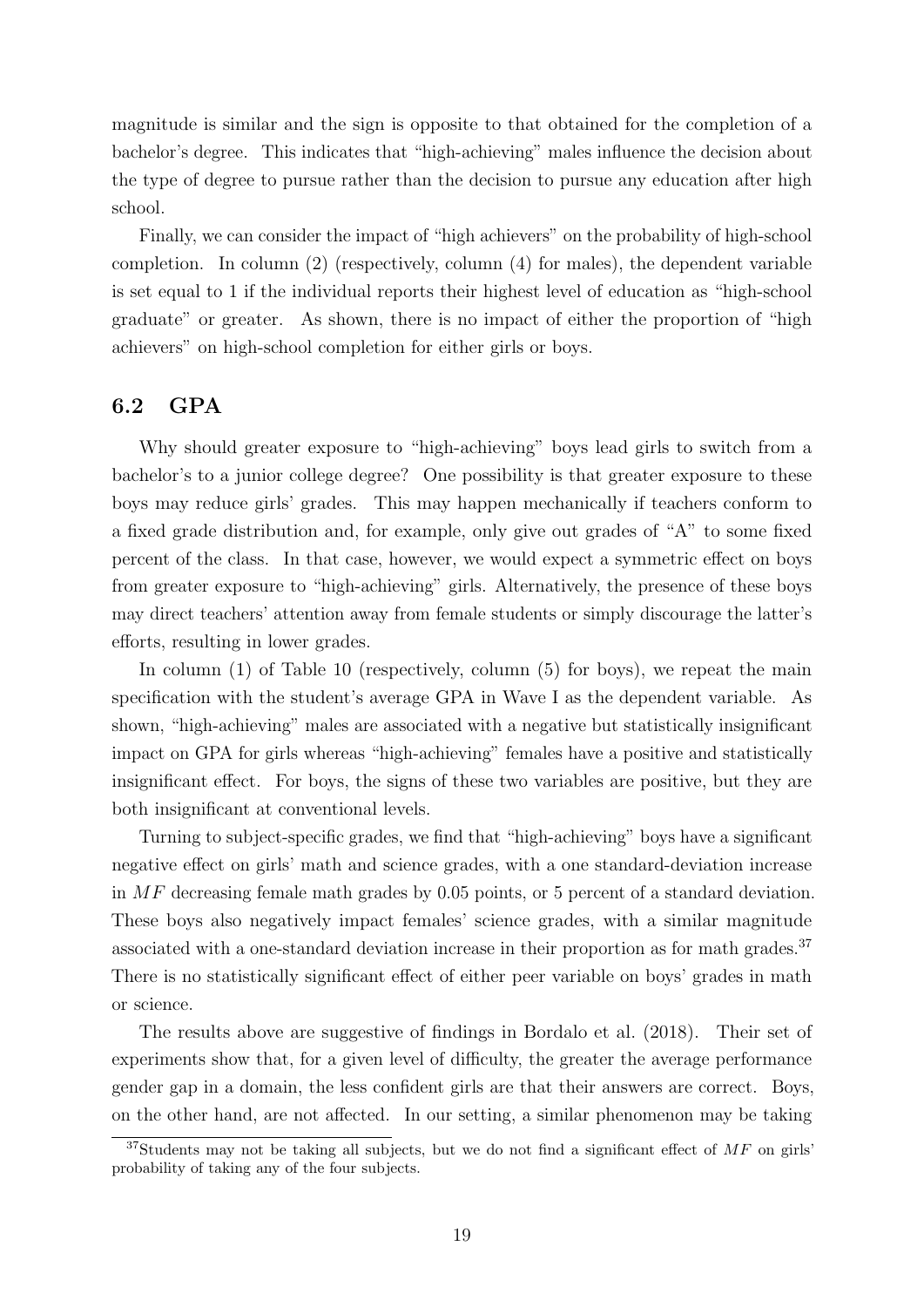magnitude is similar and the sign is opposite to that obtained for the completion of a bachelor's degree. This indicates that "high-achieving" males influence the decision about the type of degree to pursue rather than the decision to pursue any education after high school.

Finally, we can consider the impact of "high achievers" on the probability of high-school completion. In column (2) (respectively, column (4) for males), the dependent variable is set equal to 1 if the individual reports their highest level of education as "high-school graduate" or greater. As shown, there is no impact of either the proportion of "high achievers" on high-school completion for either girls or boys.

## 6.2 GPA

Why should greater exposure to "high-achieving" boys lead girls to switch from a bachelor's to a junior college degree? One possibility is that greater exposure to these boys may reduce girls' grades. This may happen mechanically if teachers conform to a fixed grade distribution and, for example, only give out grades of "A" to some fixed percent of the class. In that case, however, we would expect a symmetric effect on boys from greater exposure to "high-achieving" girls. Alternatively, the presence of these boys may direct teachers' attention away from female students or simply discourage the latter's efforts, resulting in lower grades.

In column (1) of Table 10 (respectively, column (5) for boys), we repeat the main specification with the student's average GPA in Wave I as the dependent variable. As shown, "high-achieving" males are associated with a negative but statistically insignificant impact on GPA for girls whereas "high-achieving" females have a positive and statistically insignificant effect. For boys, the signs of these two variables are positive, but they are both insignificant at conventional levels.

Turning to subject-specific grades, we find that "high-achieving" boys have a significant negative effect on girls' math and science grades, with a one standard-deviation increase in $MF$ decreasing female math grades by 0.05 points, or 5 percent of a standard deviation. These boys also negatively impact females' science grades, with a similar magnitude associated with a one-standard deviation increase in their proportion as for math grades.[37] There is no statistically significant effect of either peer variable on boys' grades in math or science.

The results above are suggestive of findings in Bordalo et al. (2018). Their set of experiments show that, for a given level of difficulty, the greater the average performance gender gap in a domain, the less confident girls are that their answers are correct. Boys, on the other hand, are not affected. In our setting, a similar phenomenon may be taking

[37] Students may not be taking all subjects, but we do not find a significant effect of $MF$ on girls' probability of taking any of the four subjects.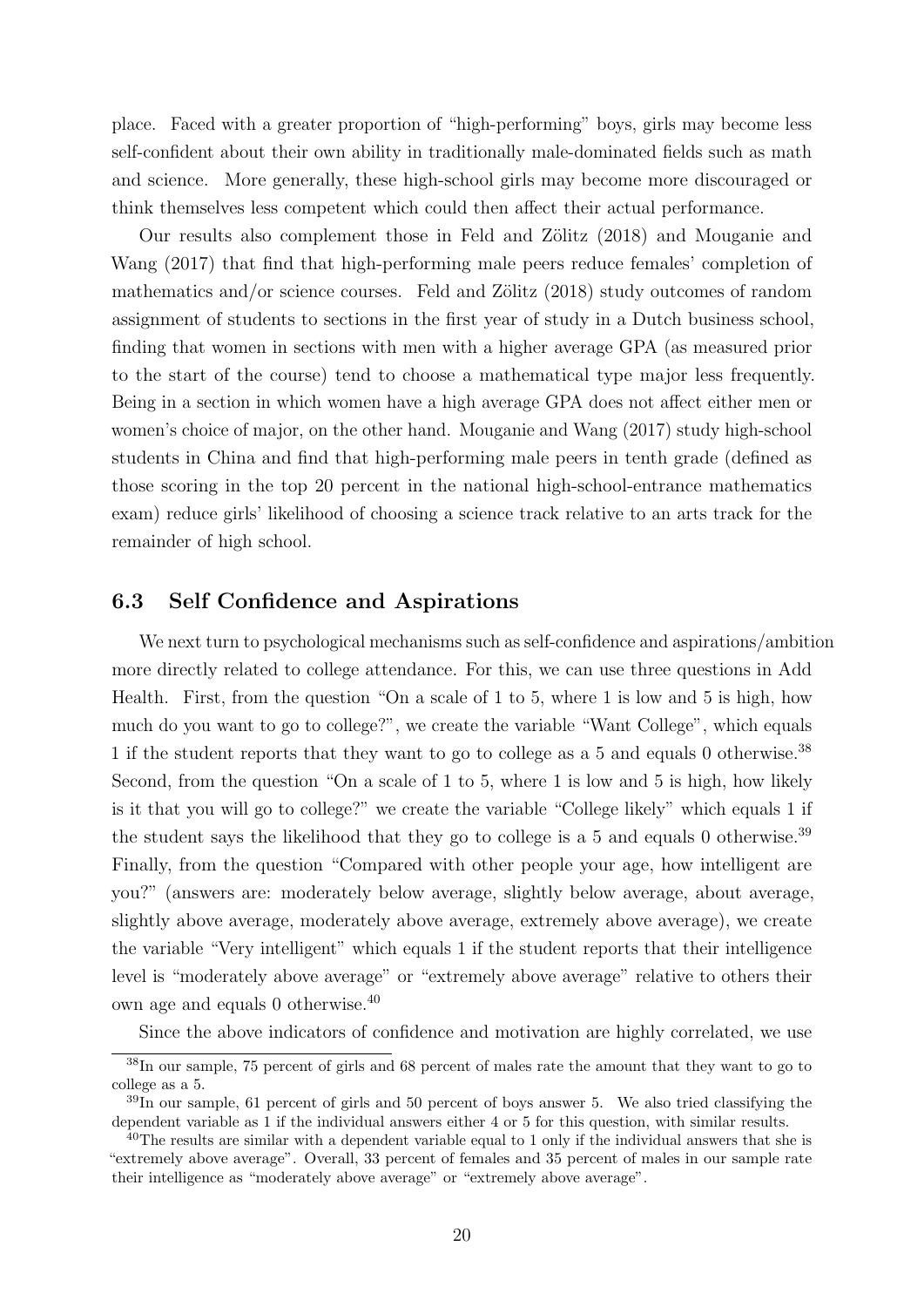place. Faced with a greater proportion of "high-performing" boys, girls may become less self-confident about their own ability in traditionally male-dominated fields such as math and science. More generally, these high-school girls may become more discouraged or think themselves less competent which could then affect their actual performance.

Our results also complement those in Feld and Zölitz (2018) and Mouganie and Wang (2017) that find that high-performing male peers reduce females' completion of mathematics and/or science courses. Feld and Zölitz (2018) study outcomes of random assignment of students to sections in the first year of study in a Dutch business school, finding that women in sections with men with a higher average GPA (as measured prior to the start of the course) tend to choose a mathematical type major less frequently. Being in a section in which women have a high average GPA does not affect either men or women's choice of major, on the other hand. Mouganie and Wang (2017) study high-school students in China and find that high-performing male peers in tenth grade (defined as those scoring in the top 20 percent in the national high-school-entrance mathematics exam) reduce girls' likelihood of choosing a science track relative to an arts track for the remainder of high school.

### 6.3 Self Confidence and Aspirations

We next turn to psychological mechanisms such as self-confidence and aspirations/ambition more directly related to college attendance. For this, we can use three questions in Add Health. First, from the question "On a scale of 1 to 5, where 1 is low and 5 is high, how much do you want to go to college?", we create the variable "Want College", which equals 1 if the student reports that they want to go to college as a 5 and equals 0 otherwise.[38] Second, from the question "On a scale of 1 to 5, where 1 is low and 5 is high, how likely is it that you will go to college?" we create the variable "College likely" which equals 1 if the student says the likelihood that they go to college is a 5 and equals 0 otherwise.[39] Finally, from the question "Compared with other people your age, how intelligent are you?" (answers are: moderately below average, slightly below average, about average, slightly above average, moderately above average, extremely above average), we create the variable "Very intelligent" which equals 1 if the student reports that their intelligence level is "moderately above average" or "extremely above average" relative to others their own age and equals 0 otherwise.[40]

Since the above indicators of confidence and motivation are highly correlated, we use

[38] In our sample, 75 percent of girls and 68 percent of males rate the amount that they want to go to college as a 5.

[39] In our sample, 61 percent of girls and 50 percent of boys answer 5. We also tried classifying the dependent variable as 1 if the individual answers either 4 or 5 for this question, with similar results.

[40] The results are similar with a dependent variable equal to 1 only if the individual answers that she is "extremely above average". Overall, 33 percent of females and 35 percent of males in our sample rate their intelligence as "moderately above average" or "extremely above average".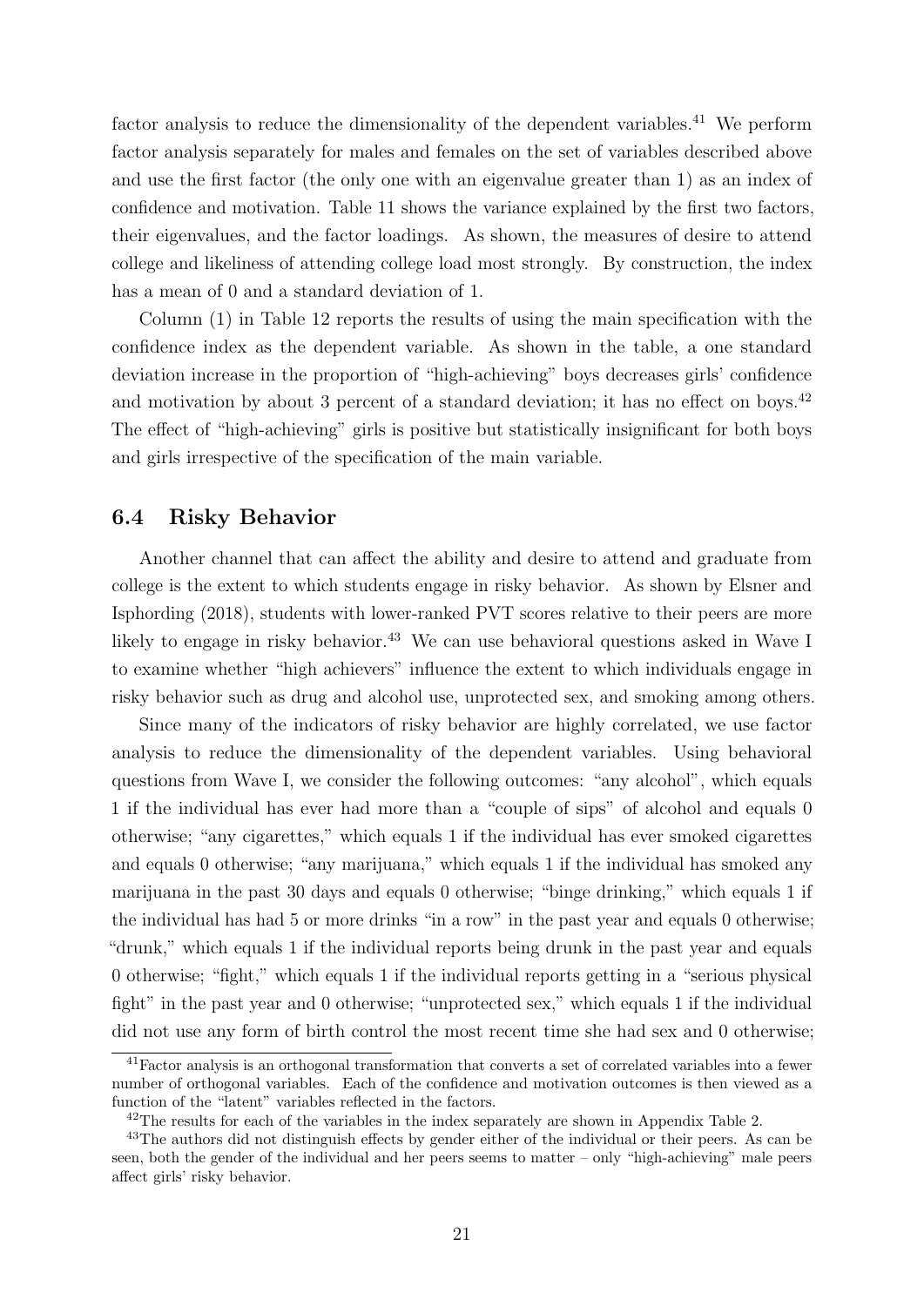factor analysis to reduce the dimensionality of the dependent variables.[41] We perform factor analysis separately for males and females on the set of variables described above and use the first factor (the only one with an eigenvalue greater than 1) as an index of confidence and motivation. Table 11 shows the variance explained by the first two factors, their eigenvalues, and the factor loadings. As shown, the measures of desire to attend college and likeliness of attending college load most strongly. By construction, the index has a mean of 0 and a standard deviation of 1.

Column (1) in Table 12 reports the results of using the main specification with the confidence index as the dependent variable. As shown in the table, a one standard deviation increase in the proportion of "high-achieving" boys decreases girls' confidence and motivation by about 3 percent of a standard deviation; it has no effect on boys.[42] The effect of "high-achieving" girls is positive but statistically insignificant for both boys and girls irrespective of the specification of the main variable.

### 6.4 Risky Behavior

Another channel that can affect the ability and desire to attend and graduate from college is the extent to which students engage in risky behavior. As shown by Elsner and Isphording (2018), students with lower-ranked PVT scores relative to their peers are more likely to engage in risky behavior.[43] We can use behavioral questions asked in Wave I to examine whether "high achievers" influence the extent to which individuals engage in risky behavior such as drug and alcohol use, unprotected sex, and smoking among others.

Since many of the indicators of risky behavior are highly correlated, we use factor analysis to reduce the dimensionality of the dependent variables. Using behavioral questions from Wave I, we consider the following outcomes: "any alcohol", which equals 1 if the individual has ever had more than a "couple of sips" of alcohol and equals 0 otherwise; "any cigarettes," which equals 1 if the individual has ever smoked cigarettes and equals 0 otherwise; "any marijuana," which equals 1 if the individual has smoked any marijuana in the past 30 days and equals 0 otherwise; "binge drinking," which equals 1 if the individual has had 5 or more drinks "in a row" in the past year and equals 0 otherwise; "drunk," which equals 1 if the individual reports being drunk in the past year and equals 0 otherwise; "fight," which equals 1 if the individual reports getting in a "serious physical fight" in the past year and 0 otherwise; "unprotected sex," which equals 1 if the individual did not use any form of birth control the most recent time she had sex and 0 otherwise;

---

[41] Factor analysis is an orthogonal transformation that converts a set of correlated variables into a fewer number of orthogonal variables. Each of the confidence and motivation outcomes is then viewed as a function of the "latent" variables reflected in the factors.

[42] The results for each of the variables in the index separately are shown in Appendix Table 2.

[43] The authors did not distinguish effects by gender either of the individual or their peers. As can be seen, both the gender of the individual and her peers seems to matter – only "high-achieving" male peers affect girls' risky behavior.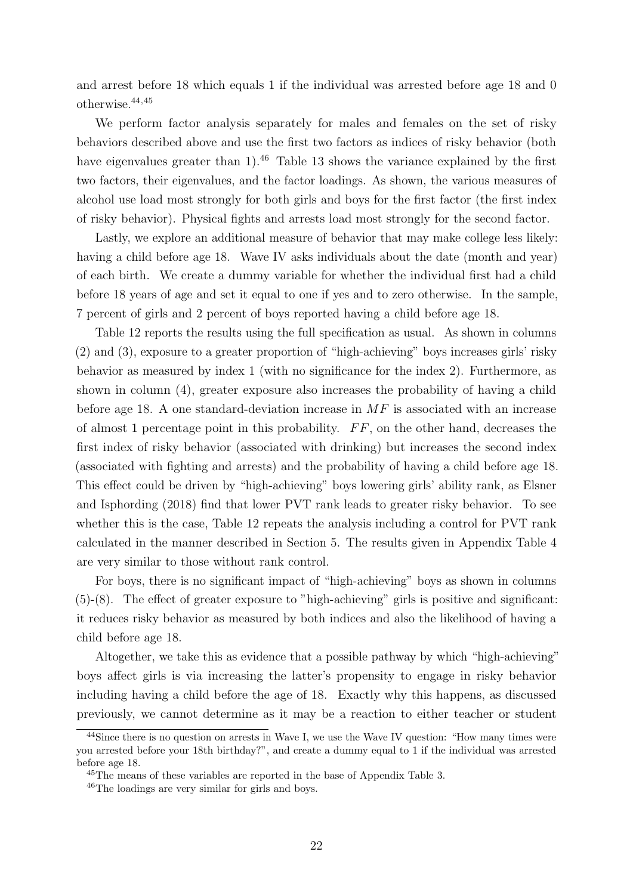and arrest before 18 which equals 1 if the individual was arrested before age 18 and 0 otherwise.[44,45]

We perform factor analysis separately for males and females on the set of risky behaviors described above and use the first two factors as indices of risky behavior (both have eigenvalues greater than 1).[46] Table 13 shows the variance explained by the first two factors, their eigenvalues, and the factor loadings. As shown, the various measures of alcohol use load most strongly for both girls and boys for the first factor (the first index of risky behavior). Physical fights and arrests load most strongly for the second factor.

Lastly, we explore an additional measure of behavior that may make college less likely: having a child before age 18. Wave IV asks individuals about the date (month and year) of each birth. We create a dummy variable for whether the individual first had a child before 18 years of age and set it equal to one if yes and to zero otherwise. In the sample, 7 percent of girls and 2 percent of boys reported having a child before age 18.

Table 12 reports the results using the full specification as usual. As shown in columns (2) and (3), exposure to a greater proportion of "high-achieving" boys increases girls' risky behavior as measured by index 1 (with no significance for the index 2). Furthermore, as shown in column (4), greater exposure also increases the probability of having a child before age 18. A one standard-deviation increase in $MF$ is associated with an increase of almost 1 percentage point in this probability. $FF$, on the other hand, decreases the first index of risky behavior (associated with drinking) but increases the second index (associated with fighting and arrests) and the probability of having a child before age 18. This effect could be driven by "high-achieving" boys lowering girls' ability rank, as Elsner and Isphording (2018) find that lower PVT rank leads to greater risky behavior. To see whether this is the case, Table 12 repeats the analysis including a control for PVT rank calculated in the manner described in Section 5. The results given in Appendix Table 4 are very similar to those without rank control.

For boys, there is no significant impact of "high-achieving" boys as shown in columns (5)-(8). The effect of greater exposure to "high-achieving" girls is positive and significant: it reduces risky behavior as measured by both indices and also the likelihood of having a child before age 18.

Altogether, we take this as evidence that a possible pathway by which "high-achieving" boys affect girls is via increasing the latter's propensity to engage in risky behavior including having a child before the age of 18. Exactly why this happens, as discussed previously, we cannot determine as it may be a reaction to either teacher or student

[44]Since there is no question on arrests in Wave I, we use the Wave IV question: "How many times were you arrested before your 18th birthday?", and create a dummy equal to 1 if the individual was arrested before age 18.

[45]The means of these variables are reported in the base of Appendix Table 3.

[46]The loadings are very similar for girls and boys.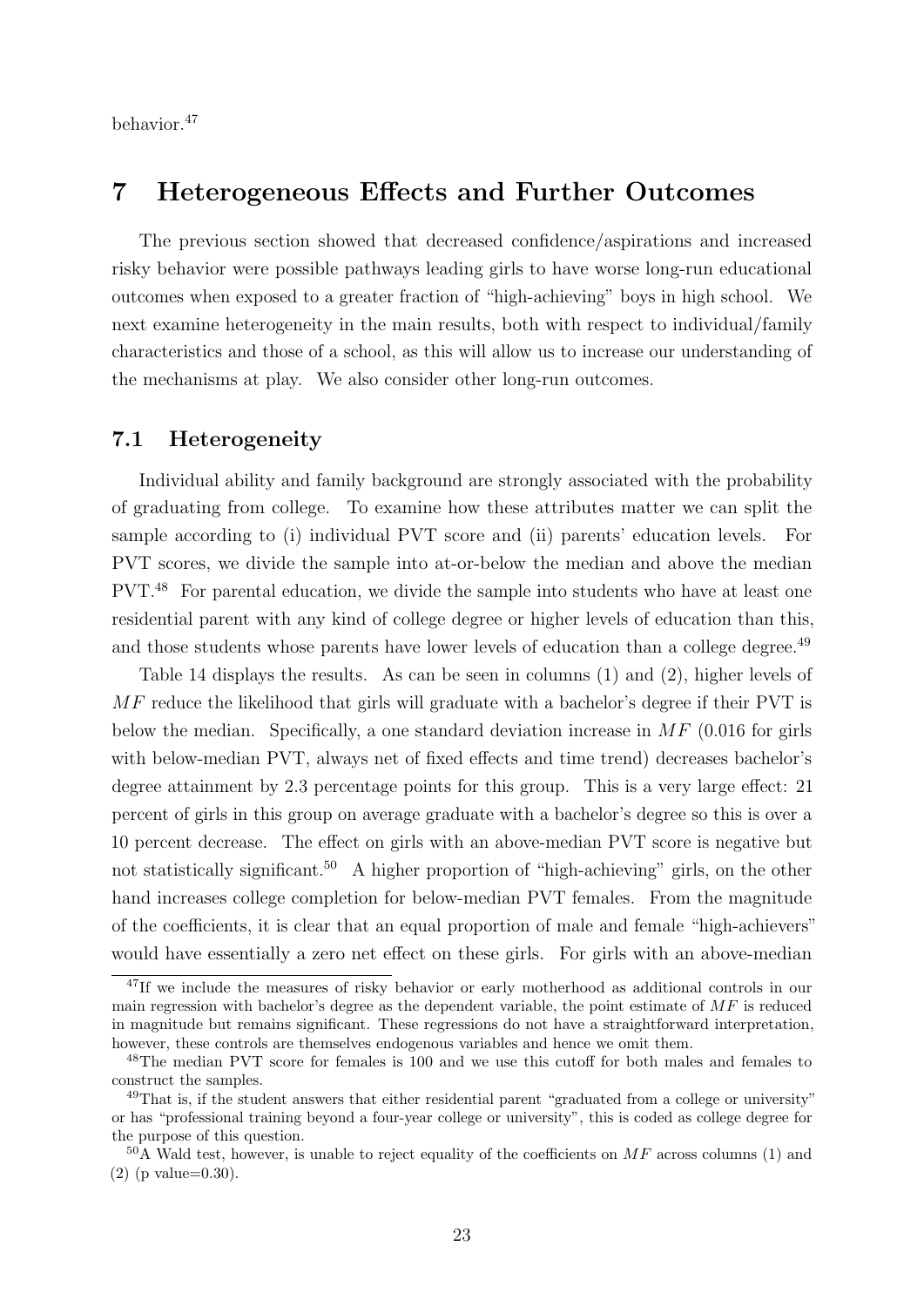behavior.[47]

# 7 Heterogeneous Effects and Further Outcomes

The previous section showed that decreased confidence/aspirations and increased risky behavior were possible pathways leading girls to have worse long-run educational outcomes when exposed to a greater fraction of "high-achieving" boys in high school. We next examine heterogeneity in the main results, both with respect to individual/family characteristics and those of a school, as this will allow us to increase our understanding of the mechanisms at play. We also consider other long-run outcomes.

## 7.1 Heterogeneity

Individual ability and family background are strongly associated with the probability of graduating from college. To examine how these attributes matter we can split the sample according to (i) individual PVT score and (ii) parents' education levels. For PVT scores, we divide the sample into at-or-below the median and above the median PVT.[48] For parental education, we divide the sample into students who have at least one residential parent with any kind of college degree or higher levels of education than this, and those students whose parents have lower levels of education than a college degree.[49]

Table 14 displays the results. As can be seen in columns (1) and (2), higher levels of $MF$ reduce the likelihood that girls will graduate with a bachelor's degree if their PVT is below the median. Specifically, a one standard deviation increase in $MF$ (0.016 for girls with below-median PVT, always net of fixed effects and time trend) decreases bachelor's degree attainment by 2.3 percentage points for this group. This is a very large effect: 21 percent of girls in this group on average graduate with a bachelor's degree so this is over a 10 percent decrease. The effect on girls with an above-median PVT score is negative but not statistically significant.[50] A higher proportion of "high-achieving" girls, on the other hand increases college completion for below-median PVT females. From the magnitude of the coefficients, it is clear that an equal proportion of male and female "high-achievers" would have essentially a zero net effect on these girls. For girls with an above-median

[47] If we include the measures of risky behavior or early motherhood as additional controls in our main regression with bachelor's degree as the dependent variable, the point estimate of $MF$ is reduced in magnitude but remains significant. These regressions do not have a straightforward interpretation, however, these controls are themselves endogenous variables and hence we omit them.

[48] The median PVT score for females is 100 and we use this cutoff for both males and females to construct the samples.

[49] That is, if the student answers that either residential parent "graduated from a college or university" or has "professional training beyond a four-year college or university", this is coded as college degree for the purpose of this question.

[50] A Wald test, however, is unable to reject equality of the coefficients on $MF$ across columns (1) and (2) (p value=0.30).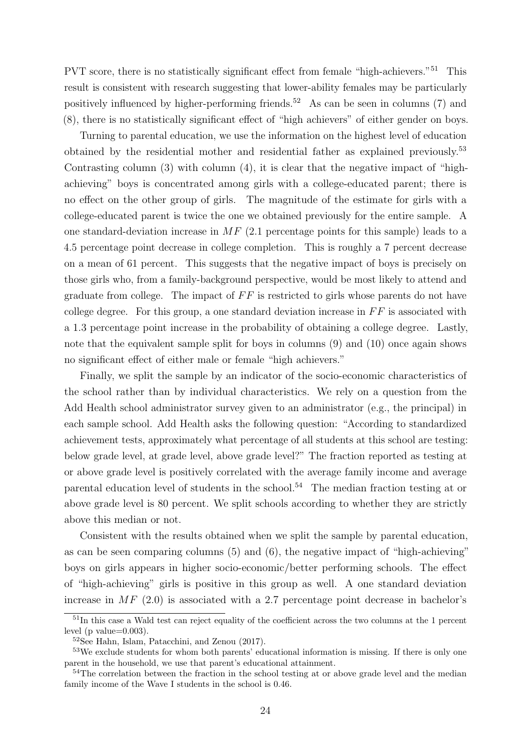PVT score, there is no statistically significant effect from female "high-achievers."[51] This result is consistent with research suggesting that lower-ability females may be particularly positively influenced by higher-performing friends.[52] As can be seen in columns (7) and (8), there is no statistically significant effect of "high achievers" of either gender on boys.

Turning to parental education, we use the information on the highest level of education obtained by the residential mother and residential father as explained previously.[53] Contrasting column (3) with column (4), it is clear that the negative impact of "high-achieving" boys is concentrated among girls with a college-educated parent; there is no effect on the other group of girls. The magnitude of the estimate for girls with a college-educated parent is twice the one we obtained previously for the entire sample. A one standard-deviation increase in $MF$ (2.1 percentage points for this sample) leads to a 4.5 percentage point decrease in college completion. This is roughly a 7 percent decrease on a mean of 61 percent. This suggests that the negative impact of boys is precisely on those girls who, from a family-background perspective, would be most likely to attend and graduate from college. The impact of $FF$ is restricted to girls whose parents do not have college degree. For this group, a one standard deviation increase in $FF$ is associated with a 1.3 percentage point increase in the probability of obtaining a college degree. Lastly, note that the equivalent sample split for boys in columns (9) and (10) once again shows no significant effect of either male or female "high achievers."

Finally, we split the sample by an indicator of the socio-economic characteristics of the school rather than by individual characteristics. We rely on a question from the Add Health school administrator survey given to an administrator (e.g., the principal) in each sample school. Add Health asks the following question: "According to standardized achievement tests, approximately what percentage of all students at this school are testing: below grade level, at grade level, above grade level?" The fraction reported as testing at or above grade level is positively correlated with the average family income and average parental education level of students in the school.[54] The median fraction testing at or above grade level is 80 percent. We split schools according to whether they are strictly above this median or not.

Consistent with the results obtained when we split the sample by parental education, as can be seen comparing columns (5) and (6), the negative impact of "high-achieving" boys on girls appears in higher socio-economic/better performing schools. The effect of "high-achieving" girls is positive in this group as well. A one standard deviation increase in $MF$ (2.0) is associated with a 2.7 percentage point decrease in bachelor's

[51] In this case a Wald test can reject equality of the coefficient across the two columns at the 1 percent level (p value=0.003).

[52] See Hahn, Islam, Patacchini, and Zenou (2017).

[53] We exclude students for whom both parents' educational information is missing. If there is only one parent in the household, we use that parent's educational attainment.

[54] The correlation between the fraction in the school testing at or above grade level and the median family income of the Wave I students in the school is 0.46.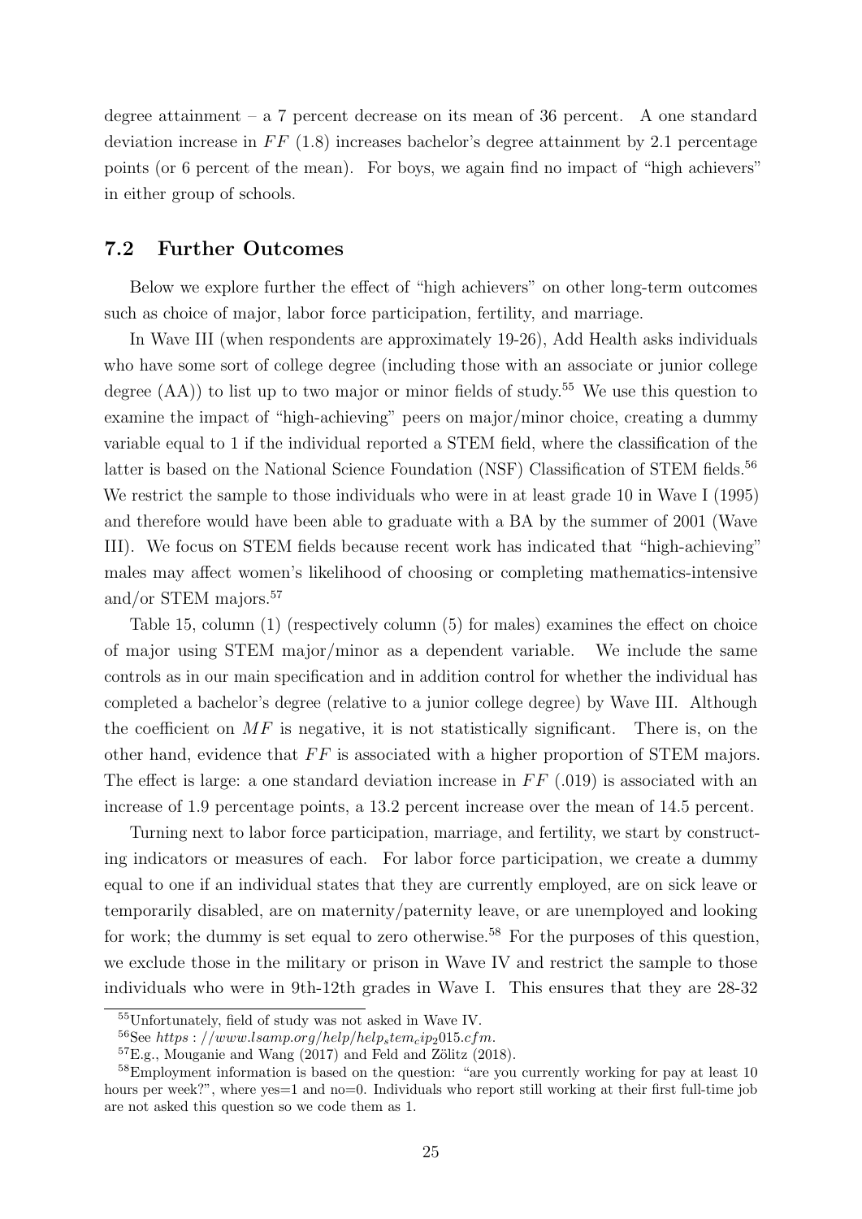degree attainment – a 7 percent decrease on its mean of 36 percent. A one standard deviation increase in $FF$ (1.8) increases bachelor's degree attainment by 2.1 percentage points (or 6 percent of the mean). For boys, we again find no impact of "high achievers" in either group of schools.

### 7.2 Further Outcomes

Below we explore further the effect of "high achievers" on other long-term outcomes such as choice of major, labor force participation, fertility, and marriage.

In Wave III (when respondents are approximately 19-26), Add Health asks individuals who have some sort of college degree (including those with an associate or junior college degree (AA)) to list up to two major or minor fields of study.[55] We use this question to examine the impact of "high-achieving" peers on major/minor choice, creating a dummy variable equal to 1 if the individual reported a STEM field, where the classification of the latter is based on the National Science Foundation (NSF) Classification of STEM fields.[56] We restrict the sample to those individuals who were in at least grade 10 in Wave I (1995) and therefore would have been able to graduate with a BA by the summer of 2001 (Wave III). We focus on STEM fields because recent work has indicated that "high-achieving" males may affect women's likelihood of choosing or completing mathematics-intensive and/or STEM majors.[57]

Table 15, column (1) (respectively column (5) for males) examines the effect on choice of major using STEM major/minor as a dependent variable. We include the same controls as in our main specification and in addition control for whether the individual has completed a bachelor's degree (relative to a junior college degree) by Wave III. Although the coefficient on $MF$ is negative, it is not statistically significant. There is, on the other hand, evidence that $FF$ is associated with a higher proportion of STEM majors. The effect is large: a one standard deviation increase in $FF$ (.019) is associated with an increase of 1.9 percentage points, a 13.2 percent increase over the mean of 14.5 percent.

Turning next to labor force participation, marriage, and fertility, we start by constructing indicators or measures of each. For labor force participation, we create a dummy equal to one if an individual states that they are currently employed, are on sick leave or temporarily disabled, are on maternity/paternity leave, or are unemployed and looking for work; the dummy is set equal to zero otherwise.[58] For the purposes of this question, we exclude those in the military or prison in Wave IV and restrict the sample to those individuals who were in 9th-12th grades in Wave I. This ensures that they are 28-32

[55] Unfortunately, field of study was not asked in Wave IV.

[56] See $https://www.lsamp.org/help/help_stem_cip_2015.cfm$.

[57] E.g., Mouganie and Wang (2017) and Feld and Zölitz (2018).

[58] Employment information is based on the question: "are you currently working for pay at least 10 hours per week?", where yes=1 and no=0. Individuals who report still working at their first full-time job are not asked this question so we code them as 1.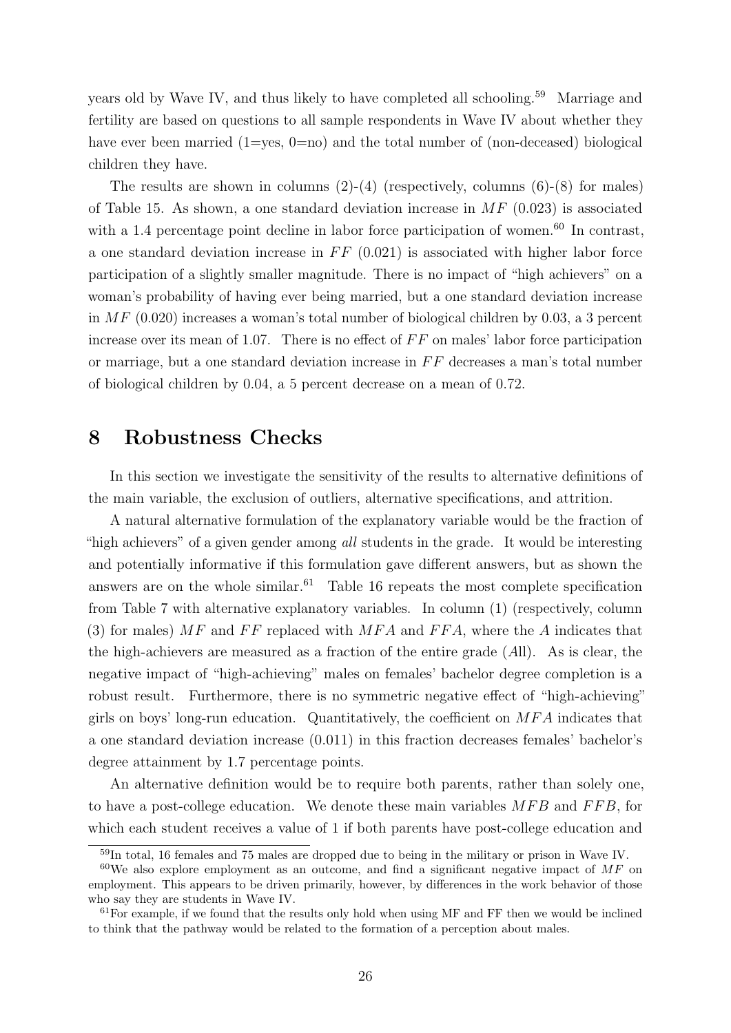years old by Wave IV, and thus likely to have completed all schooling.[59] Marriage and fertility are based on questions to all sample respondents in Wave IV about whether they have ever been married (1=yes, 0=no) and the total number of (non-deceased) biological children they have.

The results are shown in columns (2)-(4) (respectively, columns (6)-(8) for males) of Table 15. As shown, a one standard deviation increase in $MF$ (0.023) is associated with a 1.4 percentage point decline in labor force participation of women.[60] In contrast, a one standard deviation increase in $FF$ (0.021) is associated with higher labor force participation of a slightly smaller magnitude. There is no impact of "high achievers" on a woman's probability of having ever being married, but a one standard deviation increase in $MF$ (0.020) increases a woman's total number of biological children by 0.03, a 3 percent increase over its mean of 1.07. There is no effect of $FF$ on males' labor force participation or marriage, but a one standard deviation increase in $FF$ decreases a man's total number of biological children by 0.04, a 5 percent decrease on a mean of 0.72.

# 8 Robustness Checks

In this section we investigate the sensitivity of the results to alternative definitions of the main variable, the exclusion of outliers, alternative specifications, and attrition.

A natural alternative formulation of the explanatory variable would be the fraction of "high achievers" of a given gender among *all* students in the grade. It would be interesting and potentially informative if this formulation gave different answers, but as shown the answers are on the whole similar.[61] Table 16 repeats the most complete specification from Table 7 with alternative explanatory variables. In column (1) (respectively, column (3) for males) $MF$ and $FF$ replaced with $MFA$ and $FFA$, where the $A$ indicates that the high-achievers are measured as a fraction of the entire grade (*A*ll). As is clear, the negative impact of "high-achieving" males on females' bachelor degree completion is a robust result. Furthermore, there is no symmetric negative effect of "high-achieving" girls on boys' long-run education. Quantitatively, the coefficient on $MFA$ indicates that a one standard deviation increase (0.011) in this fraction decreases females' bachelor's degree attainment by 1.7 percentage points.

An alternative definition would be to require both parents, rather than solely one, to have a post-college education. We denote these main variables $MFB$ and $FFB$, for which each student receives a value of 1 if both parents have post-college education and

[59] In total, 16 females and 75 males are dropped due to being in the military or prison in Wave IV.

[60] We also explore employment as an outcome, and find a significant negative impact of $MF$ on employment. This appears to be driven primarily, however, by differences in the work behavior of those who say they are students in Wave IV.

[61] For example, if we found that the results only hold when using MF and FF then we would be inclined to think that the pathway would be related to the formation of a perception about males.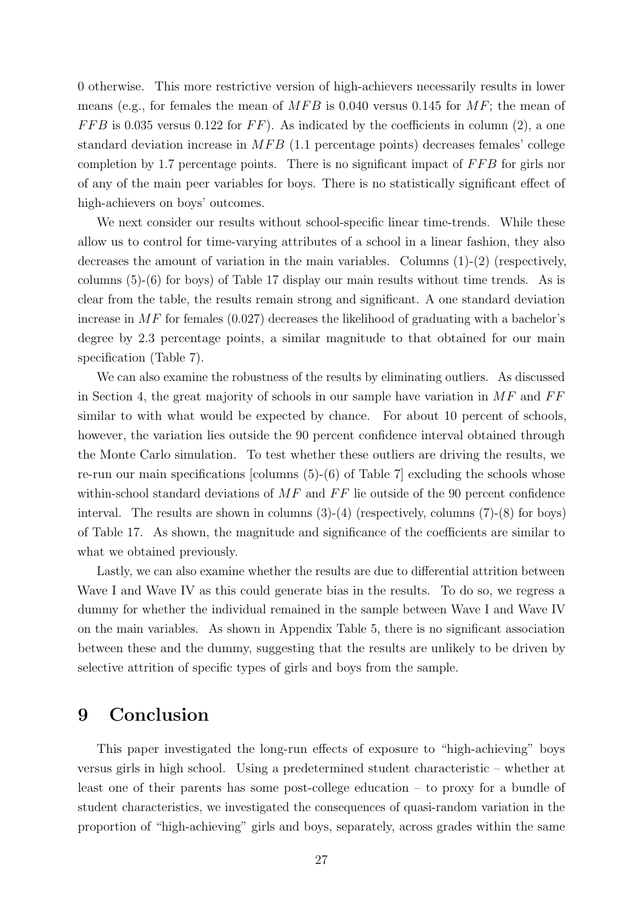0 otherwise. This more restrictive version of high-achievers necessarily results in lower means (e.g., for females the mean of $MFB$ is 0.040 versus 0.145 for $MF$; the mean of $FFB$ is 0.035 versus 0.122 for $FF$). As indicated by the coefficients in column (2), a one standard deviation increase in $MFB$ (1.1 percentage points) decreases females' college completion by 1.7 percentage points. There is no significant impact of $FFB$ for girls nor of any of the main peer variables for boys. There is no statistically significant effect of high-achievers on boys' outcomes.

We next consider our results without school-specific linear time-trends. While these allow us to control for time-varying attributes of a school in a linear fashion, they also decreases the amount of variation in the main variables. Columns (1)-(2) (respectively, columns (5)-(6) for boys) of Table 17 display our main results without time trends. As is clear from the table, the results remain strong and significant. A one standard deviation increase in $MF$ for females (0.027) decreases the likelihood of graduating with a bachelor's degree by 2.3 percentage points, a similar magnitude to that obtained for our main specification (Table 7).

We can also examine the robustness of the results by eliminating outliers. As discussed in Section 4, the great majority of schools in our sample have variation in $MF$ and $FF$ similar to with what would be expected by chance. For about 10 percent of schools, however, the variation lies outside the 90 percent confidence interval obtained through the Monte Carlo simulation. To test whether these outliers are driving the results, we re-run our main specifications [columns (5)-(6) of Table 7] excluding the schools whose within-school standard deviations of $MF$ and $FF$ lie outside of the 90 percent confidence interval. The results are shown in columns (3)-(4) (respectively, columns (7)-(8) for boys) of Table 17. As shown, the magnitude and significance of the coefficients are similar to what we obtained previously.

Lastly, we can also examine whether the results are due to differential attrition between Wave I and Wave IV as this could generate bias in the results. To do so, we regress a dummy for whether the individual remained in the sample between Wave I and Wave IV on the main variables. As shown in Appendix Table 5, there is no significant association between these and the dummy, suggesting that the results are unlikely to be driven by selective attrition of specific types of girls and boys from the sample.

# 9 Conclusion

This paper investigated the long-run effects of exposure to "high-achieving" boys versus girls in high school. Using a predetermined student characteristic – whether at least one of their parents has some post-college education – to proxy for a bundle of student characteristics, we investigated the consequences of quasi-random variation in the proportion of "high-achieving" girls and boys, separately, across grades within the same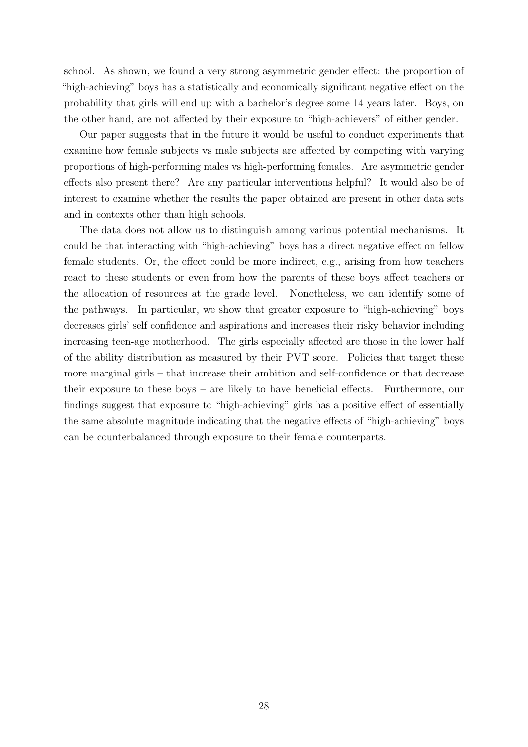school. As shown, we found a very strong asymmetric gender effect: the proportion of "high-achieving" boys has a statistically and economically significant negative effect on the probability that girls will end up with a bachelor's degree some 14 years later. Boys, on the other hand, are not affected by their exposure to "high-achievers" of either gender.

Our paper suggests that in the future it would be useful to conduct experiments that examine how female subjects vs male subjects are affected by competing with varying proportions of high-performing males vs high-performing females. Are asymmetric gender effects also present there? Are any particular interventions helpful? It would also be of interest to examine whether the results the paper obtained are present in other data sets and in contexts other than high schools.

The data does not allow us to distinguish among various potential mechanisms. It could be that interacting with "high-achieving" boys has a direct negative effect on fellow female students. Or, the effect could be more indirect, e.g., arising from how teachers react to these students or even from how the parents of these boys affect teachers or the allocation of resources at the grade level. Nonetheless, we can identify some of the pathways. In particular, we show that greater exposure to "high-achieving" boys decreases girls' self confidence and aspirations and increases their risky behavior including increasing teen-age motherhood. The girls especially affected are those in the lower half of the ability distribution as measured by their PVT score. Policies that target these more marginal girls – that increase their ambition and self-confidence or that decrease their exposure to these boys – are likely to have beneficial effects. Furthermore, our findings suggest that exposure to "high-achieving" girls has a positive effect of essentially the same absolute magnitude indicating that the negative effects of "high-achieving" boys can be counterbalanced through exposure to their female counterparts.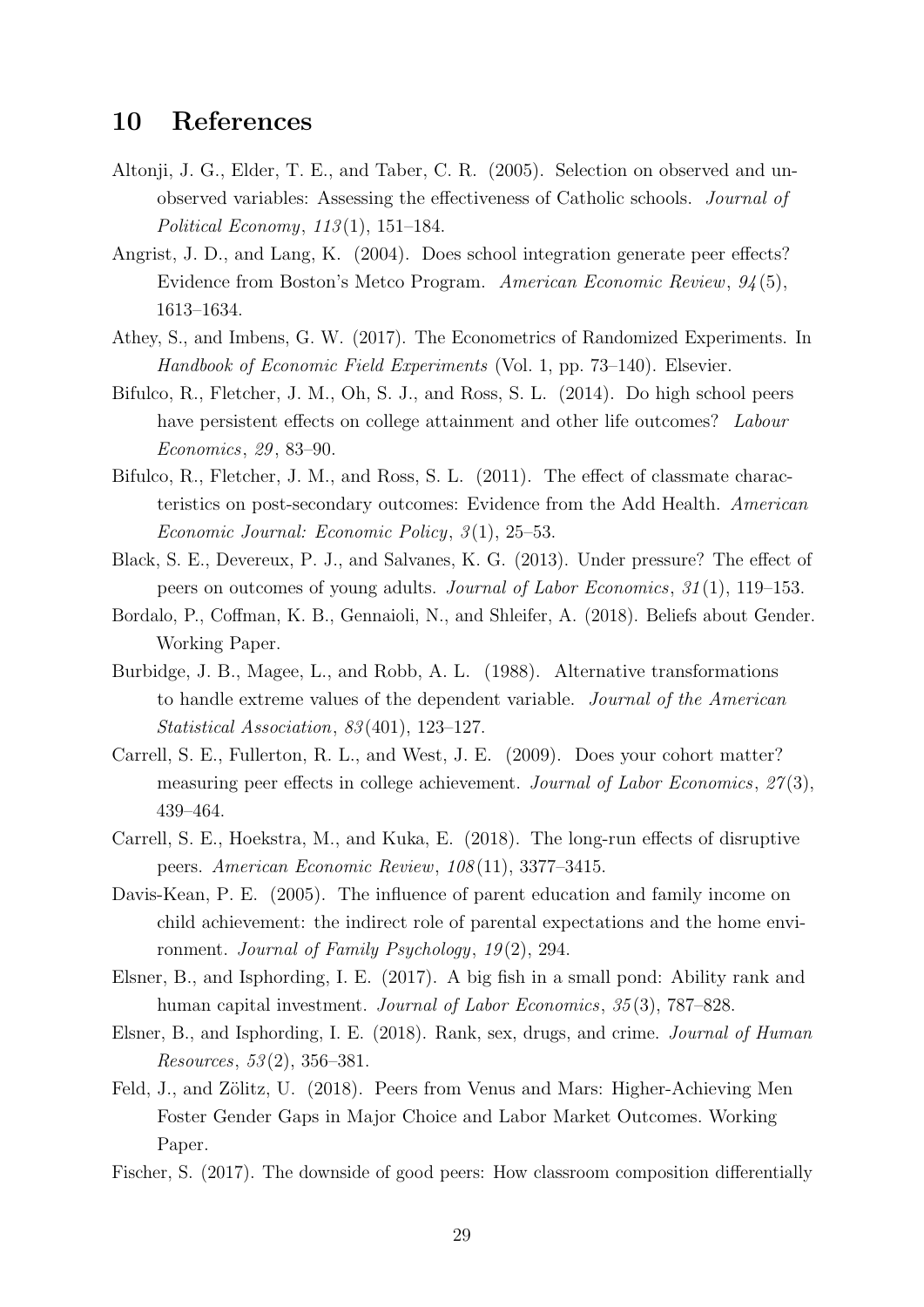## 10 References

Altonji, J. G., Elder, T. E., and Taber, C. R. (2005). Selection on observed and unobserved variables: Assessing the effectiveness of Catholic schools. *Journal of Political Economy*, *113*(1), 151–184.

Angrist, J. D., and Lang, K. (2004). Does school integration generate peer effects? Evidence from Boston's Metco Program. *American Economic Review*, *94*(5), 1613–1634.

Athey, S., and Imbens, G. W. (2017). The Econometrics of Randomized Experiments. In *Handbook of Economic Field Experiments* (Vol. 1, pp. 73–140). Elsevier.

Bifulco, R., Fletcher, J. M., Oh, S. J., and Ross, S. L. (2014). Do high school peers have persistent effects on college attainment and other life outcomes? *Labour Economics*, *29*, 83–90.

Bifulco, R., Fletcher, J. M., and Ross, S. L. (2011). The effect of classmate characteristics on post-secondary outcomes: Evidence from the Add Health. *American Economic Journal: Economic Policy*, *3*(1), 25–53.

Black, S. E., Devereux, P. J., and Salvanes, K. G. (2013). Under pressure? The effect of peers on outcomes of young adults. *Journal of Labor Economics*, *31*(1), 119–153.

Bordalo, P., Coffman, K. B., Gennaioli, N., and Shleifer, A. (2018). Beliefs about Gender. Working Paper.

Burbidge, J. B., Magee, L., and Robb, A. L. (1988). Alternative transformations to handle extreme values of the dependent variable. *Journal of the American Statistical Association*, *83*(401), 123–127.

Carrell, S. E., Fullerton, R. L., and West, J. E. (2009). Does your cohort matter? measuring peer effects in college achievement. *Journal of Labor Economics*, *27*(3), 439–464.

Carrell, S. E., Hoekstra, M., and Kuka, E. (2018). The long-run effects of disruptive peers. *American Economic Review*, *108*(11), 3377–3415.

Davis-Kean, P. E. (2005). The influence of parent education and family income on child achievement: the indirect role of parental expectations and the home environment. *Journal of Family Psychology*, *19*(2), 294.

Elsner, B., and Isphording, I. E. (2017). A big fish in a small pond: Ability rank and human capital investment. *Journal of Labor Economics*, *35*(3), 787–828.

Elsner, B., and Isphording, I. E. (2018). Rank, sex, drugs, and crime. *Journal of Human Resources*, *53*(2), 356–381.

Feld, J., and Zölitz, U. (2018). Peers from Venus and Mars: Higher-Achieving Men Foster Gender Gaps in Major Choice and Labor Market Outcomes. Working Paper.

Fischer, S. (2017). The downside of good peers: How classroom composition differentially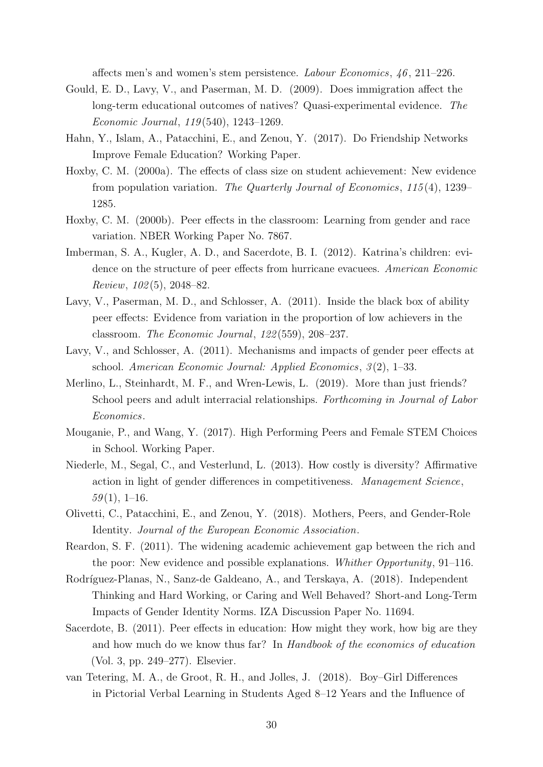affects men's and women's stem persistence. *Labour Economics*, *46*, 211–226.

Gould, E. D., Lavy, V., and Paserman, M. D. (2009). Does immigration affect the long-term educational outcomes of natives? Quasi-experimental evidence. *The Economic Journal*, *119*(540), 1243–1269.

Hahn, Y., Islam, A., Patacchini, E., and Zenou, Y. (2017). Do Friendship Networks Improve Female Education? Working Paper.

Hoxby, C. M. (2000a). The effects of class size on student achievement: New evidence from population variation. *The Quarterly Journal of Economics*, *115*(4), 1239–1285.

Hoxby, C. M. (2000b). Peer effects in the classroom: Learning from gender and race variation. NBER Working Paper No. 7867.

Imberman, S. A., Kugler, A. D., and Sacerdote, B. I. (2012). Katrina's children: evidence on the structure of peer effects from hurricane evacuees. *American Economic Review*, *102*(5), 2048–82.

Lavy, V., Paserman, M. D., and Schlosser, A. (2011). Inside the black box of ability peer effects: Evidence from variation in the proportion of low achievers in the classroom. *The Economic Journal*, *122*(559), 208–237.

Lavy, V., and Schlosser, A. (2011). Mechanisms and impacts of gender peer effects at school. *American Economic Journal: Applied Economics*, *3*(2), 1–33.

Merlino, L., Steinhardt, M. F., and Wren-Lewis, L. (2019). More than just friends? School peers and adult interracial relationships. *Forthcoming in Journal of Labor Economics*.

Mouganie, P., and Wang, Y. (2017). High Performing Peers and Female STEM Choices in School. Working Paper.

Niederle, M., Segal, C., and Vesterlund, L. (2013). How costly is diversity? Affirmative action in light of gender differences in competitiveness. *Management Science*, *59*(1), 1–16.

Olivetti, C., Patacchini, E., and Zenou, Y. (2018). Mothers, Peers, and Gender-Role Identity. *Journal of the European Economic Association*.

Reardon, S. F. (2011). The widening academic achievement gap between the rich and the poor: New evidence and possible explanations. *Whither Opportunity*, 91–116.

Rodríguez-Planas, N., Sanz-de Galdeano, A., and Terskaya, A. (2018). Independent Thinking and Hard Working, or Caring and Well Behaved? Short-and Long-Term Impacts of Gender Identity Norms. IZA Discussion Paper No. 11694.

Sacerdote, B. (2011). Peer effects in education: How might they work, how big are they and how much do we know thus far? In *Handbook of the economics of education* (Vol. 3, pp. 249–277). Elsevier.

van Tetering, M. A., de Groot, R. H., and Jolles, J. (2018). Boy–Girl Differences in Pictorial Verbal Learning in Students Aged 8–12 Years and the Influence of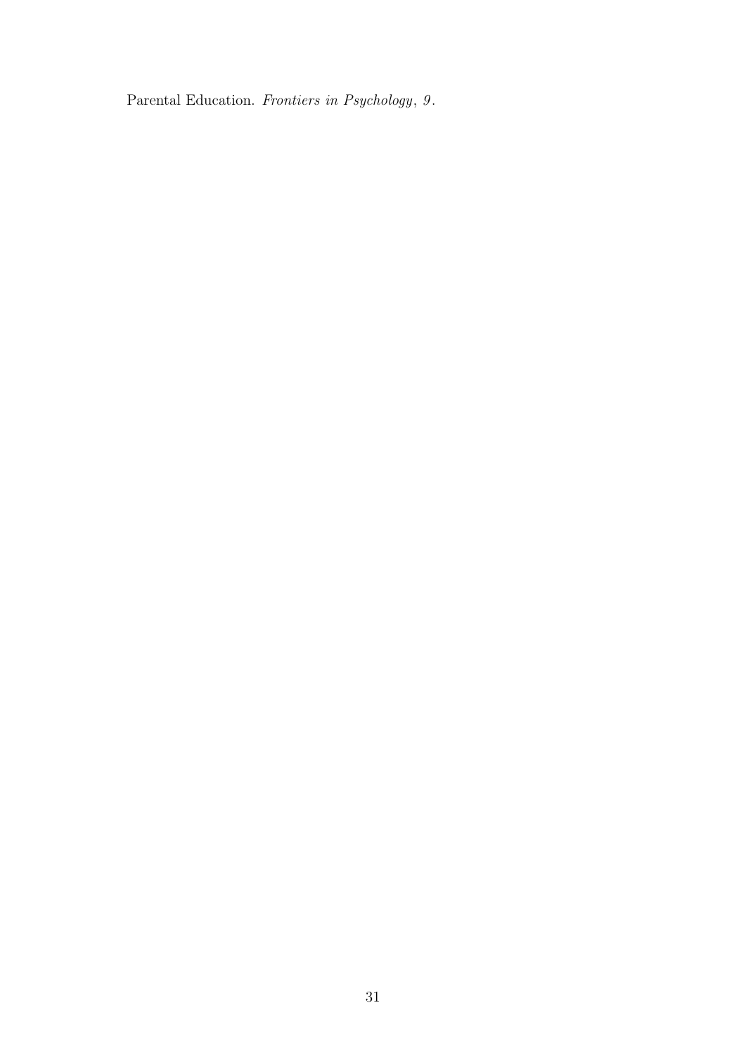Parental Education. *Frontiers in Psychology*, *9*.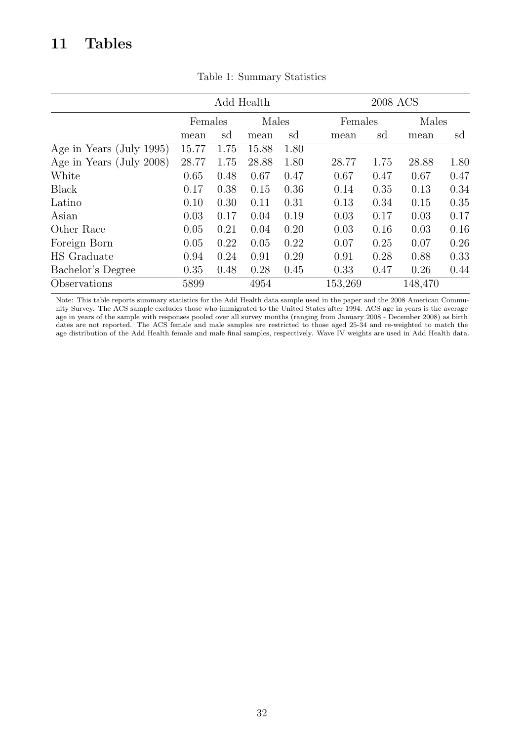# 11 Tables

Table 1: Summary Statistics

| | Add Health | | | | 2008 ACS | | | |
|---|---|---|---|---|---|---|---|---|
| | Females | | Males | | Females | | Males | |
| | mean | sd | mean | sd | mean | sd | mean | sd |
| Age in Years (July 1995) | 15.77 | 1.75 | 15.88 | 1.80 | | | | |
| Age in Years (July 2008) | 28.77 | 1.75 | 28.88 | 1.80 | 28.77 | 1.75 | 28.88 | 1.80 |
| White | 0.65 | 0.48 | 0.67 | 0.47 | 0.67 | 0.47 | 0.67 | 0.47 |
| Black | 0.17 | 0.38 | 0.15 | 0.36 | 0.14 | 0.35 | 0.13 | 0.34 |
| Latino | 0.10 | 0.30 | 0.11 | 0.31 | 0.13 | 0.34 | 0.15 | 0.35 |
| Asian | 0.03 | 0.17 | 0.04 | 0.19 | 0.03 | 0.17 | 0.03 | 0.17 |
| Other Race | 0.05 | 0.21 | 0.04 | 0.20 | 0.03 | 0.16 | 0.03 | 0.16 |
| Foreign Born | 0.05 | 0.22 | 0.05 | 0.22 | 0.07 | 0.25 | 0.07 | 0.26 |
| HS Graduate | 0.94 | 0.24 | 0.91 | 0.29 | 0.91 | 0.28 | 0.88 | 0.33 |
| Bachelor's Degree | 0.35 | 0.48 | 0.28 | 0.45 | 0.33 | 0.47 | 0.26 | 0.44 |
| Observations | 5899 | | 4954 | | 153,269 | | 148,470 | |

Note: This table reports summary statistics for the Add Health data sample used in the paper and the 2008 American Community Survey. The ACS sample excludes those who immigrated to the United States after 1994. ACS age in years is the average age in years of the sample with responses pooled over all survey months (ranging from January 2008 - December 2008) as birth dates are not reported. The ACS female and male samples are restricted to those aged 25-34 and re-weighted to match the age distribution of the Add Health female and male final samples, respectively. Wave IV weights are used in Add Health data.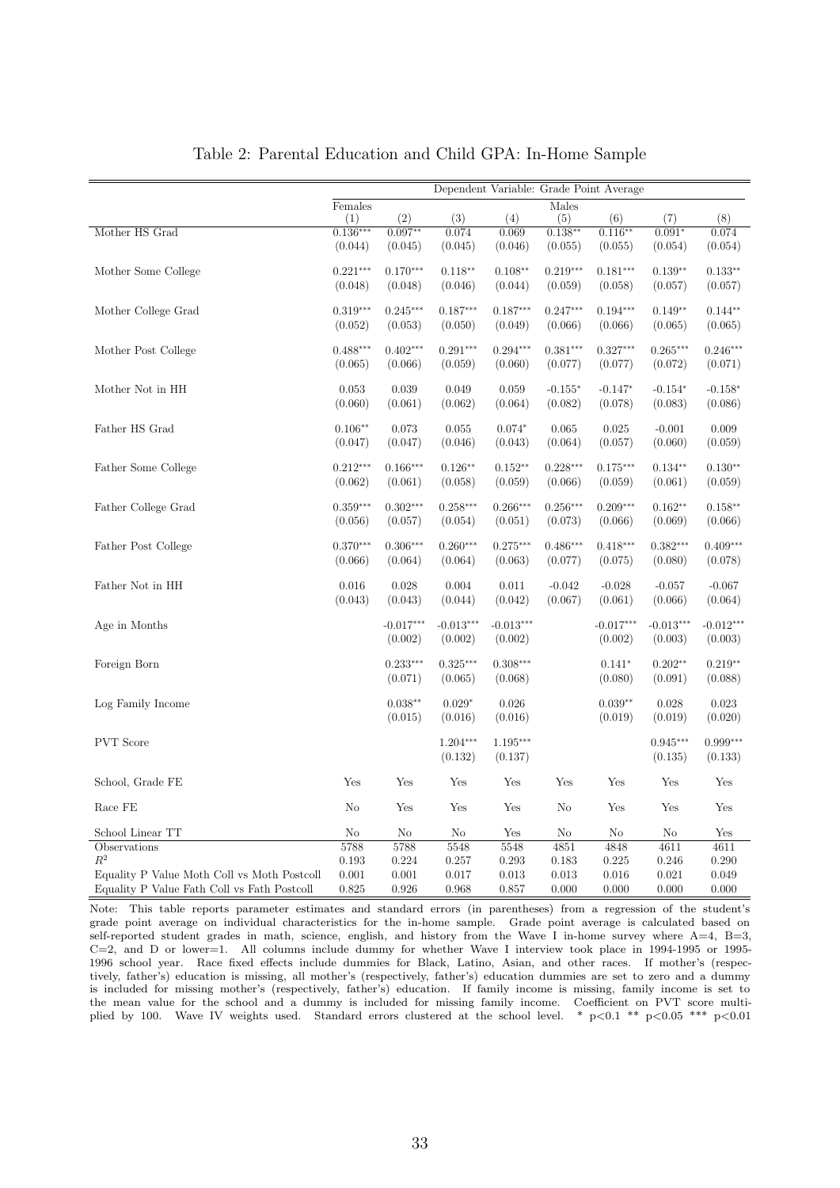# Table 2: Parental Education and Child GPA: In-Home Sample

| | Dependent Variable: Grade Point Average | | | | | | | |
|---|---|---|---|---|---|---|---|---|
| | Females | | | | Males | | | |
| | (1) | (2) | (3) | (4) | (5) | (6) | (7) | (8) |
| Mother HS Grad | 0.136*** | 0.097** | 0.074 | 0.069 | 0.138** | 0.116** | 0.091* | 0.074 |
| | (0.044) | (0.045) | (0.045) | (0.046) | (0.055) | (0.055) | (0.054) | (0.054) |
| Mother Some College | 0.221*** | 0.170*** | 0.118** | 0.108** | 0.219*** | 0.181*** | 0.139** | 0.133** |
| | (0.048) | (0.048) | (0.046) | (0.044) | (0.059) | (0.058) | (0.057) | (0.057) |
| Mother College Grad | 0.319*** | 0.245*** | 0.187*** | 0.187*** | 0.247*** | 0.194*** | 0.149** | 0.144** |
| | (0.052) | (0.053) | (0.050) | (0.049) | (0.066) | (0.066) | (0.065) | (0.065) |
| Mother Post College | 0.488*** | 0.402*** | 0.291*** | 0.294*** | 0.381*** | 0.327*** | 0.265*** | 0.246*** |
| | (0.065) | (0.066) | (0.059) | (0.060) | (0.077) | (0.077) | (0.072) | (0.071) |
| Mother Not in HH | 0.053 | 0.039 | 0.049 | 0.059 | -0.155* | -0.147* | -0.154* | -0.158* |
| | (0.060) | (0.061) | (0.062) | (0.064) | (0.082) | (0.078) | (0.083) | (0.086) |
| Father HS Grad | 0.106** | 0.073 | 0.055 | 0.074* | 0.065 | 0.025 | -0.001 | 0.009 |
| | (0.047) | (0.047) | (0.046) | (0.043) | (0.064) | (0.057) | (0.060) | (0.059) |
| Father Some College | 0.212*** | 0.166*** | 0.126** | 0.152** | 0.228*** | 0.175*** | 0.134** | 0.130** |
| | (0.062) | (0.061) | (0.058) | (0.059) | (0.066) | (0.059) | (0.061) | (0.059) |
| Father College Grad | 0.359*** | 0.302*** | 0.258*** | 0.266*** | 0.256*** | 0.209*** | 0.162** | 0.158** |
| | (0.056) | (0.057) | (0.054) | (0.051) | (0.073) | (0.066) | (0.069) | (0.066) |
| Father Post College | 0.370*** | 0.306*** | 0.260*** | 0.275*** | 0.486*** | 0.418*** | 0.382*** | 0.409*** |
| | (0.066) | (0.064) | (0.064) | (0.063) | (0.077) | (0.075) | (0.080) | (0.078) |
| Father Not in HH | 0.016 | 0.028 | 0.004 | 0.011 | -0.042 | -0.028 | -0.057 | -0.067 |
| | (0.043) | (0.043) | (0.044) | (0.042) | (0.067) | (0.061) | (0.066) | (0.064) |
| Age in Months | | -0.017*** | -0.013*** | -0.013*** | | -0.017*** | -0.013*** | -0.012*** |
| | | (0.002) | (0.002) | (0.002) | | (0.002) | (0.003) | (0.003) |
| Foreign Born | | 0.233*** | 0.325*** | 0.308*** | | 0.141* | 0.202** | 0.219** |
| | | (0.071) | (0.065) | (0.068) | | (0.080) | (0.091) | (0.088) |
| Log Family Income | | 0.038** | 0.029* | 0.026 | | 0.039** | 0.028 | 0.023 |
| | | (0.015) | (0.016) | (0.016) | | (0.019) | (0.019) | (0.020) |
| PVT Score | | | 1.204*** | 1.195*** | | | 0.945*** | 0.999*** |
| | | | (0.132) | (0.137) | | | (0.135) | (0.133) |
| School, Grade FE | Yes | Yes | Yes | Yes | Yes | Yes | Yes | Yes |
| Race FE | No | Yes | Yes | Yes | No | Yes | Yes | Yes |
| School Linear TT | No | No | No | Yes | No | No | No | Yes |
| Observations | 5788 | 5788 | 5548 | 5548 | 4851 | 4848 | 4611 | 4611 |
| $R^2$ | 0.193 | 0.224 | 0.257 | 0.293 | 0.183 | 0.225 | 0.246 | 0.290 |
| Equality P Value Moth Coll vs Moth Postcoll | 0.001 | 0.001 | 0.017 | 0.013 | 0.013 | 0.016 | 0.021 | 0.049 |
| Equality P Value Fath Coll vs Fath Postcoll | 0.825 | 0.926 | 0.968 | 0.857 | 0.000 | 0.000 | 0.000 | 0.000 |

Note: This table reports parameter estimates and standard errors (in parentheses) from a regression of the student's grade point average on individual characteristics for the in-home sample. Grade point average is calculated based on self-reported student grades in math, science, english, and history from the Wave I in-home survey where A=4, B=3, C=2, and D or lower=1. All columns include dummy for whether Wave I interview took place in 1994-1995 or 1995-1996 school year. Race fixed effects include dummies for Black, Latino, Asian, and other races. If mother's (respectively, father's) education is missing, all mother's (respectively, father's) education dummies are set to zero and a dummy is included for missing mother's (respectively, father's) education. If family income is missing, family income is set to the mean value for the school and a dummy is included for missing family income. Coefficient on PVT score multiplied by 100. Wave IV weights used. Standard errors clustered at the school level. * p<0.1 ** p<0.05 *** p<0.01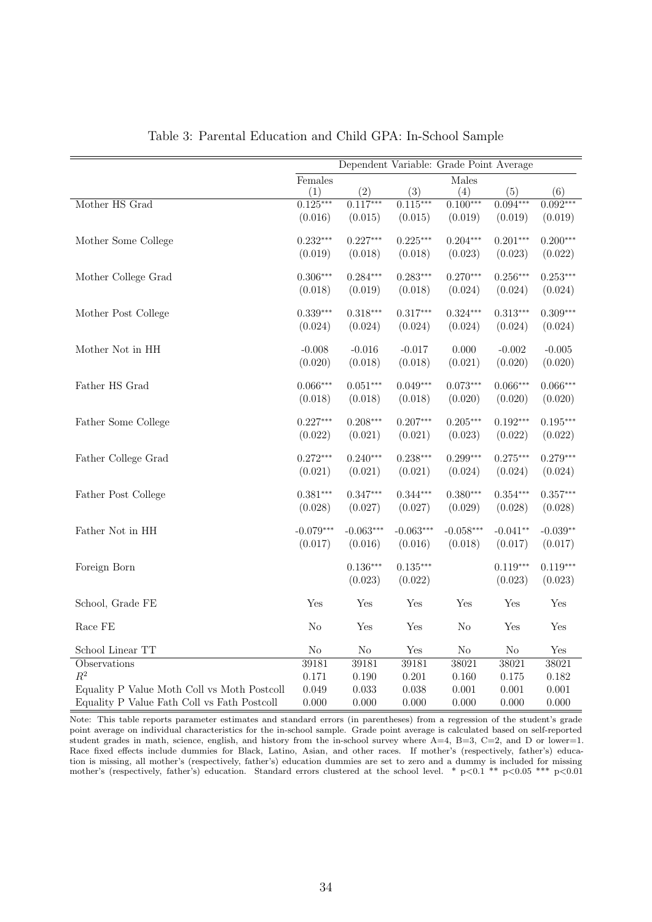Table 3: Parental Education and Child GPA: In-School Sample

| | Dependent Variable: Grade Point Average | | | | | |
|---|---|---|---|---|---|---|
| | Females | | | Males | | |
| | (1) | (2) | (3) | (4) | (5) | (6) |
| Mother HS Grad | 0.125*** | 0.117*** | 0.115*** | 0.100*** | 0.094*** | 0.092*** |
| | (0.016) | (0.015) | (0.015) | (0.019) | (0.019) | (0.019) |
| Mother Some College | 0.232*** | 0.227*** | 0.225*** | 0.204*** | 0.201*** | 0.200*** |
| | (0.019) | (0.018) | (0.018) | (0.023) | (0.023) | (0.022) |
| Mother College Grad | 0.306*** | 0.284*** | 0.283*** | 0.270*** | 0.256*** | 0.253*** |
| | (0.018) | (0.019) | (0.018) | (0.024) | (0.024) | (0.024) |
| Mother Post College | 0.339*** | 0.318*** | 0.317*** | 0.324*** | 0.313*** | 0.309*** |
| | (0.024) | (0.024) | (0.024) | (0.024) | (0.024) | (0.024) |
| Mother Not in HH | -0.008 | -0.016 | -0.017 | 0.000 | -0.002 | -0.005 |
| | (0.020) | (0.018) | (0.018) | (0.021) | (0.020) | (0.020) |
| Father HS Grad | 0.066*** | 0.051*** | 0.049*** | 0.073*** | 0.066*** | 0.066*** |
| | (0.018) | (0.018) | (0.018) | (0.020) | (0.020) | (0.020) |
| Father Some College | 0.227*** | 0.208*** | 0.207*** | 0.205*** | 0.192*** | 0.195*** |
| | (0.022) | (0.021) | (0.021) | (0.023) | (0.022) | (0.022) |
| Father College Grad | 0.272*** | 0.240*** | 0.238*** | 0.299*** | 0.275*** | 0.279*** |
| | (0.021) | (0.021) | (0.021) | (0.024) | (0.024) | (0.024) |
| Father Post College | 0.381*** | 0.347*** | 0.344*** | 0.380*** | 0.354*** | 0.357*** |
| | (0.028) | (0.027) | (0.027) | (0.029) | (0.028) | (0.028) |
| Father Not in HH | -0.079*** | -0.063*** | -0.063*** | -0.058*** | -0.041** | -0.039** |
| | (0.017) | (0.016) | (0.016) | (0.018) | (0.017) | (0.017) |
| Foreign Born | | 0.136*** | 0.135*** | | 0.119*** | 0.119*** |
| | | (0.023) | (0.022) | | (0.023) | (0.023) |
| School, Grade FE | Yes | Yes | Yes | Yes | Yes | Yes |
| Race FE | No | Yes | Yes | No | Yes | Yes |
| School Linear TT | No | No | Yes | No | No | Yes |
| Observations | 39181 | 39181 | 39181 | 38021 | 38021 | 38021 |
| $R^2$ | 0.171 | 0.190 | 0.201 | 0.160 | 0.175 | 0.182 |
| Equality P Value Moth Coll vs Moth Postcoll | 0.049 | 0.033 | 0.038 | 0.001 | 0.001 | 0.001 |
| Equality P Value Fath Coll vs Fath Postcoll | 0.000 | 0.000 | 0.000 | 0.000 | 0.000 | 0.000 |

Note: This table reports parameter estimates and standard errors (in parentheses) from a regression of the student's grade point average on individual characteristics for the in-school sample. Grade point average is calculated based on self-reported student grades in math, science, english, and history from the in-school survey where A=4, B=3, C=2, and D or lower=1. Race fixed effects include dummies for Black, Latino, Asian, and other races. If mother's (respectively, father's) education is missing, all mother's (respectively, father's) education dummies are set to zero and a dummy is included for missing mother's (respectively, father's) education. Standard errors clustered at the school level. * p<0.1 ** p<0.05 *** p<0.01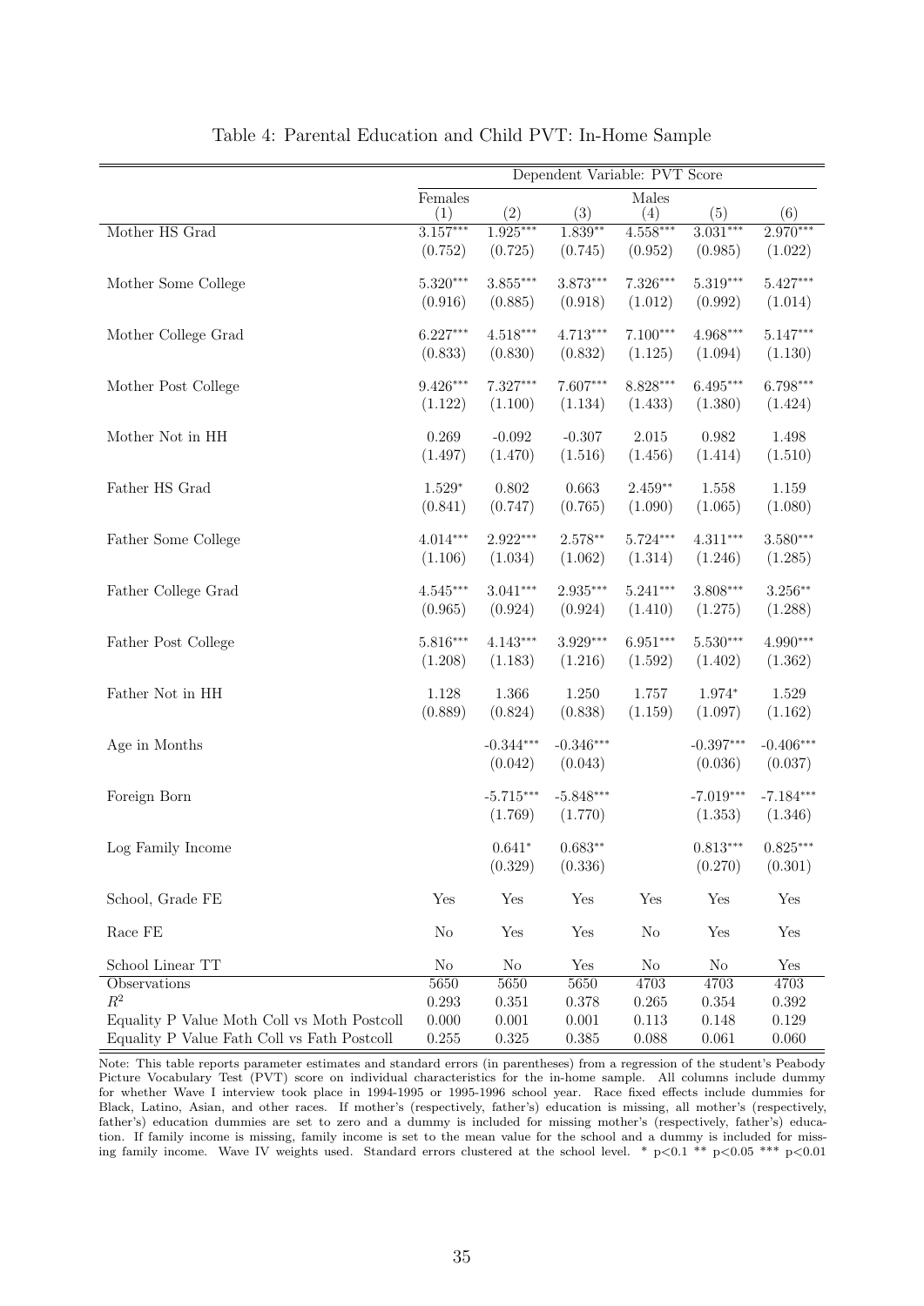Table 4: Parental Education and Child PVT: In-Home Sample

| | Dependent Variable: PVT Score | | | | | |
|---|---|---|---|---|---|---|
| | Females | | | Males | | |
| | (1) | (2) | (3) | (4) | (5) | (6) |
| Mother HS Grad | 3.157*** | 1.925*** | 1.839** | 4.558*** | 3.031*** | 2.970*** |
| | (0.752) | (0.725) | (0.745) | (0.952) | (0.985) | (1.022) |
| Mother Some College | 5.320*** | 3.855*** | 3.873*** | 7.326*** | 5.319*** | 5.427*** |
| | (0.916) | (0.885) | (0.918) | (1.012) | (0.992) | (1.014) |
| Mother College Grad | 6.227*** | 4.518*** | 4.713*** | 7.100*** | 4.968*** | 5.147*** |
| | (0.833) | (0.830) | (0.832) | (1.125) | (1.094) | (1.130) |
| Mother Post College | 9.426*** | 7.327*** | 7.607*** | 8.828*** | 6.495*** | 6.798*** |
| | (1.122) | (1.100) | (1.134) | (1.433) | (1.380) | (1.424) |
| Mother Not in HH | 0.269 | -0.092 | -0.307 | 2.015 | 0.982 | 1.498 |
| | (1.497) | (1.470) | (1.516) | (1.456) | (1.414) | (1.510) |
| Father HS Grad | 1.529* | 0.802 | 0.663 | 2.459** | 1.558 | 1.159 |
| | (0.841) | (0.747) | (0.765) | (1.090) | (1.065) | (1.080) |
| Father Some College | 4.014*** | 2.922*** | 2.578** | 5.724*** | 4.311*** | 3.580*** |
| | (1.106) | (1.034) | (1.062) | (1.314) | (1.246) | (1.285) |
| Father College Grad | 4.545*** | 3.041*** | 2.935*** | 5.241*** | 3.808*** | 3.256** |
| | (0.965) | (0.924) | (0.924) | (1.410) | (1.275) | (1.288) |
| Father Post College | 5.816*** | 4.143*** | 3.929*** | 6.951*** | 5.530*** | 4.990*** |
| | (1.208) | (1.183) | (1.216) | (1.592) | (1.402) | (1.362) |
| Father Not in HH | 1.128 | 1.366 | 1.250 | 1.757 | 1.974* | 1.529 |
| | (0.889) | (0.824) | (0.838) | (1.159) | (1.097) | (1.162) |
| Age in Months | | -0.344*** | -0.346*** | | -0.397*** | -0.406*** |
| | | (0.042) | (0.043) | | (0.036) | (0.037) |
| Foreign Born | | -5.715*** | -5.848*** | | -7.019*** | -7.184*** |
| | | (1.769) | (1.770) | | (1.353) | (1.346) |
| Log Family Income | | 0.641* | 0.683** | | 0.813*** | 0.825*** |
| | | (0.329) | (0.336) | | (0.270) | (0.301) |
| School, Grade FE | Yes | Yes | Yes | Yes | Yes | Yes |
| Race FE | No | Yes | Yes | No | Yes | Yes |
| School Linear TT | No | No | Yes | No | No | Yes |
| Observations | 5650 | 5650 | 5650 | 4703 | 4703 | 4703 |
| $R^2$ | 0.293 | 0.351 | 0.378 | 0.265 | 0.354 | 0.392 |
| Equality P Value Moth Coll vs Moth Postcoll | 0.000 | 0.001 | 0.001 | 0.113 | 0.148 | 0.129 |
| Equality P Value Fath Coll vs Fath Postcoll | 0.255 | 0.325 | 0.385 | 0.088 | 0.061 | 0.060 |

Note: This table reports parameter estimates and standard errors (in parentheses) from a regression of the student's Peabody Picture Vocabulary Test (PVT) score on individual characteristics for the in-home sample. All columns include dummy for whether Wave I interview took place in 1994-1995 or 1995-1996 school year. Race fixed effects include dummies for Black, Latino, Asian, and other races. If mother's (respectively, father's) education is missing, all mother's (respectively, father's) education dummies are set to zero and a dummy is included for missing mother's (respectively, father's) education. If family income is missing, family income is set to the mean value for the school and a dummy is included for missing family income. Wave IV weights used. Standard errors clustered at the school level. * p<0.1 ** p<0.05 *** p<0.01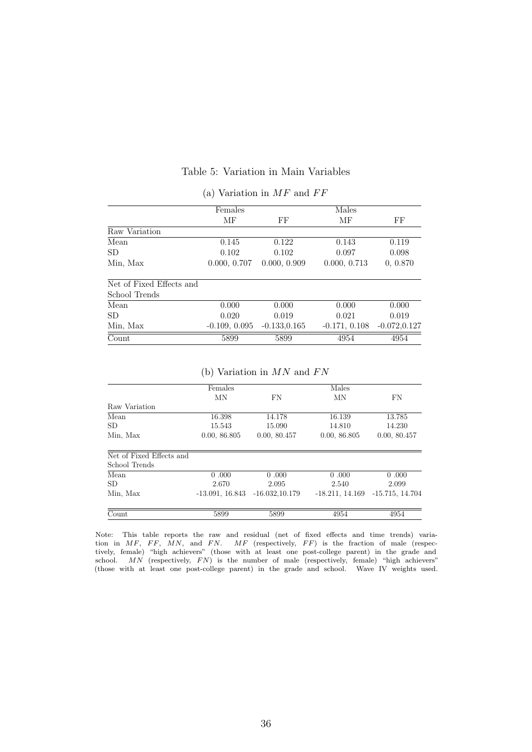Table 5: Variation in Main Variables

(a) Variation in $MF$ and $FF$

| | Females | | Males | |
|---|---|---|---|---|
| | MF | FF | MF | FF |
| Raw Variation | | | | |
| Mean | 0.145 | 0.122 | 0.143 | 0.119 |
| SD | 0.102 | 0.102 | 0.097 | 0.098 |
| Min, Max | 0.000, 0.707 | 0.000, 0.909 | 0.000, 0.713 | 0, 0.870 |
| Net of Fixed Effects and School Trends | | | | |
| Mean | 0.000 | 0.000 | 0.000 | 0.000 |
| SD | 0.020 | 0.019 | 0.021 | 0.019 |
| Min, Max | -0.109, 0.095 | -0.133,0.165 | -0.171, 0.108 | -0.072,0.127 |
| Count | 5899 | 5899 | 4954 | 4954 |

(b) Variation in $MN$ and $FN$

| | Females | | Males | |
|---|---|---|---|---|
| | MN | FN | MN | FN |
| Raw Variation | | | | |
| Mean | 16.398 | 14.178 | 16.139 | 13.785 |
| SD | 15.543 | 15.090 | 14.810 | 14.230 |
| Min, Max | 0.00, 86.805 | 0.00, 80.457 | 0.00, 86.805 | 0.00, 80.457 |
| Net of Fixed Effects and School Trends | | | | |
| Mean | 0 .000 | 0 .000 | 0 .000 | 0 .000 |
| SD | 2.670 | 2.095 | 2.540 | 2.099 |
| Min, Max | -13.091, 16.843 | -16.032,10.179 | -18.211, 14.169 | -15.715, 14.704 |
| Count | 5899 | 5899 | 4954 | 4954 |

Note: This table reports the raw and residual (net of fixed effects and time trends) variation in $MF$, $FF$, $MN$, and $FN$. $MF$ (respectively, $FF$) is the fraction of male (respectively, female) "high achievers" (those with at least one post-college parent) in the grade and school. $MN$ (respectively, $FN$) is the number of male (respectively, female) "high achievers" (those with at least one post-college parent) in the grade and school. Wave IV weights used.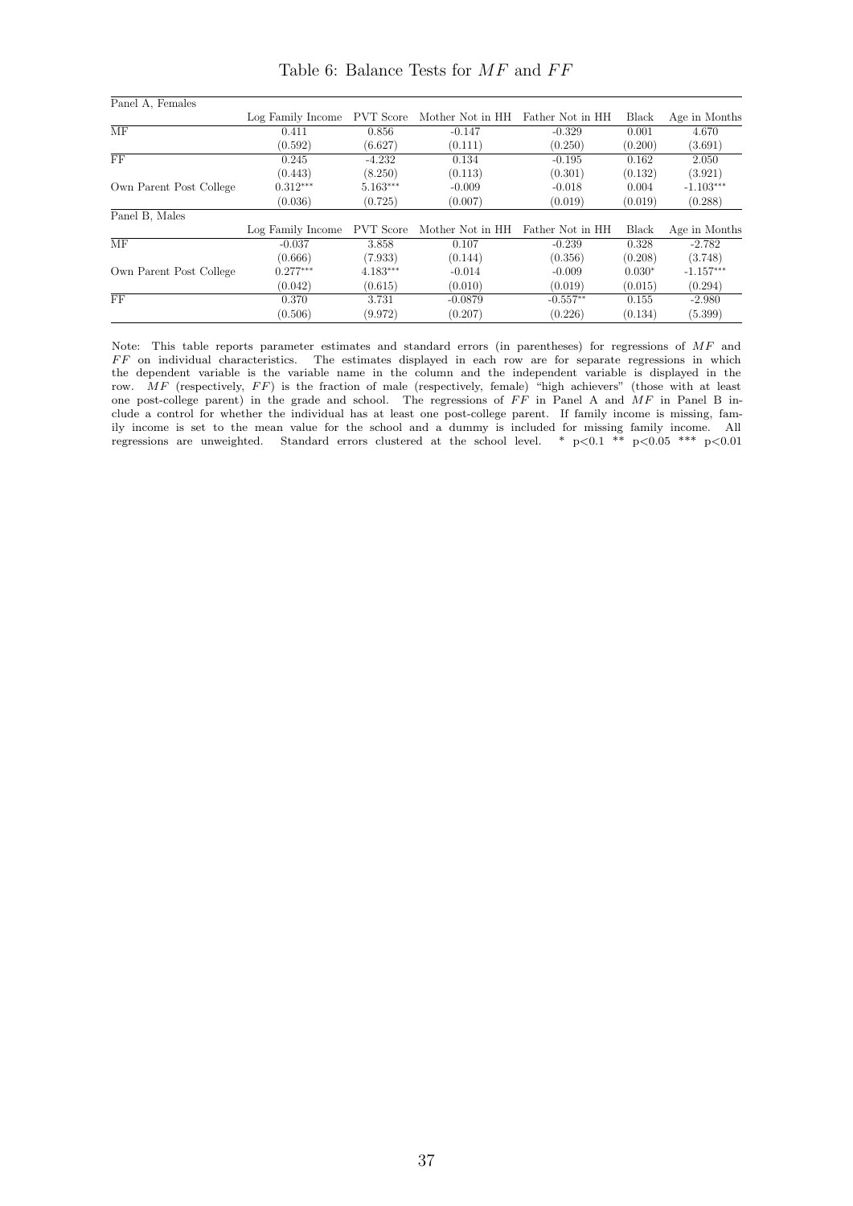# Table 6: Balance Tests for $MF$ and $FF$

| Panel A, Females | | | | | | |
|---|---|---|---|---|---|---|
| | Log Family Income | PVT Score | Mother Not in HH | Father Not in HH | Black | Age in Months |
| MF | 0.411 | 0.856 | -0.147 | -0.329 | 0.001 | 4.670 |
| | (0.592) | (6.627) | (0.111) | (0.250) | (0.200) | (3.691) |
| FF | 0.245 | -4.232 | 0.134 | -0.195 | 0.162 | 2.050 |
| | (0.443) | (8.250) | (0.113) | (0.301) | (0.132) | (3.921) |
| Own Parent Post College | 0.312*** | 5.163*** | -0.009 | -0.018 | 0.004 | -1.103*** |
| | (0.036) | (0.725) | (0.007) | (0.019) | (0.019) | (0.288) |
| **Panel B, Males** | | | | | | |
| | Log Family Income | PVT Score | Mother Not in HH | Father Not in HH | Black | Age in Months |
| MF | -0.037 | 3.858 | 0.107 | -0.239 | 0.328 | -2.782 |
| | (0.666) | (7.933) | (0.144) | (0.356) | (0.208) | (3.748) |
| Own Parent Post College | 0.277*** | 4.183*** | -0.014 | -0.009 | 0.030* | -1.157*** |
| | (0.042) | (0.615) | (0.010) | (0.019) | (0.015) | (0.294) |
| FF | 0.370 | 3.731 | -0.0879 | -0.557** | 0.155 | -2.980 |
| | (0.506) | (9.972) | (0.207) | (0.226) | (0.134) | (5.399) |

Note: This table reports parameter estimates and standard errors (in parentheses) for regressions of $MF$ and $FF$ on individual characteristics. The estimates displayed in each row are for separate regressions in which the dependent variable is the variable name in the column and the independent variable is displayed in the row. $MF$ (respectively, $FF$) is the fraction of male (respectively, female) "high achievers" (those with at least one post-college parent) in the grade and school. The regressions of $FF$ in Panel A and $MF$ in Panel B include a control for whether the individual has at least one post-college parent. If family income is missing, family income is set to the mean value for the school and a dummy is included for missing family income. All regressions are unweighted. Standard errors clustered at the school level. * $p<0.1$ ** $p<0.05$ *** $p<0.01$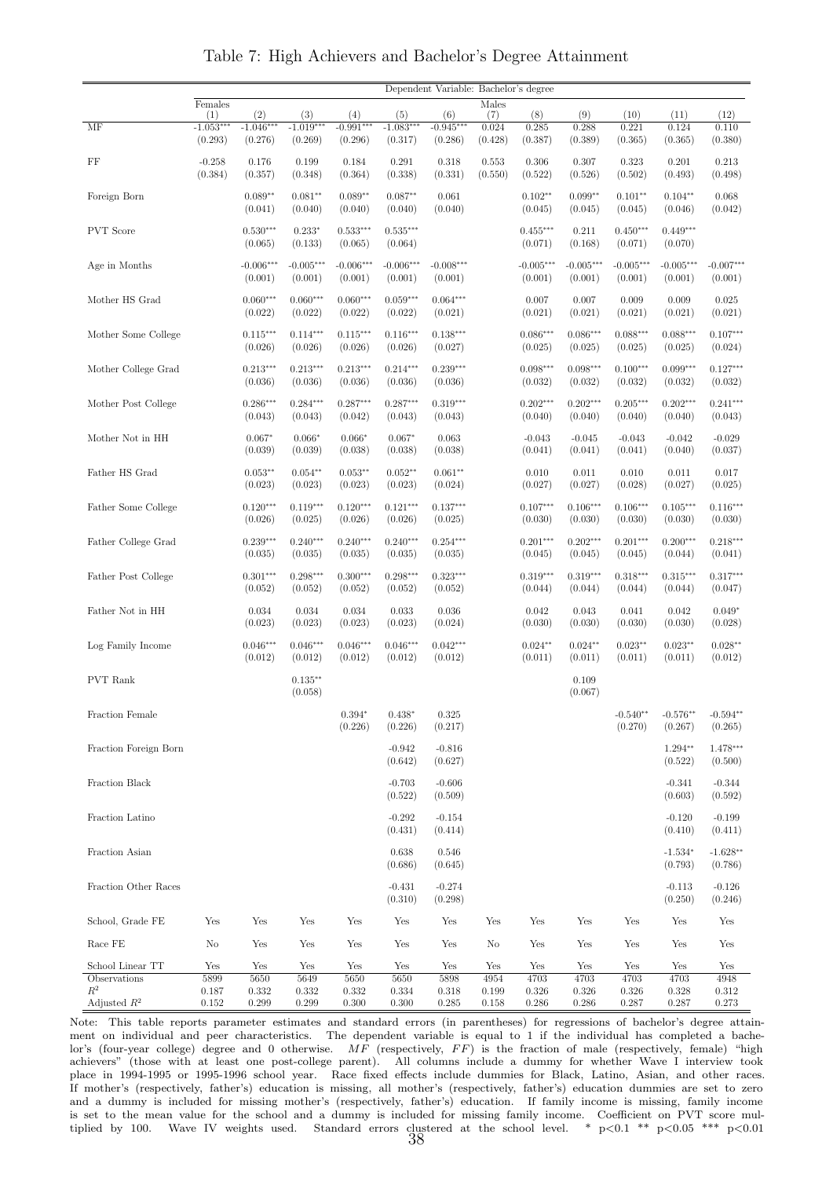# Table 7: High Achievers and Bachelor's Degree Attainment

| | Dependent Variable: Bachelor's degree | | | | | | | | | | | |
|---|---|---|---|---|---|---|---|---|---|---|---|---|
| | Females | | | | | | Males | | | | | |
| | (1) | (2) | (3) | (4) | (5) | (6) | (7) | (8) | (9) | (10) | (11) | (12) |
| MF | -1.053*** | -1.046*** | -1.019*** | -0.991*** | -1.083*** | -0.945*** | 0.024 | 0.285 | 0.288 | 0.221 | 0.124 | 0.110 |
| | (0.293) | (0.276) | (0.269) | (0.296) | (0.317) | (0.286) | (0.428) | (0.387) | (0.389) | (0.365) | (0.365) | (0.380) |
| FF | -0.258 | 0.176 | 0.199 | 0.184 | 0.291 | 0.318 | 0.553 | 0.306 | 0.307 | 0.323 | 0.201 | 0.213 |
| | (0.384) | (0.357) | (0.348) | (0.364) | (0.338) | (0.331) | (0.550) | (0.522) | (0.526) | (0.502) | (0.493) | (0.498) |
| Foreign Born | | 0.089** | 0.081** | 0.089** | 0.087** | 0.061 | | 0.102** | 0.099** | 0.101** | 0.104** | 0.068 |
| | | (0.041) | (0.040) | (0.040) | (0.040) | (0.040) | | (0.045) | (0.045) | (0.045) | (0.046) | (0.042) |
| PVT Score | | 0.530*** | 0.233* | 0.533*** | 0.535*** | | | 0.455*** | 0.211 | 0.450*** | 0.449*** | |
| | | (0.065) | (0.133) | (0.065) | (0.064) | | | (0.071) | (0.168) | (0.071) | (0.070) | |
| Age in Months | | -0.006*** | -0.005*** | -0.006*** | -0.006*** | -0.008*** | | -0.005*** | -0.005*** | -0.005*** | -0.005*** | -0.007*** |
| | | (0.001) | (0.001) | (0.001) | (0.001) | (0.001) | | (0.001) | (0.001) | (0.001) | (0.001) | (0.001) |
| Mother HS Grad | | 0.060*** | 0.060*** | 0.060*** | 0.059*** | 0.064*** | | 0.007 | 0.007 | 0.009 | 0.009 | 0.025 |
| | | (0.022) | (0.022) | (0.022) | (0.022) | (0.021) | | (0.021) | (0.021) | (0.021) | (0.021) | (0.021) |
| Mother Some College | | 0.115*** | 0.114*** | 0.115*** | 0.116*** | 0.138*** | | 0.086*** | 0.086*** | 0.088*** | 0.088*** | 0.107*** |
| | | (0.026) | (0.026) | (0.026) | (0.026) | (0.027) | | (0.025) | (0.025) | (0.025) | (0.025) | (0.024) |
| Mother College Grad | | 0.213*** | 0.213*** | 0.213*** | 0.214*** | 0.239*** | | 0.098*** | 0.098*** | 0.100*** | 0.099*** | 0.127*** |
| | | (0.036) | (0.036) | (0.036) | (0.036) | (0.036) | | (0.032) | (0.032) | (0.032) | (0.032) | (0.032) |
| Mother Post College | | 0.286*** | 0.284*** | 0.287*** | 0.287*** | 0.319*** | | 0.202*** | 0.202*** | 0.205*** | 0.202*** | 0.241*** |
| | | (0.043) | (0.043) | (0.042) | (0.043) | (0.043) | | (0.040) | (0.040) | (0.040) | (0.040) | (0.043) |
| Mother Not in HH | | 0.067* | 0.066* | 0.066* | 0.067* | 0.063 | | -0.043 | -0.045 | -0.043 | -0.042 | -0.029 |
| | | (0.039) | (0.039) | (0.038) | (0.038) | (0.038) | | (0.041) | (0.041) | (0.041) | (0.040) | (0.037) |
| Father HS Grad | | 0.053** | 0.054** | 0.053** | 0.052** | 0.061** | | 0.010 | 0.011 | 0.010 | 0.011 | 0.017 |
| | | (0.023) | (0.023) | (0.023) | (0.023) | (0.024) | | (0.027) | (0.027) | (0.028) | (0.027) | (0.025) |
| Father Some College | | 0.120*** | 0.119*** | 0.120*** | 0.121*** | 0.137*** | | 0.107*** | 0.106*** | 0.106*** | 0.105*** | 0.116*** |
| | | (0.026) | (0.025) | (0.026) | (0.026) | (0.025) | | (0.030) | (0.030) | (0.030) | (0.030) | (0.030) |
| Father College Grad | | 0.239*** | 0.240*** | 0.240*** | 0.240*** | 0.254*** | | 0.201*** | 0.202*** | 0.201*** | 0.200*** | 0.218*** |
| | | (0.035) | (0.035) | (0.035) | (0.035) | (0.035) | | (0.045) | (0.045) | (0.045) | (0.044) | (0.041) |
| Father Post College | | 0.301*** | 0.298*** | 0.300*** | 0.298*** | 0.323*** | | 0.319*** | 0.319*** | 0.318*** | 0.315*** | 0.317*** |
| | | (0.052) | (0.052) | (0.052) | (0.052) | (0.052) | | (0.044) | (0.044) | (0.044) | (0.044) | (0.047) |
| Father Not in HH | | 0.034 | 0.034 | 0.034 | 0.033 | 0.036 | | 0.042 | 0.043 | 0.041 | 0.042 | 0.049* |
| | | (0.023) | (0.023) | (0.023) | (0.023) | (0.024) | | (0.030) | (0.030) | (0.030) | (0.030) | (0.028) |
| Log Family Income | | 0.046*** | 0.046*** | 0.046*** | 0.046*** | 0.042*** | | 0.024** | 0.024** | 0.023** | 0.023** | 0.028** |
| | | (0.012) | (0.012) | (0.012) | (0.012) | (0.012) | | (0.011) | (0.011) | (0.011) | (0.011) | (0.012) |
| PVT Rank | | | 0.135** | | | | | | 0.109 | | | |
| | | | (0.058) | | | | | | (0.067) | | | |
| Fraction Female | | | | 0.394* | 0.438* | 0.325 | | | | -0.540** | -0.576** | -0.594** |
| | | | | (0.226) | (0.226) | (0.217) | | | | (0.270) | (0.267) | (0.265) |
| Fraction Foreign Born | | | | | -0.942 | -0.816 | | | | | 1.294** | 1.478*** |
| | | | | | (0.642) | (0.627) | | | | | (0.522) | (0.500) |
| Fraction Black | | | | | -0.703 | -0.606 | | | | | -0.341 | -0.344 |
| | | | | | (0.522) | (0.509) | | | | | (0.603) | (0.592) |
| Fraction Latino | | | | | -0.292 | -0.154 | | | | | -0.120 | -0.199 |
| | | | | | (0.431) | (0.414) | | | | | (0.410) | (0.411) |
| Fraction Asian | | | | | 0.638 | 0.546 | | | | | -1.534* | -1.628** |
| | | | | | (0.686) | (0.645) | | | | | (0.793) | (0.786) |
| Fraction Other Races | | | | | -0.431 | -0.274 | | | | | -0.113 | -0.126 |
| | | | | | (0.310) | (0.298) | | | | | (0.250) | (0.246) |
| School, Grade FE | Yes | Yes | Yes | Yes | Yes | Yes | Yes | Yes | Yes | Yes | Yes | Yes |
| Race FE | No | Yes | Yes | Yes | Yes | Yes | No | Yes | Yes | Yes | Yes | Yes |
| School Linear TT | Yes | Yes | Yes | Yes | Yes | Yes | Yes | Yes | Yes | Yes | Yes | Yes |
| Observations | 5899 | 5650 | 5649 | 5650 | 5650 | 5898 | 4954 | 4703 | 4703 | 4703 | 4703 | 4948 |
| $R^2$ | 0.187 | 0.332 | 0.332 | 0.332 | 0.334 | 0.318 | 0.199 | 0.326 | 0.326 | 0.326 | 0.328 | 0.312 |
| Adjusted $R^2$ | 0.152 | 0.299 | 0.299 | 0.300 | 0.300 | 0.285 | 0.158 | 0.286 | 0.286 | 0.287 | 0.287 | 0.273 |

Note: This table reports parameter estimates and standard errors (in parentheses) for regressions of bachelor's degree attainment on individual and peer characteristics. The dependent variable is equal to 1 if the individual has completed a bachelor's (four-year college) degree and 0 otherwise. $MF$ (respectively, $FF$) is the fraction of male (respectively, female) "high achievers" (those with at least one post-college parent). All columns include a dummy for whether Wave I interview took place in 1994-1995 or 1995-1996 school year. Race fixed effects include dummies for Black, Latino, Asian, and other races. If mother's (respectively, father's) education is missing, all mother's (respectively, father's) education dummies are set to zero and a dummy is included for missing mother's (respectively, father's) education. If family income is missing, family income is set to the mean value for the school and a dummy is included for missing family income. Coefficient on PVT score multiplied by 100. Wave IV weights used. Standard errors clustered at the school level. * p<0.1 ** p<0.05 *** p<0.01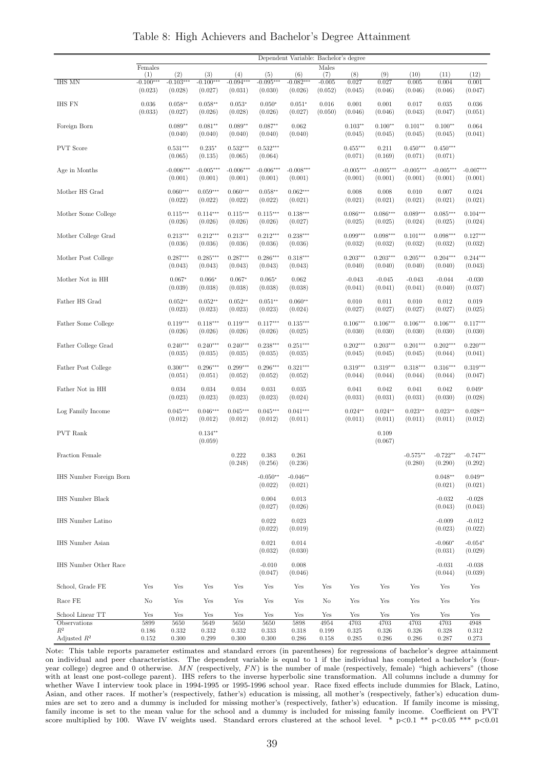# Table 8: High Achievers and Bachelor's Degree Attainment

| | Dependent Variable: Bachelor's degree | | | | | | | | | | | |
|---|---|---|---|---|---|---|---|---|---|---|---|---|
| | Females | | | | | | Males | | | | | |
| | (1) | (2) | (3) | (4) | (5) | (6) | (7) | (8) | (9) | (10) | (11) | (12) |
| IHS MN | -0.100*** | -0.103*** | -0.100*** | -0.094*** | -0.095*** | -0.082*** | -0.005 | 0.027 | 0.027 | 0.005 | 0.004 | 0.001 |
| | (0.023) | (0.028) | (0.027) | (0.031) | (0.030) | (0.026) | (0.052) | (0.045) | (0.045) | (0.046) | (0.046) | (0.047) |
| IHS FN | 0.036 | 0.058** | 0.058** | 0.053* | 0.050* | 0.051* | 0.016 | 0.001 | 0.001 | 0.017 | 0.035 | 0.036 |
| | (0.033) | (0.027) | (0.026) | (0.028) | (0.026) | (0.027) | (0.050) | (0.046) | (0.046) | (0.043) | (0.047) | (0.051) |
| Foreign Born | | 0.089** | 0.081** | 0.089** | 0.087** | 0.062 | | 0.103** | 0.100** | 0.101** | 0.100** | 0.064 |
| | | (0.040) | (0.040) | (0.040) | (0.040) | (0.040) | | (0.045) | (0.045) | (0.045) | (0.045) | (0.041) |
| PVT Score | | 0.531*** | 0.235* | 0.532*** | 0.532*** | | | 0.455*** | 0.211 | 0.450*** | 0.450*** | |
| | | (0.065) | (0.135) | (0.065) | (0.064) | | | (0.071) | (0.169) | (0.071) | (0.071) | |
| Age in Months | | -0.006*** | -0.005*** | -0.006*** | -0.006*** | -0.008*** | | -0.005*** | -0.005*** | -0.005*** | -0.005*** | -0.007*** |
| | | (0.001) | (0.001) | (0.001) | (0.001) | (0.001) | | (0.001) | (0.001) | (0.001) | (0.001) | (0.001) |
| Mother HS Grad | | 0.060*** | 0.059*** | 0.060*** | 0.058** | 0.062*** | | 0.008 | 0.008 | 0.010 | 0.007 | 0.024 |
| | | (0.022) | (0.022) | (0.022) | (0.022) | (0.021) | | (0.021) | (0.021) | (0.021) | (0.021) | (0.021) |
| Mother Some College | | 0.115*** | 0.114*** | 0.115*** | 0.115*** | 0.138*** | | 0.086*** | 0.086*** | 0.089*** | 0.085*** | 0.104*** |
| | | (0.026) | (0.026) | (0.026) | (0.026) | (0.027) | | (0.025) | (0.025) | (0.024) | (0.025) | (0.024) |
| Mother College Grad | | 0.213*** | 0.212*** | 0.213*** | 0.212*** | 0.238*** | | 0.099*** | 0.098*** | 0.101*** | 0.098*** | 0.127*** |
| | | (0.036) | (0.036) | (0.036) | (0.036) | (0.036) | | (0.032) | (0.032) | (0.032) | (0.032) | (0.032) |
| Mother Post College | | 0.287*** | 0.285*** | 0.287*** | 0.286*** | 0.318*** | | 0.203*** | 0.203*** | 0.205*** | 0.204*** | 0.244*** |
| | | (0.043) | (0.043) | (0.043) | (0.043) | (0.043) | | (0.040) | (0.040) | (0.040) | (0.040) | (0.043) |
| Mother Not in HH | | 0.067* | 0.066* | 0.067* | 0.065* | 0.062 | | -0.043 | -0.045 | -0.043 | -0.044 | -0.030 |
| | | (0.039) | (0.038) | (0.038) | (0.038) | (0.038) | | (0.041) | (0.041) | (0.041) | (0.040) | (0.037) |
| Father HS Grad | | 0.052** | 0.052** | 0.052** | 0.051** | 0.060** | | 0.010 | 0.011 | 0.010 | 0.012 | 0.019 |
| | | (0.023) | (0.023) | (0.023) | (0.023) | (0.024) | | (0.027) | (0.027) | (0.027) | (0.027) | (0.025) |
| Father Some College | | 0.119*** | 0.118*** | 0.119*** | 0.117*** | 0.135*** | | 0.106*** | 0.106*** | 0.106*** | 0.106*** | 0.117*** |
| | | (0.026) | (0.026) | (0.026) | (0.026) | (0.025) | | (0.030) | (0.030) | (0.030) | (0.030) | (0.030) |
| Father College Grad | | 0.240*** | 0.240*** | 0.240*** | 0.238*** | 0.251*** | | 0.202*** | 0.203*** | 0.201*** | 0.202*** | 0.220*** |
| | | (0.035) | (0.035) | (0.035) | (0.035) | (0.035) | | (0.045) | (0.045) | (0.045) | (0.044) | (0.041) |
| Father Post College | | 0.300*** | 0.296*** | 0.299*** | 0.296*** | 0.321*** | | 0.319*** | 0.319*** | 0.318*** | 0.316*** | 0.319*** |
| | | (0.051) | (0.051) | (0.052) | (0.052) | (0.052) | | (0.044) | (0.044) | (0.044) | (0.044) | (0.047) |
| Father Not in HH | | 0.034 | 0.034 | 0.034 | 0.031 | 0.035 | | 0.041 | 0.042 | 0.041 | 0.042 | 0.049* |
| | | (0.023) | (0.023) | (0.023) | (0.023) | (0.024) | | (0.031) | (0.031) | (0.031) | (0.030) | (0.028) |
| Log Family Income | | 0.045*** | 0.046*** | 0.045*** | 0.045*** | 0.041*** | | 0.024** | 0.024** | 0.023** | 0.023** | 0.028** |
| | | (0.012) | (0.012) | (0.012) | (0.012) | (0.011) | | (0.011) | (0.011) | (0.011) | (0.011) | (0.012) |
| PVT Rank | | | 0.134** | | | | | | 0.109 | | | |
| | | | (0.059) | | | | | | (0.067) | | | |
| Fraction Female | | | | 0.222 | 0.383 | 0.261 | | | | -0.575** | -0.722** | -0.747** |
| | | | | (0.248) | (0.256) | (0.236) | | | | (0.280) | (0.290) | (0.292) |
| IHS Number Foreign Born | | | | | -0.050** | -0.046** | | | | | 0.048** | 0.049** |
| | | | | | (0.022) | (0.021) | | | | | (0.021) | (0.021) |
| IHS Number Black | | | | | 0.004 | 0.013 | | | | | -0.032 | -0.028 |
| | | | | | (0.027) | (0.026) | | | | | (0.043) | (0.043) |
| IHS Number Latino | | | | | 0.022 | 0.023 | | | | | -0.009 | -0.012 |
| | | | | | (0.022) | (0.019) | | | | | (0.023) | (0.022) |
| IHS Number Asian | | | | | 0.021 | 0.014 | | | | | -0.060* | -0.054* |
| | | | | | (0.032) | (0.030) | | | | | (0.031) | (0.029) |
| IHS Number Other Race | | | | | -0.010 | 0.008 | | | | | -0.031 | -0.038 |
| | | | | | (0.047) | (0.046) | | | | | (0.044) | (0.039) |
| School, Grade FE | Yes | Yes | Yes | Yes | Yes | Yes | Yes | Yes | Yes | Yes | Yes | Yes |
| Race FE | No | Yes | Yes | Yes | Yes | Yes | No | Yes | Yes | Yes | Yes | Yes |
| School Linear TT | Yes | Yes | Yes | Yes | Yes | Yes | Yes | Yes | Yes | Yes | Yes | Yes |
| Observations | 5899 | 5650 | 5649 | 5650 | 5650 | 5898 | 4954 | 4703 | 4703 | 4703 | 4703 | 4948 |
| $R^2$ | 0.186 | 0.332 | 0.332 | 0.332 | 0.333 | 0.318 | 0.199 | 0.325 | 0.326 | 0.326 | 0.328 | 0.312 |
| Adjusted $R^2$ | 0.152 | 0.300 | 0.299 | 0.300 | 0.300 | 0.286 | 0.158 | 0.285 | 0.286 | 0.286 | 0.287 | 0.273 |

Note: This table reports parameter estimates and standard errors (in parentheses) for regressions of bachelor's degree attainment on individual and peer characteristics. The dependent variable is equal to 1 if the individual has completed a bachelor's (four-year college) degree and 0 otherwise. $MN$ (respectively, $FN$) is the number of male (respectively, female) "high achievers" (those with at least one post-college parent). IHS refers to the inverse hyperbolic sine transformation. All columns include a dummy for whether Wave I interview took place in 1994-1995 or 1995-1996 school year. Race fixed effects include dummies for Black, Latino, Asian, and other races. If mother's (respectively, father's) education is missing, all mother's (respectively, father's) education dummies are set to zero and a dummy is included for missing mother's (respectively, father's) education. If family income is missing, family income is set to the mean value for the school and a dummy is included for missing family income. Coefficient on PVT score multiplied by 100. Wave IV weights used. Standard errors clustered at the school level. * p<0.1 ** p<0.05 *** p<0.01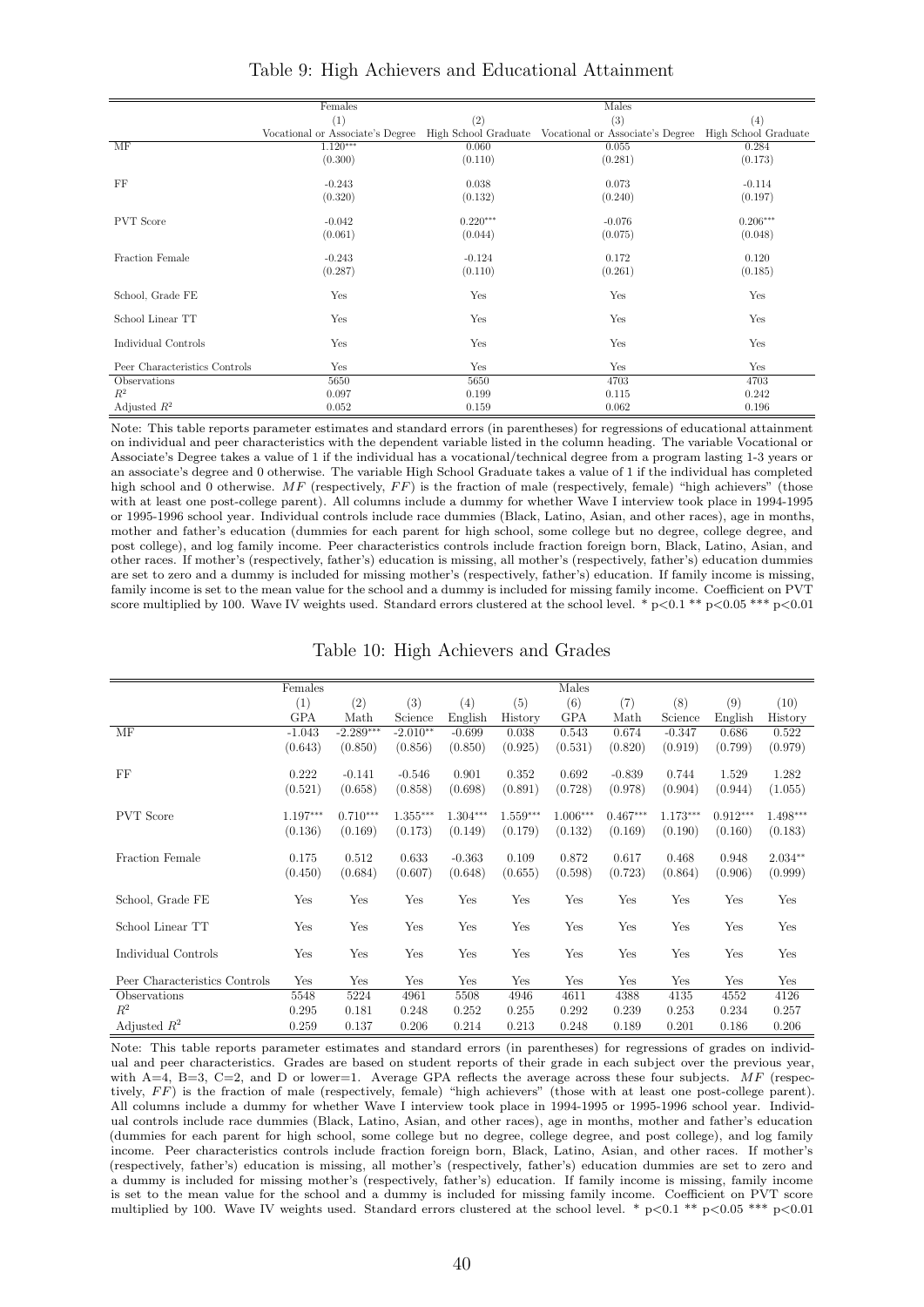Table 9: High Achievers and Educational Attainment

| | Females | | Males | |
|---|---|---|---|---|
| | (1) | (2) | (3) | (4) |
| | Vocational or Associate's Degree | High School Graduate | Vocational or Associate's Degree | High School Graduate |
| MF | 1.120*** | 0.060 | 0.055 | 0.284 |
| | (0.300) | (0.110) | (0.281) | (0.173) |
| FF | -0.243 | 0.038 | 0.073 | -0.114 |
| | (0.320) | (0.132) | (0.240) | (0.197) |
| PVT Score | -0.042 | 0.220*** | -0.076 | 0.206*** |
| | (0.061) | (0.044) | (0.075) | (0.048) |
| Fraction Female | -0.243 | -0.124 | 0.172 | 0.120 |
| | (0.287) | (0.110) | (0.261) | (0.185) |
| School, Grade FE | Yes | Yes | Yes | Yes |
| School Linear TT | Yes | Yes | Yes | Yes |
| Individual Controls | Yes | Yes | Yes | Yes |
| Peer Characteristics Controls | Yes | Yes | Yes | Yes |
| Observations | 5650 | 5650 | 4703 | 4703 |
| $R^2$ | 0.097 | 0.199 | 0.115 | 0.242 |
| Adjusted $R^2$ | 0.052 | 0.159 | 0.062 | 0.196 |

Note: This table reports parameter estimates and standard errors (in parentheses) for regressions of educational attainment on individual and peer characteristics with the dependent variable listed in the column heading. The variable Vocational or Associate's Degree takes a value of 1 if the individual has a vocational/technical degree from a program lasting 1-3 years or an associate's degree and 0 otherwise. The variable High School Graduate takes a value of 1 if the individual has completed high school and 0 otherwise. $MF$ (respectively, $FF$) is the fraction of male (respectively, female) "high achievers" (those with at least one post-college parent). All columns include a dummy for whether Wave I interview took place in 1994-1995 or 1995-1996 school year. Individual controls include race dummies (Black, Latino, Asian, and other races), age in months, mother and father's education (dummies for each parent for high school, some college but no degree, college degree, and post college), and log family income. Peer characteristics controls include fraction foreign born, Black, Latino, Asian, and other races. If mother's (respectively, father's) education is missing, all mother's (respectively, father's) education dummies are set to zero and a dummy is included for missing mother's (respectively, father's) education. If family income is missing, family income is set to the mean value for the school and a dummy is included for missing family income. Coefficient on PVT score multiplied by 100. Wave IV weights used. Standard errors clustered at the school level. * p<0.1 ** p<0.05 *** p<0.01

Table 10: High Achievers and Grades

| | Females | | | | | Males | | | | |
|---|---|---|---|---|---|---|---|---|---|---|
| | (1) | (2) | (3) | (4) | (5) | (6) | (7) | (8) | (9) | (10) |
| | GPA | Math | Science | English | History | GPA | Math | Science | English | History |
| MF | -1.043 | -2.289*** | -2.010** | -0.699 | 0.038 | 0.543 | 0.674 | -0.347 | 0.686 | 0.522 |
| | (0.643) | (0.850) | (0.856) | (0.850) | (0.925) | (0.531) | (0.820) | (0.919) | (0.799) | (0.979) |
| FF | 0.222 | -0.141 | -0.546 | 0.901 | 0.352 | 0.692 | -0.839 | 0.744 | 1.529 | 1.282 |
| | (0.521) | (0.658) | (0.858) | (0.698) | (0.891) | (0.728) | (0.978) | (0.904) | (0.944) | (1.055) |
| PVT Score | 1.197*** | 0.710*** | 1.355*** | 1.304*** | 1.559*** | 1.006*** | 0.467*** | 1.173*** | 0.912*** | 1.498*** |
| | (0.136) | (0.169) | (0.173) | (0.149) | (0.179) | (0.132) | (0.169) | (0.190) | (0.160) | (0.183) |
| Fraction Female | 0.175 | 0.512 | 0.633 | -0.363 | 0.109 | 0.872 | 0.617 | 0.468 | 0.948 | 2.034** |
| | (0.450) | (0.684) | (0.607) | (0.648) | (0.655) | (0.598) | (0.723) | (0.864) | (0.906) | (0.999) |
| School, Grade FE | Yes | Yes | Yes | Yes | Yes | Yes | Yes | Yes | Yes | Yes |
| School Linear TT | Yes | Yes | Yes | Yes | Yes | Yes | Yes | Yes | Yes | Yes |
| Individual Controls | Yes | Yes | Yes | Yes | Yes | Yes | Yes | Yes | Yes | Yes |
| Peer Characteristics Controls | Yes | Yes | Yes | Yes | Yes | Yes | Yes | Yes | Yes | Yes |
| Observations | 5548 | 5224 | 4961 | 5508 | 4946 | 4611 | 4388 | 4135 | 4552 | 4126 |
| $R^2$ | 0.295 | 0.181 | 0.248 | 0.252 | 0.255 | 0.292 | 0.239 | 0.253 | 0.234 | 0.257 |
| Adjusted $R^2$ | 0.259 | 0.137 | 0.206 | 0.214 | 0.213 | 0.248 | 0.189 | 0.201 | 0.186 | 0.206 |

Note: This table reports parameter estimates and standard errors (in parentheses) for regressions of grades on individual and peer characteristics. Grades are based on student reports of their grade in each subject over the previous year, with A=4, B=3, C=2, and D or lower=1. Average GPA reflects the average across these four subjects. $MF$ (respectively, $FF$) is the fraction of male (respectively, female) "high achievers" (those with at least one post-college parent). All columns include a dummy for whether Wave I interview took place in 1994-1995 or 1995-1996 school year. Individual controls include race dummies (Black, Latino, Asian, and other races), age in months, mother and father's education (dummies for each parent for high school, some college but no degree, college degree, and post college), and log family income. Peer characteristics controls include fraction foreign born, Black, Latino, Asian, and other races. If mother's (respectively, father's) education is missing, all mother's (respectively, father's) education dummies are set to zero and a dummy is included for missing mother's (respectively, father's) education. If family income is missing, family income is set to the mean value for the school and a dummy is included for missing family income. Coefficient on PVT score multiplied by 100. Wave IV weights used. Standard errors clustered at the school level. * p<0.1 ** p<0.05 *** p<0.01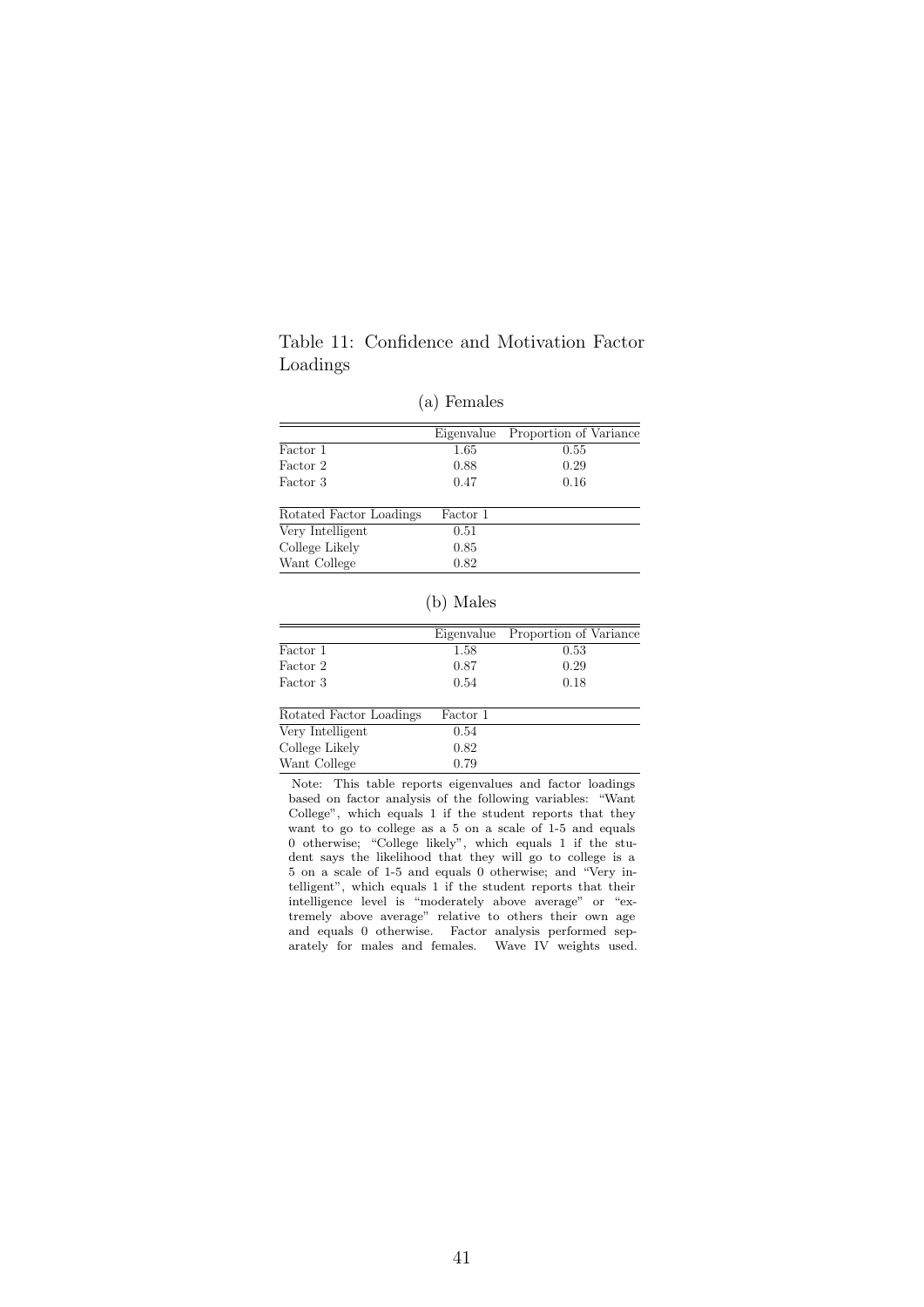Table 11: Confidence and Motivation Factor Loadings

(a) Females

| | Eigenvalue | Proportion of Variance |
|---|---|---|
| Factor 1 | 1.65 | 0.55 |
| Factor 2 | 0.88 | 0.29 |
| Factor 3 | 0.47 | 0.16 |

| Rotated Factor Loadings | Factor 1 |
|---|---|
| Very Intelligent | 0.51 |
| College Likely | 0.85 |
| Want College | 0.82 |

(b) Males

| | Eigenvalue | Proportion of Variance |
|---|---|---|
| Factor 1 | 1.58 | 0.53 |
| Factor 2 | 0.87 | 0.29 |
| Factor 3 | 0.54 | 0.18 |

| Rotated Factor Loadings | Factor 1 |
|---|---|
| Very Intelligent | 0.54 |
| College Likely | 0.82 |
| Want College | 0.79 |

Note: This table reports eigenvalues and factor loadings based on factor analysis of the following variables: "Want College", which equals 1 if the student reports that they want to go to college as a 5 on a scale of 1-5 and equals 0 otherwise; "College likely", which equals 1 if the student says the likelihood that they will go to college is a 5 on a scale of 1-5 and equals 0 otherwise; and "Very intelligent", which equals 1 if the student reports that their intelligence level is "moderately above average" or "extremely above average" relative to others their own age and equals 0 otherwise. Factor analysis performed separately for males and females. Wave IV weights used.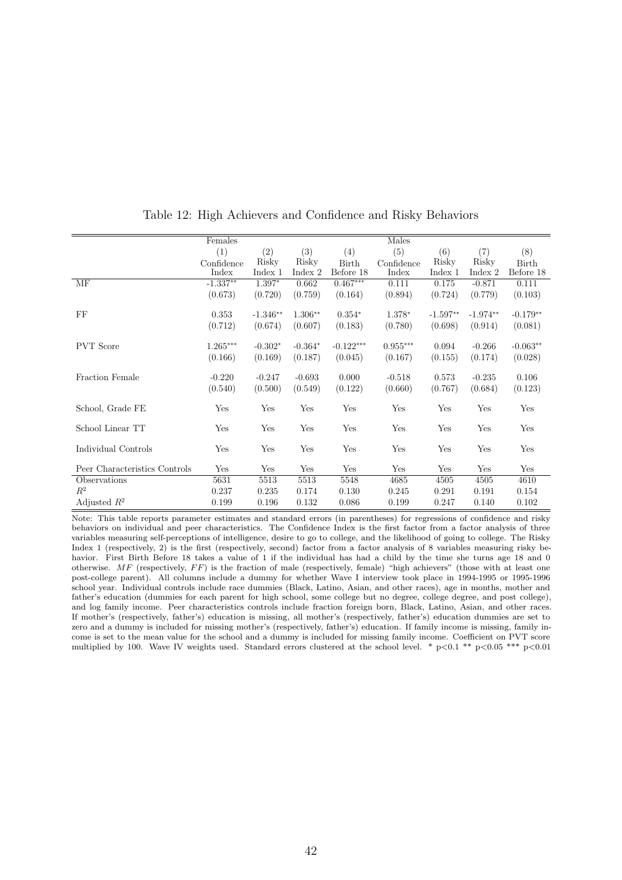Table 12: High Achievers and Confidence and Risky Behaviors

| | Females | | | | Males | | | |
|---|---|---|---|---|---|---|---|---|
| | (1) | (2) | (3) | (4) | (5) | (6) | (7) | (8) |
| | Confidence Index | Risky Index 1 | Risky Index 2 | Birth Before 18 | Confidence Index | Risky Index 1 | Risky Index 2 | Birth Before 18 |
| MF | -1.337** | 1.397* | 0.662 | 0.467*** | 0.111 | 0.175 | -0.871 | 0.111 |
| | (0.673) | (0.720) | (0.759) | (0.164) | (0.894) | (0.724) | (0.779) | (0.103) |
| FF | 0.353 | -1.346** | 1.306** | 0.354* | 1.378* | -1.597** | -1.974** | -0.179** |
| | (0.712) | (0.674) | (0.607) | (0.183) | (0.780) | (0.698) | (0.914) | (0.081) |
| PVT Score | 1.265*** | -0.302* | -0.364* | -0.122*** | 0.955*** | 0.094 | -0.266 | -0.063** |
| | (0.166) | (0.169) | (0.187) | (0.045) | (0.167) | (0.155) | (0.174) | (0.028) |
| Fraction Female | -0.220 | -0.247 | -0.693 | 0.000 | -0.518 | 0.573 | -0.235 | 0.106 |
| | (0.540) | (0.500) | (0.549) | (0.122) | (0.660) | (0.767) | (0.684) | (0.123) |
| School, Grade FE | Yes | Yes | Yes | Yes | Yes | Yes | Yes | Yes |
| School Linear TT | Yes | Yes | Yes | Yes | Yes | Yes | Yes | Yes |
| Individual Controls | Yes | Yes | Yes | Yes | Yes | Yes | Yes | Yes |
| Peer Characteristics Controls | Yes | Yes | Yes | Yes | Yes | Yes | Yes | Yes |
| Observations | 5631 | 5513 | 5513 | 5548 | 4685 | 4505 | 4505 | 4610 |
| $R^2$ | 0.237 | 0.235 | 0.174 | 0.130 | 0.245 | 0.291 | 0.191 | 0.154 |
| Adjusted $R^2$ | 0.199 | 0.196 | 0.132 | 0.086 | 0.199 | 0.247 | 0.140 | 0.102 |

Note: This table reports parameter estimates and standard errors (in parentheses) for regressions of confidence and risky behaviors on individual and peer characteristics. The Confidence Index is the first factor from a factor analysis of three variables measuring self-perceptions of intelligence, desire to go to college, and the likelihood of going to college. The Risky Index 1 (respectively, 2) is the first (respectively, second) factor from a factor analysis of 8 variables measuring risky behavior. First Birth Before 18 takes a value of 1 if the individual has had a child by the time she turns age 18 and 0 otherwise. $MF$ (respectively, $FF$) is the fraction of male (respectively, female) "high achievers" (those with at least one post-college parent). All columns include a dummy for whether Wave I interview took place in 1994-1995 or 1995-1996 school year. Individual controls include race dummies (Black, Latino, Asian, and other races), age in months, mother and father's education (dummies for each parent for high school, some college but no degree, college degree, and post college), and log family income. Peer characteristics controls include fraction foreign born, Black, Latino, Asian, and other races. If mother's (respectively, father's) education is missing, all mother's (respectively, father's) education dummies are set to zero and a dummy is included for missing mother's (respectively, father's) education. If family income is missing, family income is set to the mean value for the school and a dummy is included for missing family income. Coefficient on PVT score multiplied by 100. Wave IV weights used. Standard errors clustered at the school level. * p<0.1 ** p<0.05 *** p<0.01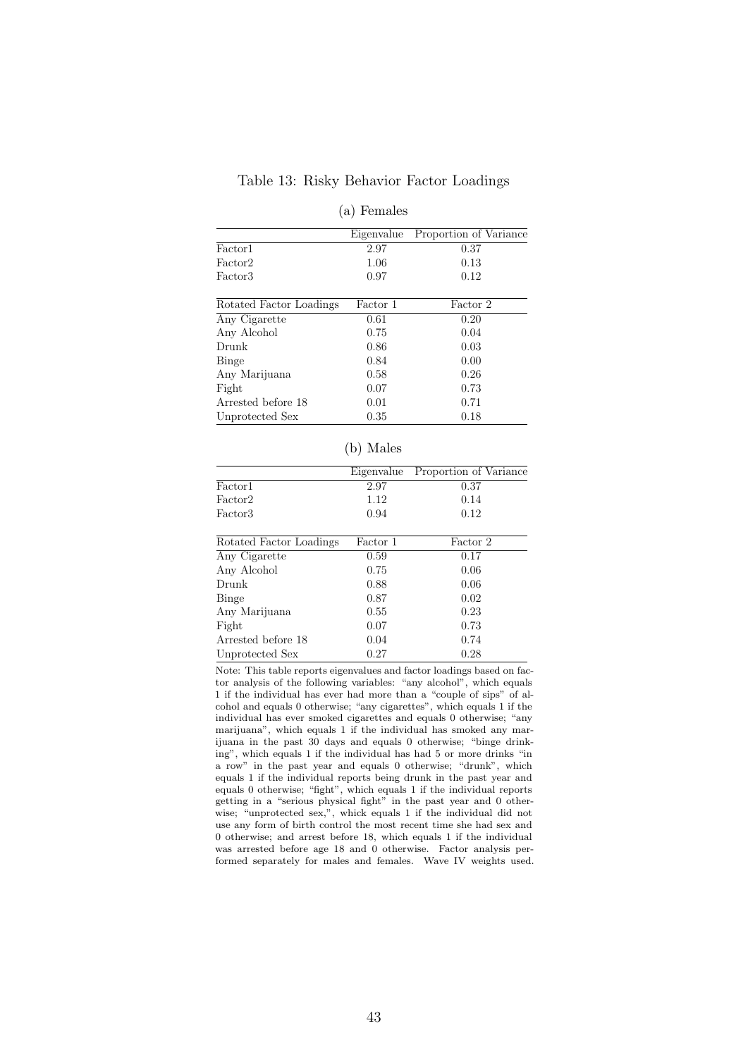Table 13: Risky Behavior Factor Loadings

(a) Females

| | Eigenvalue | Proportion of Variance |
|---|---|---|
| Factor1 | 2.97 | 0.37 |
| Factor2 | 1.06 | 0.13 |
| Factor3 | 0.97 | 0.12 |

| Rotated Factor Loadings | Factor 1 | Factor 2 |
|---|---|---|
| Any Cigarette | 0.61 | 0.20 |
| Any Alcohol | 0.75 | 0.04 |
| Drunk | 0.86 | 0.03 |
| Binge | 0.84 | 0.00 |
| Any Marijuana | 0.58 | 0.26 |
| Fight | 0.07 | 0.73 |
| Arrested before 18 | 0.01 | 0.71 |
| Unprotected Sex | 0.35 | 0.18 |

(b) Males

| | Eigenvalue | Proportion of Variance |
|---|---|---|
| Factor1 | 2.97 | 0.37 |
| Factor2 | 1.12 | 0.14 |
| Factor3 | 0.94 | 0.12 |

| Rotated Factor Loadings | Factor 1 | Factor 2 |
|---|---|---|
| Any Cigarette | 0.59 | 0.17 |
| Any Alcohol | 0.75 | 0.06 |
| Drunk | 0.88 | 0.06 |
| Binge | 0.87 | 0.02 |
| Any Marijuana | 0.55 | 0.23 |
| Fight | 0.07 | 0.73 |
| Arrested before 18 | 0.04 | 0.74 |
| Unprotected Sex | 0.27 | 0.28 |

Note: This table reports eigenvalues and factor loadings based on factor analysis of the following variables: "any alcohol", which equals 1 if the individual has ever had more than a "couple of sips" of alcohol and equals 0 otherwise; "any cigarettes", which equals 1 if the individual has ever smoked cigarettes and equals 0 otherwise; "any marijuana", which equals 1 if the individual has smoked any marijuana in the past 30 days and equals 0 otherwise; "binge drinking", which equals 1 if the individual has had 5 or more drinks "in a row" in the past year and equals 0 otherwise; "drunk", which equals 1 if the individual reports being drunk in the past year and equals 0 otherwise; "fight", which equals 1 if the individual reports getting in a "serious physical fight" in the past year and 0 otherwise; "unprotected sex,", whick equals 1 if the individual did not use any form of birth control the most recent time she had sex and 0 otherwise; and arrest before 18, which equals 1 if the individual was arrested before age 18 and 0 otherwise. Factor analysis performed separately for males and females. Wave IV weights used.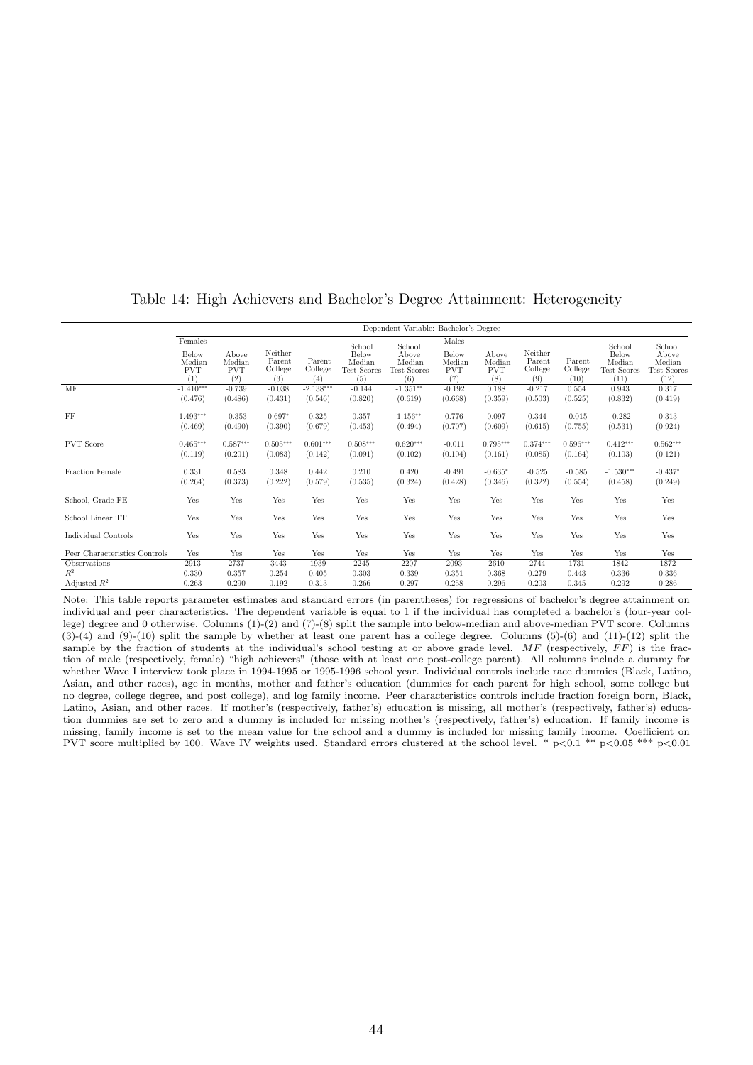# Table 14: High Achievers and Bachelor's Degree Attainment: Heterogeneity

| | Dependent Variable: Bachelor's Degree | | | | | | | | | | | |
|---|---|---|---|---|---|---|---|---|---|---|---|---|
| | Females | | | | | | Males | | | | | |
| | Below Median PVT | Above Median PVT | Neither Parent College | Parent College | School Below Median Test Scores | School Above Median Test Scores | Below Median PVT | Above Median PVT | Neither Parent College | Parent College | School Below Median Test Scores | School Above Median Test Scores |
| | (1) | (2) | (3) | (4) | (5) | (6) | (7) | (8) | (9) | (10) | (11) | (12) |
| MF | -1.410*** | -0.739 | -0.038 | -2.138*** | -0.144 | -1.351** | -0.192 | 0.188 | -0.217 | 0.554 | 0.943 | 0.317 |
| | (0.476) | (0.486) | (0.431) | (0.546) | (0.820) | (0.619) | (0.668) | (0.359) | (0.503) | (0.525) | (0.832) | (0.419) |
| FF | 1.493*** | -0.353 | 0.697* | 0.325 | 0.357 | 1.156** | 0.776 | 0.097 | 0.344 | -0.015 | -0.282 | 0.313 |
| | (0.469) | (0.490) | (0.390) | (0.679) | (0.453) | (0.494) | (0.707) | (0.609) | (0.615) | (0.755) | (0.531) | (0.924) |
| PVT Score | 0.465*** | 0.587*** | 0.505*** | 0.601*** | 0.508*** | 0.620*** | -0.011 | 0.795*** | 0.374*** | 0.596*** | 0.412*** | 0.562*** |
| | (0.119) | (0.201) | (0.083) | (0.142) | (0.091) | (0.102) | (0.104) | (0.161) | (0.085) | (0.164) | (0.103) | (0.121) |
| Fraction Female | 0.331 | 0.583 | 0.348 | 0.442 | 0.210 | 0.420 | -0.491 | -0.635* | -0.525 | -0.585 | -1.530*** | -0.437* |
| | (0.264) | (0.373) | (0.222) | (0.579) | (0.535) | (0.324) | (0.428) | (0.346) | (0.322) | (0.554) | (0.458) | (0.249) |
| School, Grade FE | Yes | Yes | Yes | Yes | Yes | Yes | Yes | Yes | Yes | Yes | Yes | Yes |
| School Linear TT | Yes | Yes | Yes | Yes | Yes | Yes | Yes | Yes | Yes | Yes | Yes | Yes |
| Individual Controls | Yes | Yes | Yes | Yes | Yes | Yes | Yes | Yes | Yes | Yes | Yes | Yes |
| Peer Characteristics Controls | Yes | Yes | Yes | Yes | Yes | Yes | Yes | Yes | Yes | Yes | Yes | Yes |
| Observations | 2913 | 2737 | 3443 | 1939 | 2245 | 2207 | 2093 | 2610 | 2744 | 1731 | 1842 | 1872 |
| $R^2$ | 0.330 | 0.357 | 0.254 | 0.405 | 0.303 | 0.339 | 0.351 | 0.368 | 0.279 | 0.443 | 0.336 | 0.336 |
| Adjusted $R^2$ | 0.263 | 0.290 | 0.192 | 0.313 | 0.266 | 0.297 | 0.258 | 0.296 | 0.203 | 0.345 | 0.292 | 0.286 |

Note: This table reports parameter estimates and standard errors (in parentheses) for regressions of bachelor's degree attainment on individual and peer characteristics. The dependent variable is equal to 1 if the individual has completed a bachelor's (four-year college) degree and 0 otherwise. Columns (1)-(2) and (7)-(8) split the sample into below-median and above-median PVT score. Columns (3)-(4) and (9)-(10) split the sample by whether at least one parent has a college degree. Columns (5)-(6) and (11)-(12) split the sample by the fraction of students at the individual's school testing at or above grade level. $MF$ (respectively, $FF$) is the fraction of male (respectively, female) "high achievers" (those with at least one post-college parent). All columns include a dummy for whether Wave I interview took place in 1994-1995 or 1995-1996 school year. Individual controls include race dummies (Black, Latino, Asian, and other races), age in months, mother and father's education (dummies for each parent for high school, some college but no degree, college degree, and post college), and log family income. Peer characteristics controls include fraction foreign born, Black, Latino, Asian, and other races. If mother's (respectively, father's) education is missing, all mother's (respectively, father's) education dummies are set to zero and a dummy is included for missing mother's (respectively, father's) education. If family income is missing, family income is set to the mean value for the school and a dummy is included for missing family income. Coefficient on PVT score multiplied by 100. Wave IV weights used. Standard errors clustered at the school level. * p<0.1 ** p<0.05 *** p<0.01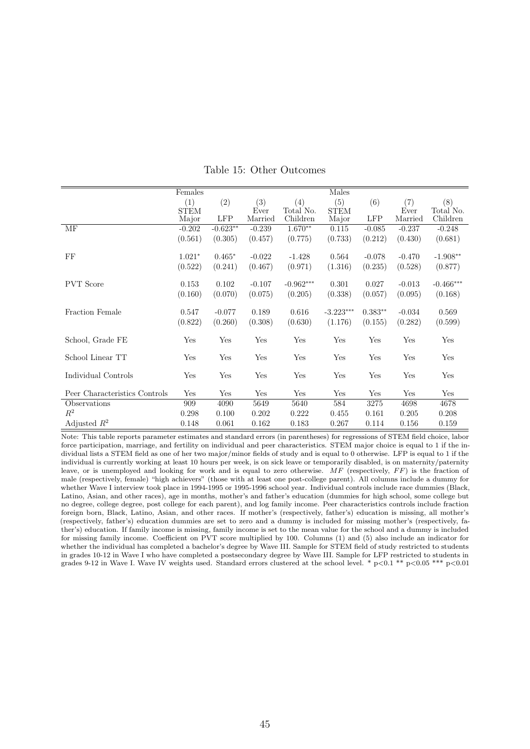Table 15: Other Outcomes

| | Females | | | | Males | | | |
|---|---|---|---|---|---|---|---|---|
| | (1) STEM Major | (2) LFP | (3) Ever Married | (4) Total No. Children | (5) STEM Major | (6) LFP | (7) Ever Married | (8) Total No. Children |
| MF | -0.202 | -0.623** | -0.239 | 1.670** | 0.115 | -0.085 | -0.237 | -0.248 |
| | (0.561) | (0.305) | (0.457) | (0.775) | (0.733) | (0.212) | (0.430) | (0.681) |
| FF | 1.021* | 0.465* | -0.022 | -1.428 | 0.564 | -0.078 | -0.470 | -1.908** |
| | (0.522) | (0.241) | (0.467) | (0.971) | (1.316) | (0.235) | (0.528) | (0.877) |
| PVT Score | 0.153 | 0.102 | -0.107 | -0.962*** | 0.301 | 0.027 | -0.013 | -0.466*** |
| | (0.160) | (0.070) | (0.075) | (0.205) | (0.338) | (0.057) | (0.095) | (0.168) |
| Fraction Female | 0.547 | -0.077 | 0.189 | 0.616 | -3.223*** | 0.383** | -0.034 | 0.569 |
| | (0.822) | (0.260) | (0.308) | (0.630) | (1.176) | (0.155) | (0.282) | (0.599) |
| School, Grade FE | Yes | Yes | Yes | Yes | Yes | Yes | Yes | Yes |
| School Linear TT | Yes | Yes | Yes | Yes | Yes | Yes | Yes | Yes |
| Individual Controls | Yes | Yes | Yes | Yes | Yes | Yes | Yes | Yes |
| Peer Characteristics Controls | Yes | Yes | Yes | Yes | Yes | Yes | Yes | Yes |
| Observations | 909 | 4090 | 5649 | 5640 | 584 | 3275 | 4698 | 4678 |
| $R^2$ | 0.298 | 0.100 | 0.202 | 0.222 | 0.455 | 0.161 | 0.205 | 0.208 |
| Adjusted $R^2$ | 0.148 | 0.061 | 0.162 | 0.183 | 0.267 | 0.114 | 0.156 | 0.159 |

Note: This table reports parameter estimates and standard errors (in parentheses) for regressions of STEM field choice, labor force participation, marriage, and fertility on individual and peer characteristics. STEM major choice is equal to 1 if the individual lists a STEM field as one of her two major/minor fields of study and is equal to 0 otherwise. LFP is equal to 1 if the individual is currently working at least 10 hours per week, is on sick leave or temporarily disabled, is on maternity/paternity leave, or is unemployed and looking for work and is equal to zero otherwise. $MF$ (respectively, $FF$) is the fraction of male (respectively, female) "high achievers" (those with at least one post-college parent). All columns include a dummy for whether Wave I interview took place in 1994-1995 or 1995-1996 school year. Individual controls include race dummies (Black, Latino, Asian, and other races), age in months, mother's and father's education (dummies for high school, some college but no degree, college degree, post college for each parent), and log family income. Peer characteristics controls include fraction foreign born, Black, Latino, Asian, and other races. If mother's (respectively, father's) education is missing, all mother's (respectively, father's) education dummies are set to zero and a dummy is included for missing mother's (respectively, father's) education. If family income is missing, family income is set to the mean value for the school and a dummy is included for missing family income. Coefficient on PVT score multiplied by 100. Columns (1) and (5) also include an indicator for whether the individual has completed a bachelor's degree by Wave III. Sample for STEM field of study restricted to students in grades 10-12 in Wave I who have completed a postsecondary degree by Wave III. Sample for LFP restricted to students in grades 9-12 in Wave I. Wave IV weights used. Standard errors clustered at the school level. * p<0.1 ** p<0.05 *** p<0.01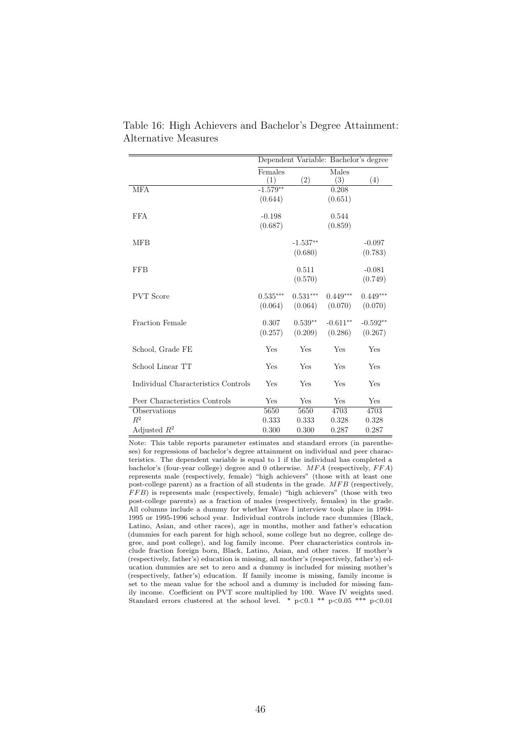Table 16: High Achievers and Bachelor's Degree Attainment: Alternative Measures

| | Dependent Variable: Bachelor's degree | | | |
|---|---|---|---|---|
| | Females | | Males | |
| | (1) | (2) | (3) | (4) |
| MFA | -1.579** | | 0.208 | |
| | (0.644) | | (0.651) | |
| FFA | -0.198 | | 0.544 | |
| | (0.687) | | (0.859) | |
| MFB | | -1.537** | | -0.097 |
| | | (0.680) | | (0.783) |
| FFB | | 0.511 | | -0.081 |
| | | (0.570) | | (0.749) |
| PVT Score | 0.535*** | 0.531*** | 0.449*** | 0.449*** |
| | (0.064) | (0.064) | (0.070) | (0.070) |
| Fraction Female | 0.307 | 0.539** | -0.611** | -0.592** |
| | (0.257) | (0.209) | (0.286) | (0.267) |
| School, Grade FE | Yes | Yes | Yes | Yes |
| School Linear TT | Yes | Yes | Yes | Yes |
| Individual Characteristics Controls | Yes | Yes | Yes | Yes |
| Peer Characteristics Controls | Yes | Yes | Yes | Yes |
| Observations | 5650 | 5650 | 4703 | 4703 |
| $R^2$ | 0.333 | 0.333 | 0.328 | 0.328 |
| Adjusted $R^2$ | 0.300 | 0.300 | 0.287 | 0.287 |

Note: This table reports parameter estimates and standard errors (in parentheses) for regressions of bachelor's degree attainment on individual and peer characteristics. The dependent variable is equal to 1 if the individual has completed a bachelor's (four-year college) degree and 0 otherwise. $MFA$ (respectively, $FFA$) represents male (respectively, female) "high achievers" (those with at least one post-college parent) as a fraction of all students in the grade. $MFB$ (respectively, $FFB$) is represents male (respectively, female) "high achievers" (those with two post-college parents) as a fraction of males (respectively, females) in the grade. All columns include a dummy for whether Wave I interview took place in 1994-1995 or 1995-1996 school year. Individual controls include race dummies (Black, Latino, Asian, and other races), age in months, mother and father's education (dummies for each parent for high school, some college but no degree, college degree, and post college), and log family income. Peer characteristics controls include fraction foreign born, Black, Latino, Asian, and other races. If mother's (respectively, father's) education is missing, all mother's (respectively, father's) education dummies are set to zero and a dummy is included for missing mother's (respectively, father's) education. If family income is missing, family income is set to the mean value for the school and a dummy is included for missing family income. Coefficient on PVT score multiplied by 100. Wave IV weights used. Standard errors clustered at the school level. * p<0.1 ** p<0.05 *** p<0.01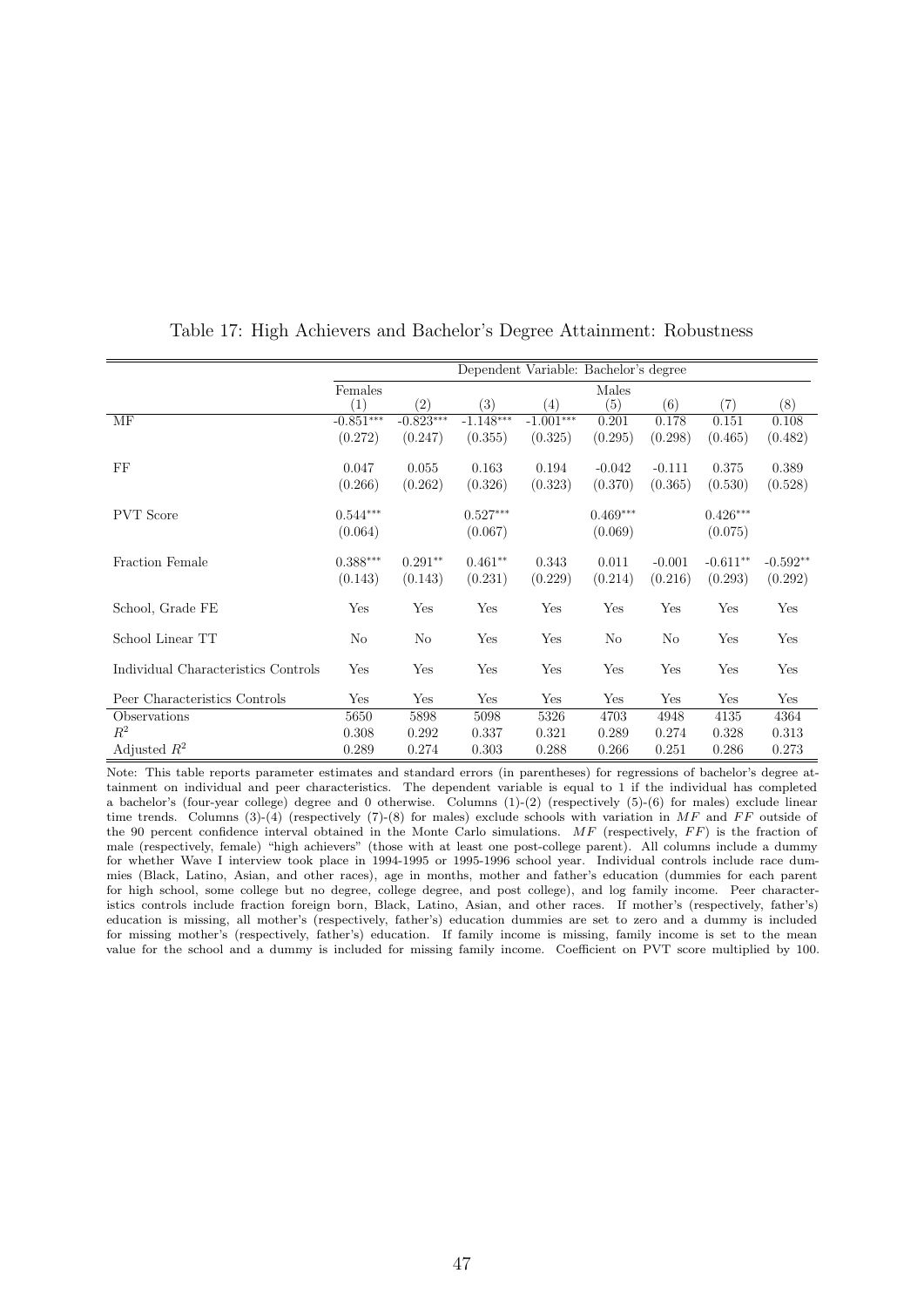Table 17: High Achievers and Bachelor's Degree Attainment: Robustness

| | Dependent Variable: Bachelor's degree | | | | | | | |
|---|---|---|---|---|---|---|---|---|
| | Females | | | | Males | | | |
| | (1) | (2) | (3) | (4) | (5) | (6) | (7) | (8) |
| MF | -0.851*** | -0.823*** | -1.148*** | -1.001*** | 0.201 | 0.178 | 0.151 | 0.108 |
| | (0.272) | (0.247) | (0.355) | (0.325) | (0.295) | (0.298) | (0.465) | (0.482) |
| FF | 0.047 | 0.055 | 0.163 | 0.194 | -0.042 | -0.111 | 0.375 | 0.389 |
| | (0.266) | (0.262) | (0.326) | (0.323) | (0.370) | (0.365) | (0.530) | (0.528) |
| PVT Score | 0.544*** | | 0.527*** | | 0.469*** | | 0.426*** | |
| | (0.064) | | (0.067) | | (0.069) | | (0.075) | |
| Fraction Female | 0.388*** | 0.291** | 0.461** | 0.343 | 0.011 | -0.001 | -0.611** | -0.592** |
| | (0.143) | (0.143) | (0.231) | (0.229) | (0.214) | (0.216) | (0.293) | (0.292) |
| School, Grade FE | Yes | Yes | Yes | Yes | Yes | Yes | Yes | Yes |
| School Linear TT | No | No | Yes | Yes | No | No | Yes | Yes |
| Individual Characteristics Controls | Yes | Yes | Yes | Yes | Yes | Yes | Yes | Yes |
| Peer Characteristics Controls | Yes | Yes | Yes | Yes | Yes | Yes | Yes | Yes |
| Observations | 5650 | 5898 | 5098 | 5326 | 4703 | 4948 | 4135 | 4364 |
| $R^2$ | 0.308 | 0.292 | 0.337 | 0.321 | 0.289 | 0.274 | 0.328 | 0.313 |
| Adjusted $R^2$ | 0.289 | 0.274 | 0.303 | 0.288 | 0.266 | 0.251 | 0.286 | 0.273 |

Note: This table reports parameter estimates and standard errors (in parentheses) for regressions of bachelor's degree attainment on individual and peer characteristics. The dependent variable is equal to 1 if the individual has completed a bachelor's (four-year college) degree and 0 otherwise. Columns (1)-(2) (respectively (5)-(6) for males) exclude linear time trends. Columns (3)-(4) (respectively (7)-(8) for males) exclude schools with variation in $MF$ and $FF$ outside of the 90 percent confidence interval obtained in the Monte Carlo simulations. $MF$ (respectively, $FF$) is the fraction of male (respectively, female) "high achievers" (those with at least one post-college parent). All columns include a dummy for whether Wave I interview took place in 1994-1995 or 1995-1996 school year. Individual controls include race dummies (Black, Latino, Asian, and other races), age in months, mother and father's education (dummies for each parent for high school, some college but no degree, college degree, and post college), and log family income. Peer characteristics controls include fraction foreign born, Black, Latino, Asian, and other races. If mother's (respectively, father's) education is missing, all mother's (respectively, father's) education dummies are set to zero and a dummy is included for missing mother's (respectively, father's) education. If family income is missing, family income is set to the mean value for the school and a dummy is included for missing family income. Coefficient on PVT score multiplied by 100.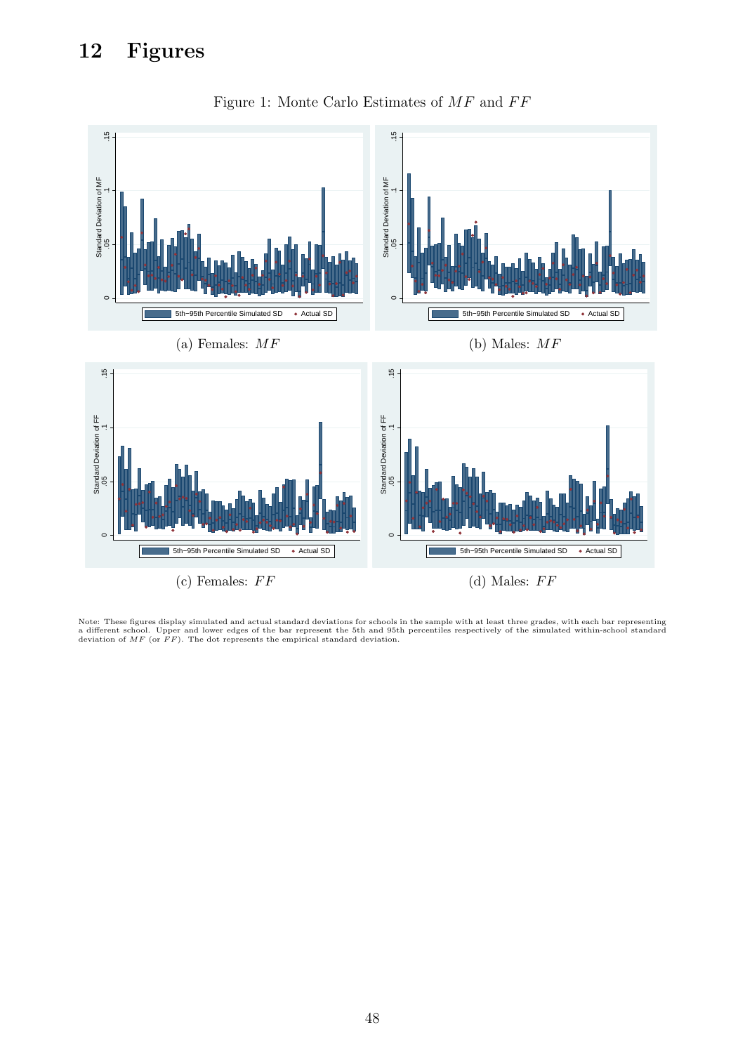# 12 Figures

Figure 1: Monte Carlo Estimates of $MF$ and $FF$

(a) Females: $MF$

(b) Males: $MF$

(c) Females: $FF$

(d) Males: $FF$

Note: These figures display simulated and actual standard deviations for schools in the sample with at least three grades, with each bar representing a different school. Upper and lower edges of the bar represent the 5th and 95th percentiles respectively of the simulated within-school standard deviation of $MF$ (or $FF$). The dot represents the empirical standard deviation.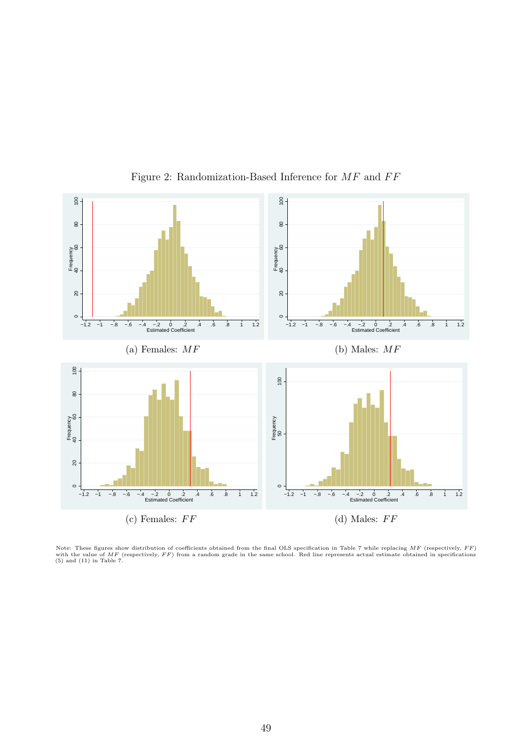Figure 2: Randomization-Based Inference for $MF$ and $FF$

(a) Females: $MF$

(b) Males: $MF$

(c) Females: $FF$

(d) Males: $FF$

Note: These figures show distribution of coefficients obtained from the final OLS specification in Table 7 while replacing $MF$ (respectively, $FF$) with the value of $MF$ (respectively, $FF$) from a random grade in the same school. Red line represents actual estimate obtained in specifications (5) and (11) in Table 7.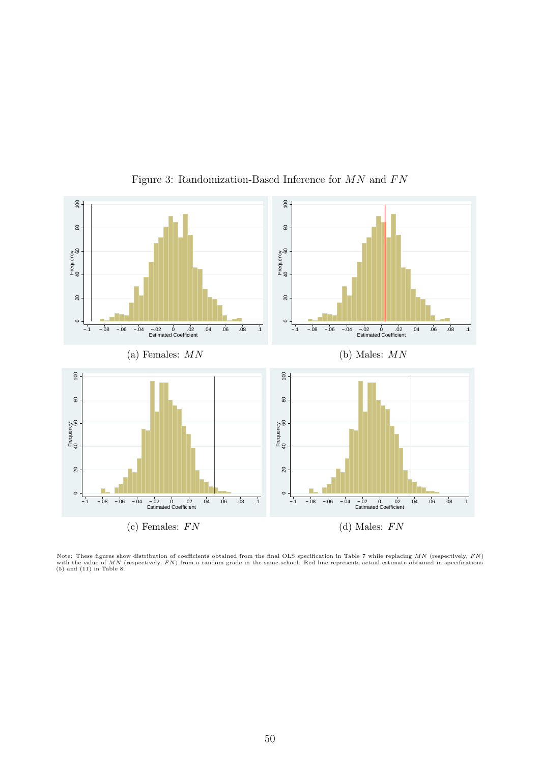Figure 3: Randomization-Based Inference for $MN$ and $FN$

(a) Females: $MN$

(b) Males: $MN$

(c) Females: $FN$

(d) Males: $FN$

Note: These figures show distribution of coefficients obtained from the final OLS specification in Table 7 while replacing $MN$ (respectively, $FN$) with the value of $MN$ (respectively, $FN$) from a random grade in the same school. Red line represents actual estimate obtained in specifications (5) and (11) in Table 8.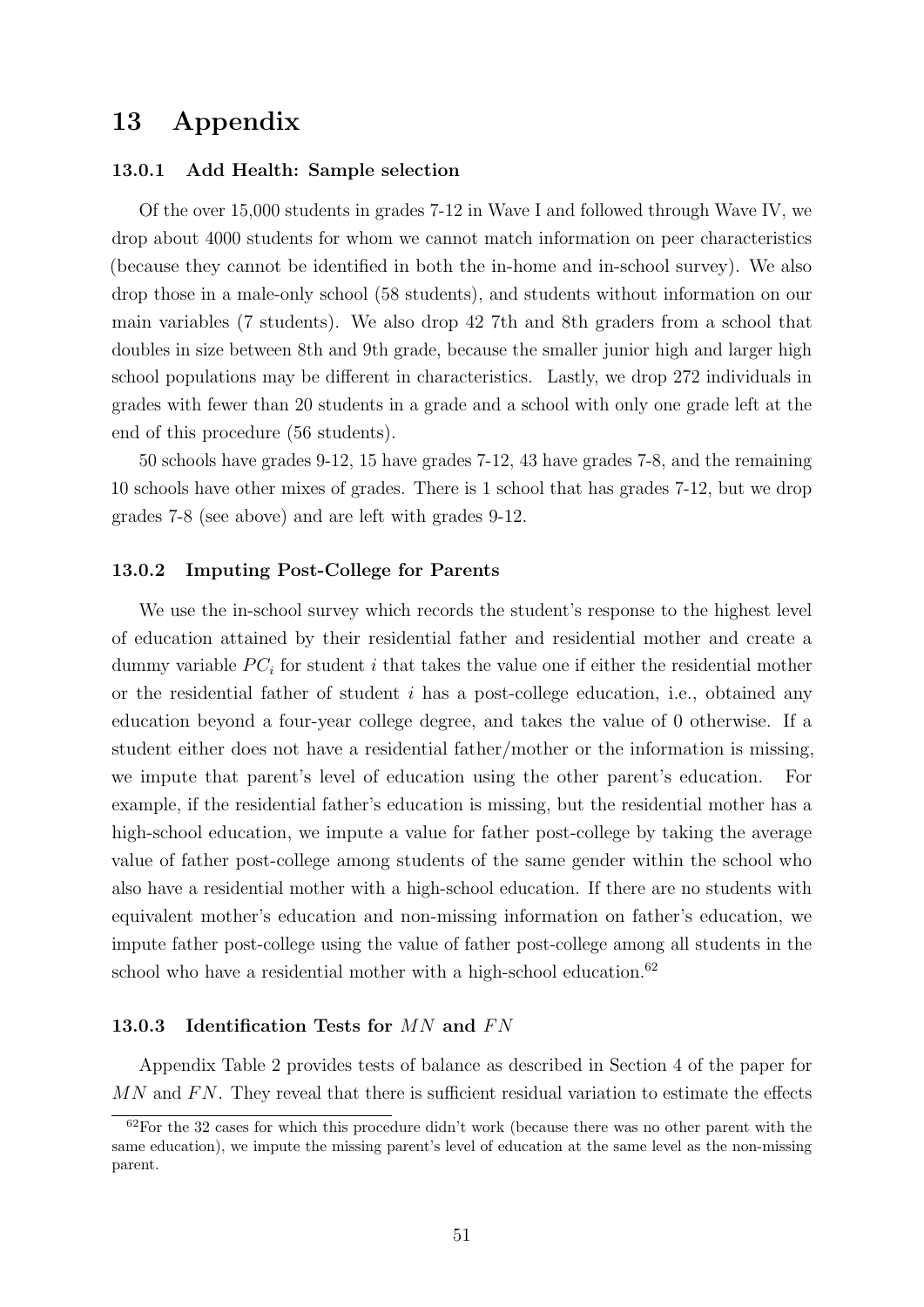# 13 Appendix

### 13.0.1 Add Health: Sample selection

Of the over 15,000 students in grades 7-12 in Wave I and followed through Wave IV, we drop about 4000 students for whom we cannot match information on peer characteristics (because they cannot be identified in both the in-home and in-school survey). We also drop those in a male-only school (58 students), and students without information on our main variables (7 students). We also drop 42 7th and 8th graders from a school that doubles in size between 8th and 9th grade, because the smaller junior high and larger high school populations may be different in characteristics. Lastly, we drop 272 individuals in grades with fewer than 20 students in a grade and a school with only one grade left at the end of this procedure (56 students).

50 schools have grades 9-12, 15 have grades 7-12, 43 have grades 7-8, and the remaining 10 schools have other mixes of grades. There is 1 school that has grades 7-12, but we drop grades 7-8 (see above) and are left with grades 9-12.

### 13.0.2 Imputing Post-College for Parents

We use the in-school survey which records the student's response to the highest level of education attained by their residential father and residential mother and create a dummy variable $PC_i$ for student $i$ that takes the value one if either the residential mother or the residential father of student $i$ has a post-college education, i.e., obtained any education beyond a four-year college degree, and takes the value of 0 otherwise. If a student either does not have a residential father/mother or the information is missing, we impute that parent's level of education using the other parent's education. For example, if the residential father's education is missing, but the residential mother has a high-school education, we impute a value for father post-college by taking the average value of father post-college among students of the same gender within the school who also have a residential mother with a high-school education. If there are no students with equivalent mother's education and non-missing information on father's education, we impute father post-college using the value of father post-college among all students in the school who have a residential mother with a high-school education.[62]

### 13.0.3 Identification Tests for $MN$ and $FN$

Appendix Table 2 provides tests of balance as described in Section 4 of the paper for $MN$ and $FN$. They reveal that there is sufficient residual variation to estimate the effects

[62]For the 32 cases for which this procedure didn't work (because there was no other parent with the same education), we impute the missing parent's level of education at the same level as the non-missing parent.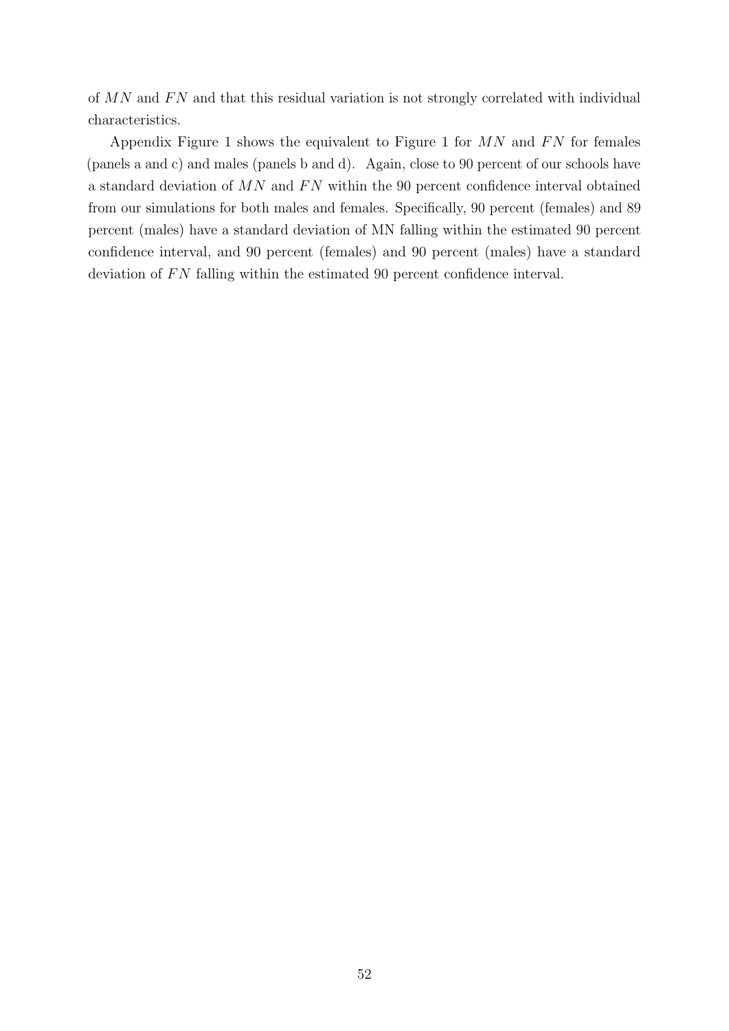of $MN$ and $FN$ and that this residual variation is not strongly correlated with individual characteristics.

Appendix Figure 1 shows the equivalent to Figure 1 for $MN$ and $FN$ for females (panels a and c) and males (panels b and d). Again, close to 90 percent of our schools have a standard deviation of $MN$ and $FN$ within the 90 percent confidence interval obtained from our simulations for both males and females. Specifically, 90 percent (females) and 89 percent (males) have a standard deviation of MN falling within the estimated 90 percent confidence interval, and 90 percent (females) and 90 percent (males) have a standard deviation of $FN$ falling within the estimated 90 percent confidence interval.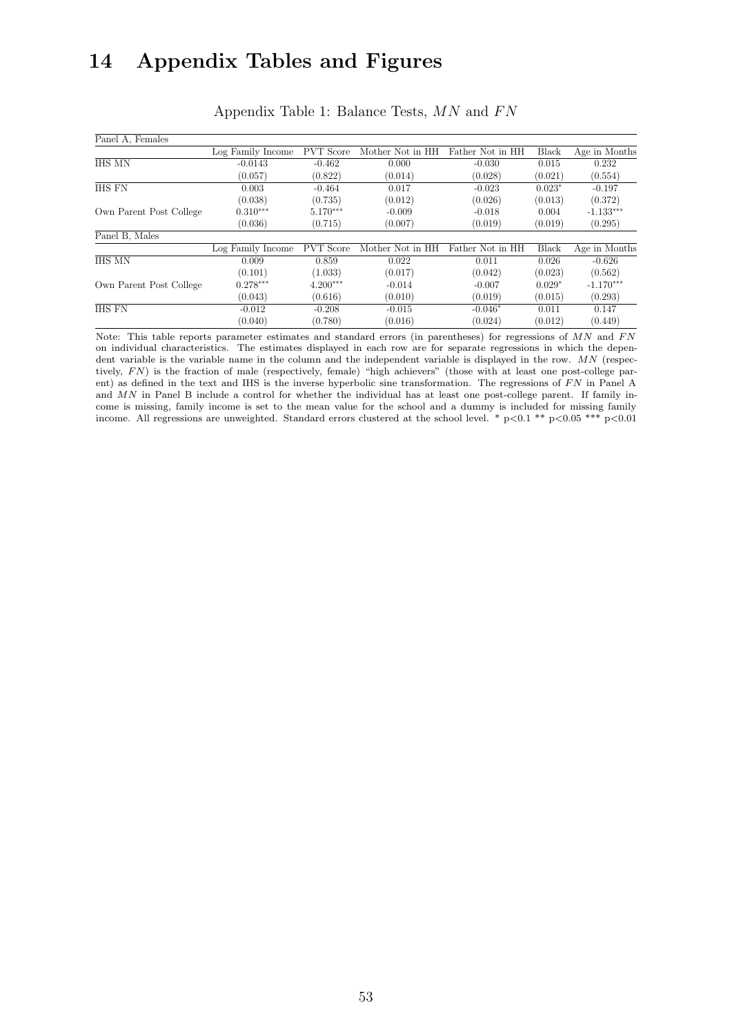# 14 Appendix Tables and Figures

Appendix Table 1: Balance Tests, $MN$ and $FN$

| Panel A, Females | | | | | | |
|---|---|---|---|---|---|---|
| | Log Family Income | PVT Score | Mother Not in HH | Father Not in HH | Black | Age in Months |
| IHS MN | -0.0143 | -0.462 | 0.000 | -0.030 | 0.015 | 0.232 |
| | (0.057) | (0.822) | (0.014) | (0.028) | (0.021) | (0.554) |
| IHS FN | 0.003 | -0.464 | 0.017 | -0.023 | 0.023* | -0.197 |
| | (0.038) | (0.735) | (0.012) | (0.026) | (0.013) | (0.372) |
| Own Parent Post College | 0.310*** | 5.170*** | -0.009 | -0.018 | 0.004 | -1.133*** |
| | (0.036) | (0.715) | (0.007) | (0.019) | (0.019) | (0.295) |
| **Panel B, Males** | | | | | | |
| | Log Family Income | PVT Score | Mother Not in HH | Father Not in HH | Black | Age in Months |
| IHS MN | 0.009 | 0.859 | 0.022 | 0.011 | 0.026 | -0.626 |
| | (0.101) | (1.033) | (0.017) | (0.042) | (0.023) | (0.562) |
| Own Parent Post College | 0.278*** | 4.200*** | -0.014 | -0.007 | 0.029* | -1.170*** |
| | (0.043) | (0.616) | (0.010) | (0.019) | (0.015) | (0.293) |
| IHS FN | -0.012 | -0.208 | -0.015 | -0.046* | 0.011 | 0.147 |
| | (0.040) | (0.780) | (0.016) | (0.024) | (0.012) | (0.449) |

Note: This table reports parameter estimates and standard errors (in parentheses) for regressions of $MN$ and $FN$ on individual characteristics. The estimates displayed in each row are for separate regressions in which the dependent variable is the variable name in the column and the independent variable is displayed in the row. $MN$ (respectively, $FN$) is the fraction of male (respectively, female) "high achievers" (those with at least one post-college parent) as defined in the text and IHS is the inverse hyperbolic sine transformation. The regressions of $FN$ in Panel A and $MN$ in Panel B include a control for whether the individual has at least one post-college parent. If family income is missing, family income is set to the mean value for the school and a dummy is included for missing family income. All regressions are unweighted. Standard errors clustered at the school level. * p<0.1 ** p<0.05 *** p<0.01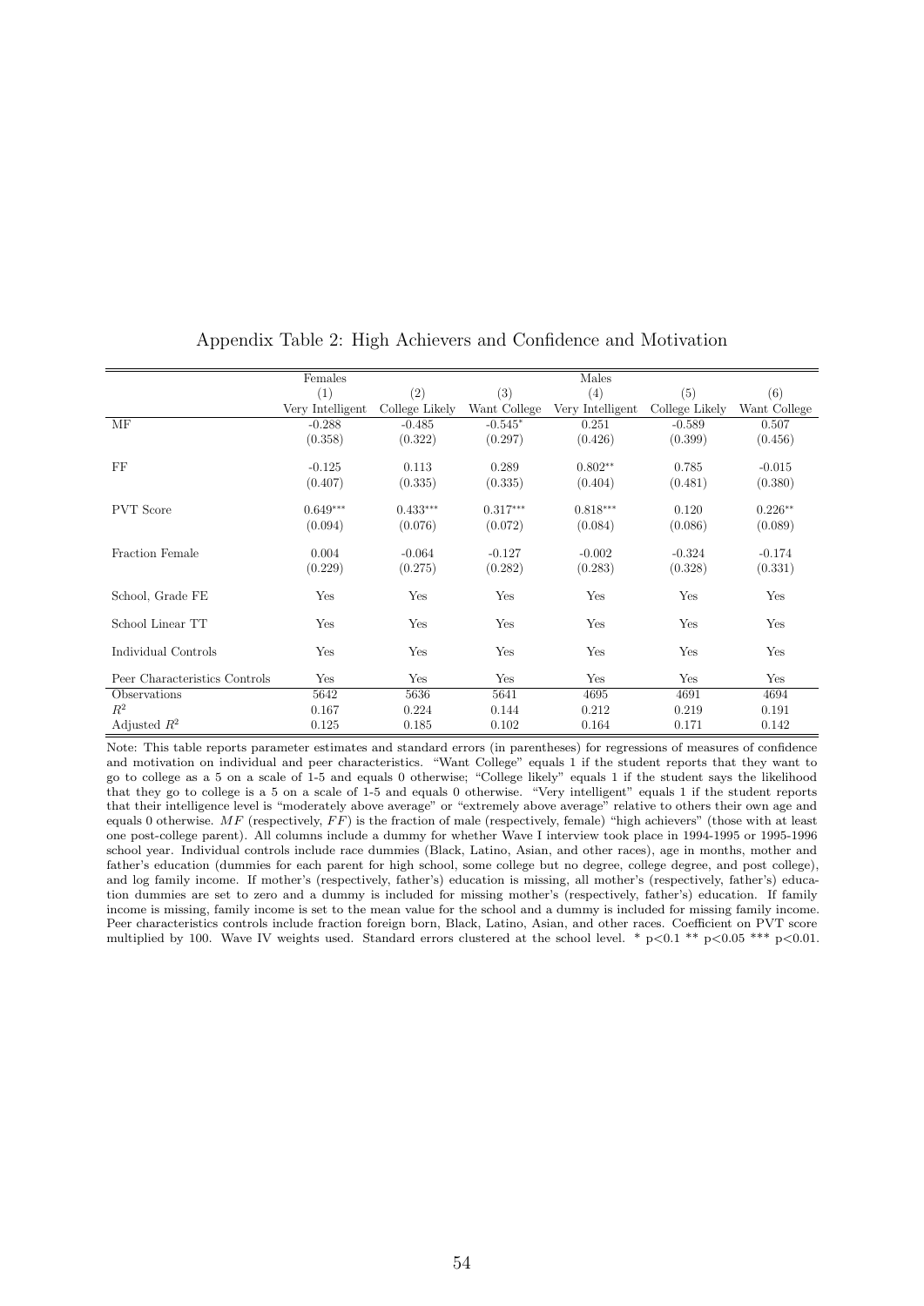# Appendix Table 2: High Achievers and Confidence and Motivation

| | Females | | | Males | | |
|---|---|---|---|---|---|---|
| | (1) | (2) | (3) | (4) | (5) | (6) |
| | Very Intelligent | College Likely | Want College | Very Intelligent | College Likely | Want College |
| MF | -0.288 | -0.485 | -0.545* | 0.251 | -0.589 | 0.507 |
| | (0.358) | (0.322) | (0.297) | (0.426) | (0.399) | (0.456) |
| FF | -0.125 | 0.113 | 0.289 | 0.802** | 0.785 | -0.015 |
| | (0.407) | (0.335) | (0.335) | (0.404) | (0.481) | (0.380) |
| PVT Score | 0.649*** | 0.433*** | 0.317*** | 0.818*** | 0.120 | 0.226** |
| | (0.094) | (0.076) | (0.072) | (0.084) | (0.086) | (0.089) |
| Fraction Female | 0.004 | -0.064 | -0.127 | -0.002 | -0.324 | -0.174 |
| | (0.229) | (0.275) | (0.282) | (0.283) | (0.328) | (0.331) |
| School, Grade FE | Yes | Yes | Yes | Yes | Yes | Yes |
| School Linear TT | Yes | Yes | Yes | Yes | Yes | Yes |
| Individual Controls | Yes | Yes | Yes | Yes | Yes | Yes |
| Peer Characteristics Controls | Yes | Yes | Yes | Yes | Yes | Yes |
| Observations | 5642 | 5636 | 5641 | 4695 | 4691 | 4694 |
| $R^2$ | 0.167 | 0.224 | 0.144 | 0.212 | 0.219 | 0.191 |
| Adjusted $R^2$ | 0.125 | 0.185 | 0.102 | 0.164 | 0.171 | 0.142 |

Note: This table reports parameter estimates and standard errors (in parentheses) for regressions of measures of confidence and motivation on individual and peer characteristics. "Want College" equals 1 if the student reports that they want to go to college as a 5 on a scale of 1-5 and equals 0 otherwise; "College likely" equals 1 if the student says the likelihood that they go to college is a 5 on a scale of 1-5 and equals 0 otherwise. "Very intelligent" equals 1 if the student reports that their intelligence level is "moderately above average" or "extremely above average" relative to others their own age and equals 0 otherwise. $MF$ (respectively, $FF$) is the fraction of male (respectively, female) "high achievers" (those with at least one post-college parent). All columns include a dummy for whether Wave I interview took place in 1994-1995 or 1995-1996 school year. Individual controls include race dummies (Black, Latino, Asian, and other races), age in months, mother and father's education (dummies for each parent for high school, some college but no degree, college degree, and post college), and log family income. If mother's (respectively, father's) education is missing, all mother's (respectively, father's) education dummies are set to zero and a dummy is included for missing mother's (respectively, father's) education. If family income is missing, family income is set to the mean value for the school and a dummy is included for missing family income. Peer characteristics controls include fraction foreign born, Black, Latino, Asian, and other races. Coefficient on PVT score multiplied by 100. Wave IV weights used. Standard errors clustered at the school level. * $p<0.1$ ** $p<0.05$ *** $p<0.01$.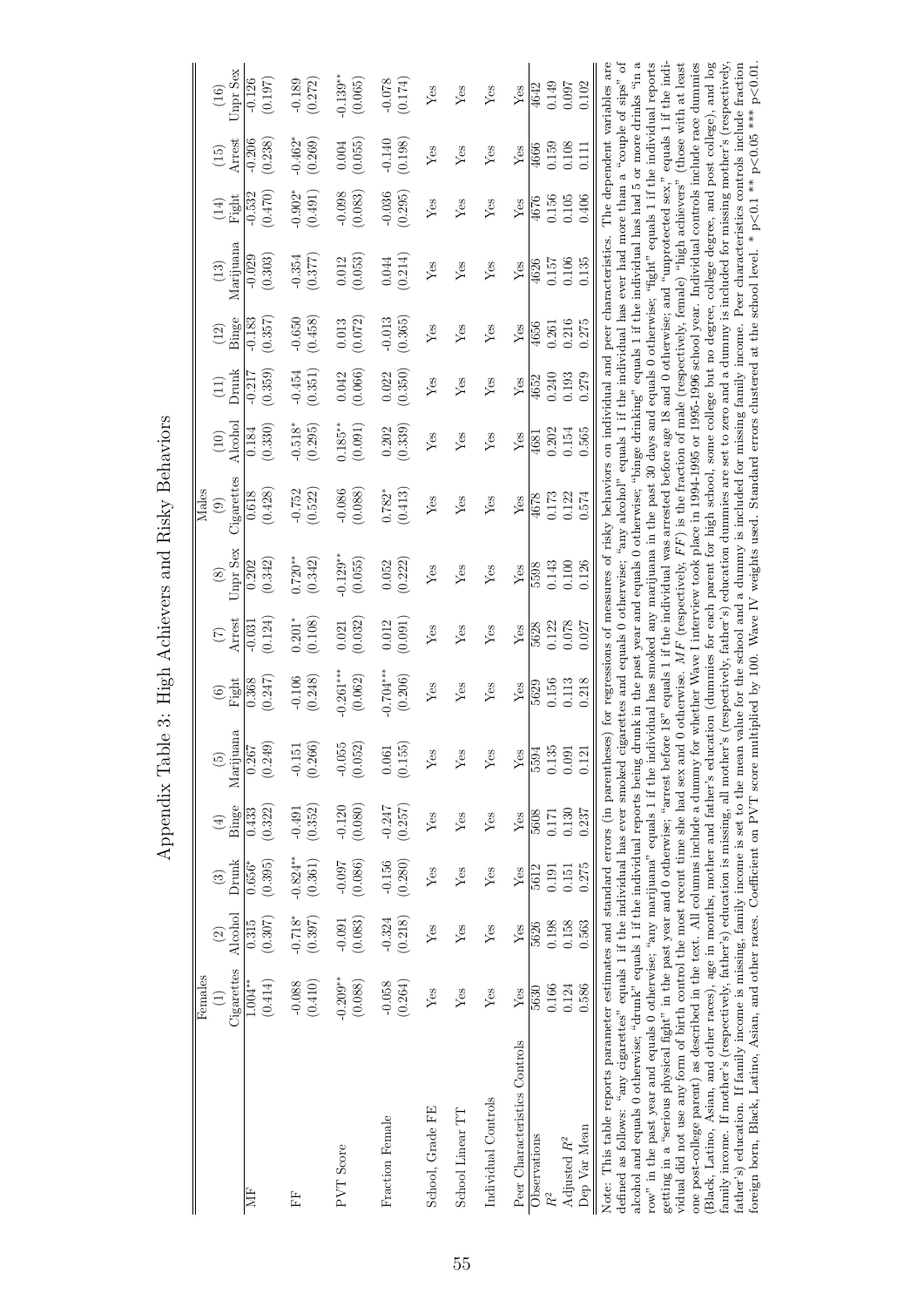# Appendix Table 3: High Achievers and Risky Behaviors

| | Females | | | | | | | | Males | | | | | | | |
|---|---|---|---|---|---|---|---|---|---|---|---|---|---|---|---|---|
| | (1) | (2) | (3) | (4) | (5) | (6) | (7) | (8) | (9) | (10) | (11) | (12) | (13) | (14) | (15) | (16) |
| | Cigarettes | Alcohol | Drunk | Binge | Marijuana | Fight | Arrest | Unpr Sex | Cigarettes | Alcohol | Drunk | Binge | Marijuana | Fight | Arrest | Unpr Sex |
| MF | 1.004** | 0.315 | 0.656* | 0.433 | 0.267 | 0.368 | -0.031 | 0.202 | 0.618 | 0.184 | -0.217 | -0.183 | -0.029 | -0.532 | -0.206 | -0.126 |
| | (0.414) | (0.307) | (0.395) | (0.322) | (0.249) | (0.247) | (0.124) | (0.342) | (0.428) | (0.330) | (0.359) | (0.357) | (0.303) | (0.470) | (0.238) | (0.197) |
| FF | -0.088 | -0.718* | -0.824** | -0.491 | -0.151 | -0.106 | 0.201* | 0.720** | -0.752 | -0.518* | -0.454 | -0.650 | -0.354 | -0.902* | -0.462* | -0.189 |
| | (0.410) | (0.397) | (0.361) | (0.352) | (0.266) | (0.248) | (0.108) | (0.342) | (0.522) | (0.295) | (0.351) | (0.458) | (0.377) | (0.491) | (0.269) | (0.272) |
| PVT Score | -0.209** | -0.091 | -0.097 | -0.120 | -0.055 | -0.261*** | 0.021 | -0.129** | -0.086 | 0.185** | 0.042 | 0.013 | 0.012 | -0.098 | 0.004 | -0.139** |
| | (0.088) | (0.083) | (0.086) | (0.080) | (0.052) | (0.062) | (0.032) | (0.055) | (0.088) | (0.091) | (0.066) | (0.072) | (0.053) | (0.083) | (0.055) | (0.065) |
| Fraction Female | -0.058 | -0.324 | -0.156 | -0.247 | 0.061 | -0.704*** | 0.012 | 0.052 | 0.782* | 0.202 | 0.022 | -0.013 | 0.044 | -0.036 | -0.140 | -0.078 |
| | (0.264) | (0.218) | (0.280) | (0.257) | (0.155) | (0.206) | (0.091) | (0.222) | (0.413) | (0.339) | (0.350) | (0.365) | (0.214) | (0.295) | (0.198) | (0.174) |
| School, Grade FE | Yes | Yes | Yes | Yes | Yes | Yes | Yes | Yes | Yes | Yes | Yes | Yes | Yes | Yes | Yes | Yes |
| School Linear TT | Yes | Yes | Yes | Yes | Yes | Yes | Yes | Yes | Yes | Yes | Yes | Yes | Yes | Yes | Yes | Yes |
| Individual Controls | Yes | Yes | Yes | Yes | Yes | Yes | Yes | Yes | Yes | Yes | Yes | Yes | Yes | Yes | Yes | Yes |
| Peer Characteristics Controls | Yes | Yes | Yes | Yes | Yes | Yes | Yes | Yes | Yes | Yes | Yes | Yes | Yes | Yes | Yes | Yes |
| Observations | 5630 | 5626 | 5612 | 5608 | 5594 | 5629 | 5628 | 5598 | 4678 | 4681 | 4652 | 4656 | 4626 | 4676 | 4666 | 4642 |
| $R^2$ | 0.166 | 0.198 | 0.191 | 0.171 | 0.135 | 0.156 | 0.122 | 0.143 | 0.173 | 0.202 | 0.240 | 0.261 | 0.157 | 0.156 | 0.159 | 0.149 |
| Adjusted $R^2$ | 0.124 | 0.158 | 0.151 | 0.130 | 0.091 | 0.113 | 0.078 | 0.100 | 0.122 | 0.154 | 0.193 | 0.216 | 0.106 | 0.105 | 0.108 | 0.097 |
| Dep Var Mean | 0.586 | 0.563 | 0.275 | 0.237 | 0.121 | 0.218 | 0.027 | 0.126 | 0.574 | 0.565 | 0.279 | 0.275 | 0.135 | 0.406 | 0.111 | 0.102 |

Note: This table reports parameter estimates and standard errors (in parentheses) for regressions of measures of risky behaviors on individual and peer characteristics. The dependent variables are defined as follows: "any cigarettes" equals 1 if the individual has ever smoked cigarettes and equals 0 otherwise; "any alcohol" equals 1 if the individual has ever had more than a "couple of sips" of alcohol and equals 0 otherwise; "drunk" equals 1 if the individual reports being drunk in the past year and equals 0 otherwise; "binge drinking" equals 1 if the individual has had 5 or more drinks "in a row" in the past year and equals 0 otherwise; "any marijuana" equals 1 if the individual has smoked any marijuana in the past 30 days and equals 0 otherwise; "fight" equals 1 if the individual reports getting in a "serious physical fight" in the past year and 0 otherwise; "arrest before 18" equals 1 if the individual was arrested before age 18 and 0 otherwise; and "unprotected sex," equals 1 if the individual did not use any form of birth control the most recent time she had sex and 0 otherwise. $MF$ (respectively, $FF$) is the fraction of male (respectively, female) "high achievers" (those with at least one post-college parent) as described in the text. All columns include a dummy for whether Wave I interview took place in 1994-1995 or 1995-1996 school year. Individual controls include race dummies (Black, Latino, Asian, and other races), age in months, mother and father's education (dummies for each parent for high school, some college but no degree, college degree, and post college), and log family income. If mother's (respectively, father's) education is missing, all mother's (respectively, father's) education dummies are set to zero and a dummy is included for missing mother's (respectively, father's) education. If family income is missing, family income is set to the mean value for the school and a dummy is included for missing family income. Peer characteristics controls include fraction foreign born, Black, Latino, Asian, and other races. Coefficient on PVT score multiplied by 100. Wave IV weights used. Standard errors clustered at the school level. * p<0.1 ** p<0.05 *** p<0.01.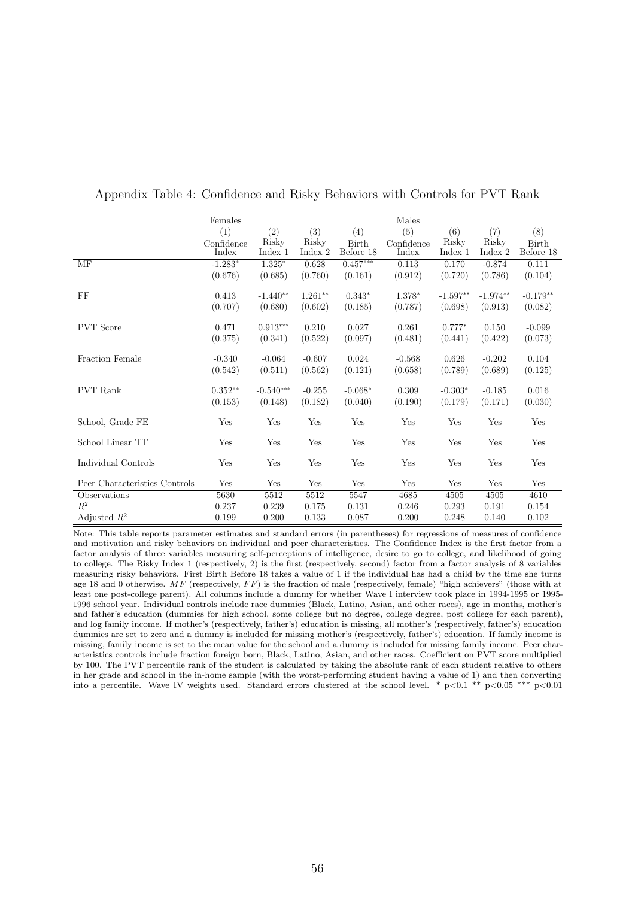Appendix Table 4: Confidence and Risky Behaviors with Controls for PVT Rank

| | Females | | | | Males | | | |
|---|---|---|---|---|---|---|---|---|
| | (1) | (2) | (3) | (4) | (5) | (6) | (7) | (8) |
| | Confidence Index | Risky Index 1 | Risky Index 2 | Birth Before 18 | Confidence Index | Risky Index 1 | Risky Index 2 | Birth Before 18 |
| MF | -1.283* | 1.325* | 0.628 | 0.457*** | 0.113 | 0.170 | -0.874 | 0.111 |
| | (0.676) | (0.685) | (0.760) | (0.161) | (0.912) | (0.720) | (0.786) | (0.104) |
| FF | 0.413 | -1.440** | 1.261** | 0.343* | 1.378* | -1.597** | -1.974** | -0.179** |
| | (0.707) | (0.680) | (0.602) | (0.185) | (0.787) | (0.698) | (0.913) | (0.082) |
| PVT Score | 0.471 | 0.913*** | 0.210 | 0.027 | 0.261 | 0.777* | 0.150 | -0.099 |
| | (0.375) | (0.341) | (0.522) | (0.097) | (0.481) | (0.441) | (0.422) | (0.073) |
| Fraction Female | -0.340 | -0.064 | -0.607 | 0.024 | -0.568 | 0.626 | -0.202 | 0.104 |
| | (0.542) | (0.511) | (0.562) | (0.121) | (0.658) | (0.789) | (0.689) | (0.125) |
| PVT Rank | 0.352** | -0.540*** | -0.255 | -0.068* | 0.309 | -0.303* | -0.185 | 0.016 |
| | (0.153) | (0.148) | (0.182) | (0.040) | (0.190) | (0.179) | (0.171) | (0.030) |
| School, Grade FE | Yes | Yes | Yes | Yes | Yes | Yes | Yes | Yes |
| School Linear TT | Yes | Yes | Yes | Yes | Yes | Yes | Yes | Yes |
| Individual Controls | Yes | Yes | Yes | Yes | Yes | Yes | Yes | Yes |
| Peer Characteristics Controls | Yes | Yes | Yes | Yes | Yes | Yes | Yes | Yes |
| Observations | 5630 | 5512 | 5512 | 5547 | 4685 | 4505 | 4505 | 4610 |
| $R^2$ | 0.237 | 0.239 | 0.175 | 0.131 | 0.246 | 0.293 | 0.191 | 0.154 |
| Adjusted $R^2$ | 0.199 | 0.200 | 0.133 | 0.087 | 0.200 | 0.248 | 0.140 | 0.102 |

Note: This table reports parameter estimates and standard errors (in parentheses) for regressions of measures of confidence and motivation and risky behaviors on individual and peer characteristics. The Confidence Index is the first factor from a factor analysis of three variables measuring self-perceptions of intelligence, desire to go to college, and likelihood of going to college. The Risky Index 1 (respectively, 2) is the first (respectively, second) factor from a factor analysis of 8 variables measuring risky behaviors. First Birth Before 18 takes a value of 1 if the individual has had a child by the time she turns age 18 and 0 otherwise. $MF$ (respectively, $FF$) is the fraction of male (respectively, female) "high achievers" (those with at least one post-college parent). All columns include a dummy for whether Wave I interview took place in 1994-1995 or 1995-1996 school year. Individual controls include race dummies (Black, Latino, Asian, and other races), age in months, mother's and father's education (dummies for high school, some college but no degree, college degree, post college for each parent), and log family income. If mother's (respectively, father's) education is missing, all mother's (respectively, father's) education dummies are set to zero and a dummy is included for missing mother's (respectively, father's) education. If family income is missing, family income is set to the mean value for the school and a dummy is included for missing family income. Peer characteristics controls include fraction foreign born, Black, Latino, Asian, and other races. Coefficient on PVT score multiplied by 100. The PVT percentile rank of the student is calculated by taking the absolute rank of each student relative to others in her grade and school in the in-home sample (with the worst-performing student having a value of 1) and then converting into a percentile. Wave IV weights used. Standard errors clustered at the school level. * p<0.1 ** p<0.05 *** p<0.01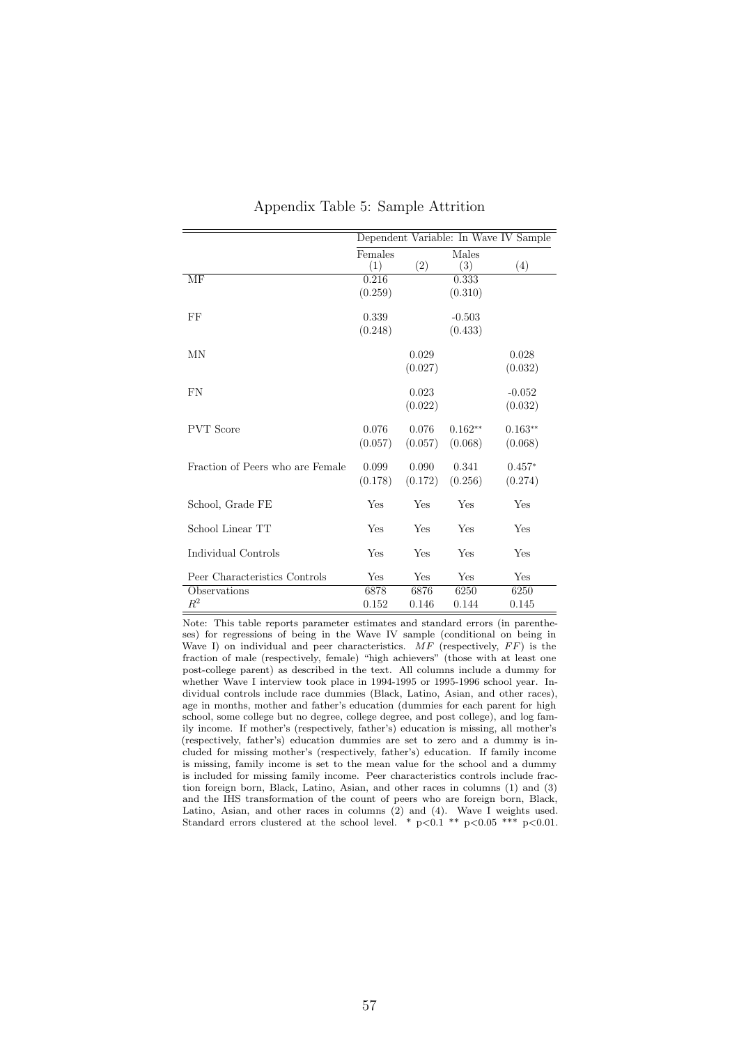## Appendix Table 5: Sample Attrition

| | Dependent Variable: In Wave IV Sample | | | |
|---|---|---|---|---|
| | Females | | Males | |
| | (1) | (2) | (3) | (4) |
| MF | 0.216 | | 0.333 | |
| | (0.259) | | (0.310) | |
| FF | 0.339 | | -0.503 | |
| | (0.248) | | (0.433) | |
| MN | | 0.029 | | 0.028 |
| | | (0.027) | | (0.032) |
| FN | | 0.023 | | -0.052 |
| | | (0.022) | | (0.032) |
| PVT Score | 0.076 | 0.076 | 0.162** | 0.163** |
| | (0.057) | (0.057) | (0.068) | (0.068) |
| Fraction of Peers who are Female | 0.099 | 0.090 | 0.341 | 0.457* |
| | (0.178) | (0.172) | (0.256) | (0.274) |
| School, Grade FE | Yes | Yes | Yes | Yes |
| School Linear TT | Yes | Yes | Yes | Yes |
| Individual Controls | Yes | Yes | Yes | Yes |
| Peer Characteristics Controls | Yes | Yes | Yes | Yes |
| Observations | 6878 | 6876 | 6250 | 6250 |
| $R^2$ | 0.152 | 0.146 | 0.144 | 0.145 |

Note: This table reports parameter estimates and standard errors (in parentheses) for regressions of being in the Wave IV sample (conditional on being in Wave I) on individual and peer characteristics. $MF$ (respectively, $FF$) is the fraction of male (respectively, female) "high achievers" (those with at least one post-college parent) as described in the text. All columns include a dummy for whether Wave I interview took place in 1994-1995 or 1995-1996 school year. Individual controls include race dummies (Black, Latino, Asian, and other races), age in months, mother and father's education (dummies for each parent for high school, some college but no degree, college degree, and post college), and log family income. If mother's (respectively, father's) education is missing, all mother's (respectively, father's) education dummies are set to zero and a dummy is included for missing mother's (respectively, father's) education. If family income is missing, family income is set to the mean value for the school and a dummy is included for missing family income. Peer characteristics controls include fraction foreign born, Black, Latino, Asian, and other races in columns (1) and (3) and the IHS transformation of the count of peers who are foreign born, Black, Latino, Asian, and other races in columns (2) and (4). Wave I weights used. Standard errors clustered at the school level. * p<0.1 ** p<0.05 *** p<0.01.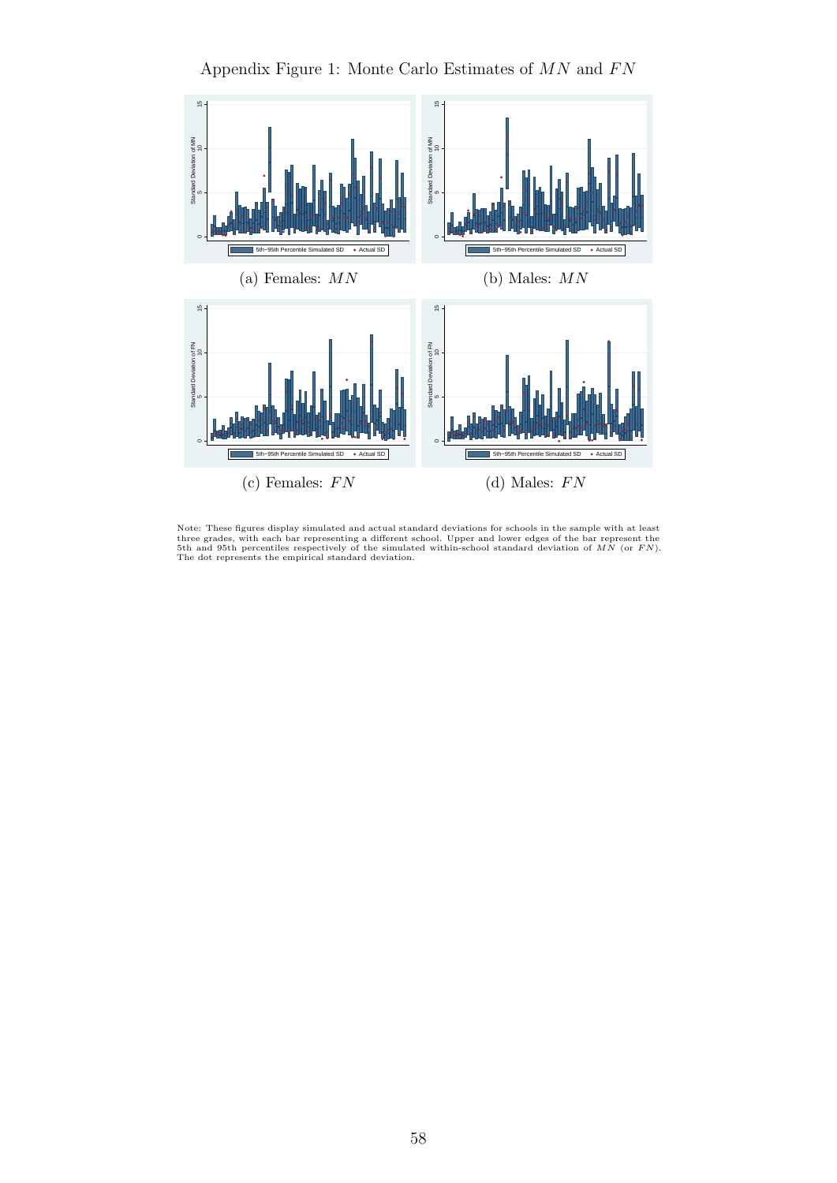Appendix Figure 1: Monte Carlo Estimates of $MN$ and $FN$

15
10
5
0
Standard Deviation of MN
5th–95th Percentile Simulated SD • Actual SD

(a) Females: $MN$

15
10
5
0
Standard Deviation of MN
5th–95th Percentile Simulated SD • Actual SD

(b) Males: $MN$

15
10
5
0
Standard Deviation of FN
5th–95th Percentile Simulated SD • Actual SD

(c) Females: $FN$

15
10
5
0
Standard Deviation of FN
5th–95th Percentile Simulated SD • Actual SD

(d) Males: $FN$

Note: These figures display simulated and actual standard deviations for schools in the sample with at least three grades, with each bar representing a different school. Upper and lower edges of the bar represent the 5th and 95th percentiles respectively of the simulated within-school standard deviation of $MN$ (or $FN$). The dot represents the empirical standard deviation.